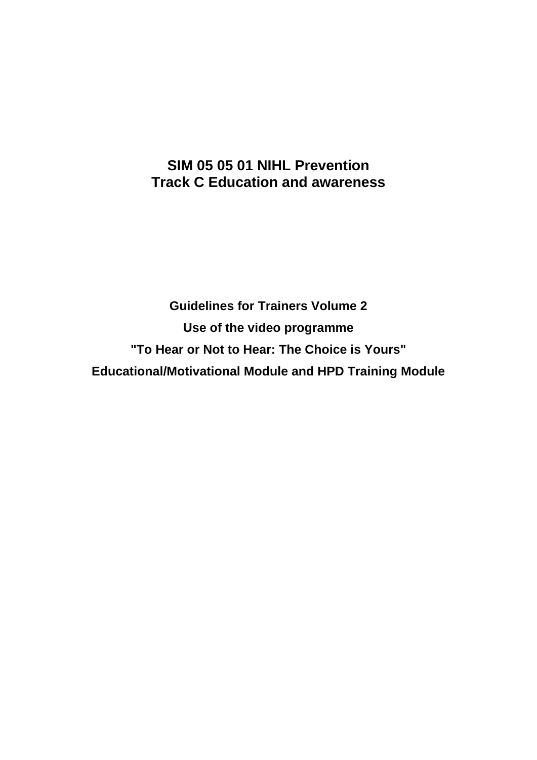# SIM 05 05 01 NIHL Prevention
# Track C Education and awareness

## Guidelines for Trainers Volume 2

## Use of the video programme

## "To Hear or Not to Hear: The Choice is Yours"

## Educational/Motivational Module and HPD Training Module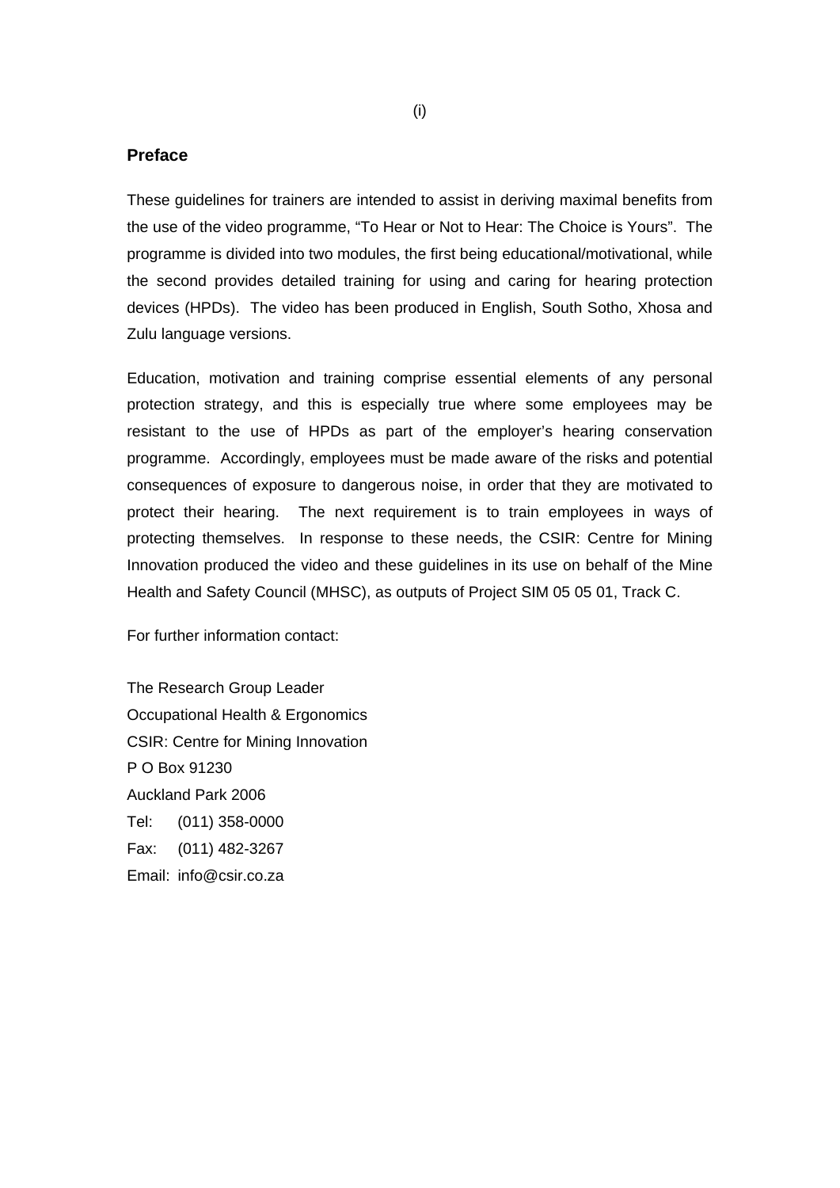## Preface

These guidelines for trainers are intended to assist in deriving maximal benefits from the use of the video programme, "To Hear or Not to Hear: The Choice is Yours". The programme is divided into two modules, the first being educational/motivational, while the second provides detailed training for using and caring for hearing protection devices (HPDs). The video has been produced in English, South Sotho, Xhosa and Zulu language versions.

Education, motivation and training comprise essential elements of any personal protection strategy, and this is especially true where some employees may be resistant to the use of HPDs as part of the employer's hearing conservation programme. Accordingly, employees must be made aware of the risks and potential consequences of exposure to dangerous noise, in order that they are motivated to protect their hearing. The next requirement is to train employees in ways of protecting themselves. In response to these needs, the CSIR: Centre for Mining Innovation produced the video and these guidelines in its use on behalf of the Mine Health and Safety Council (MHSC), as outputs of Project SIM 05 05 01, Track C.

For further information contact:

The Research Group Leader
Occupational Health & Ergonomics
CSIR: Centre for Mining Innovation
P O Box 91230
Auckland Park 2006
Tel: (011) 358-0000
Fax: (011) 482-3267
Email: info@csir.co.za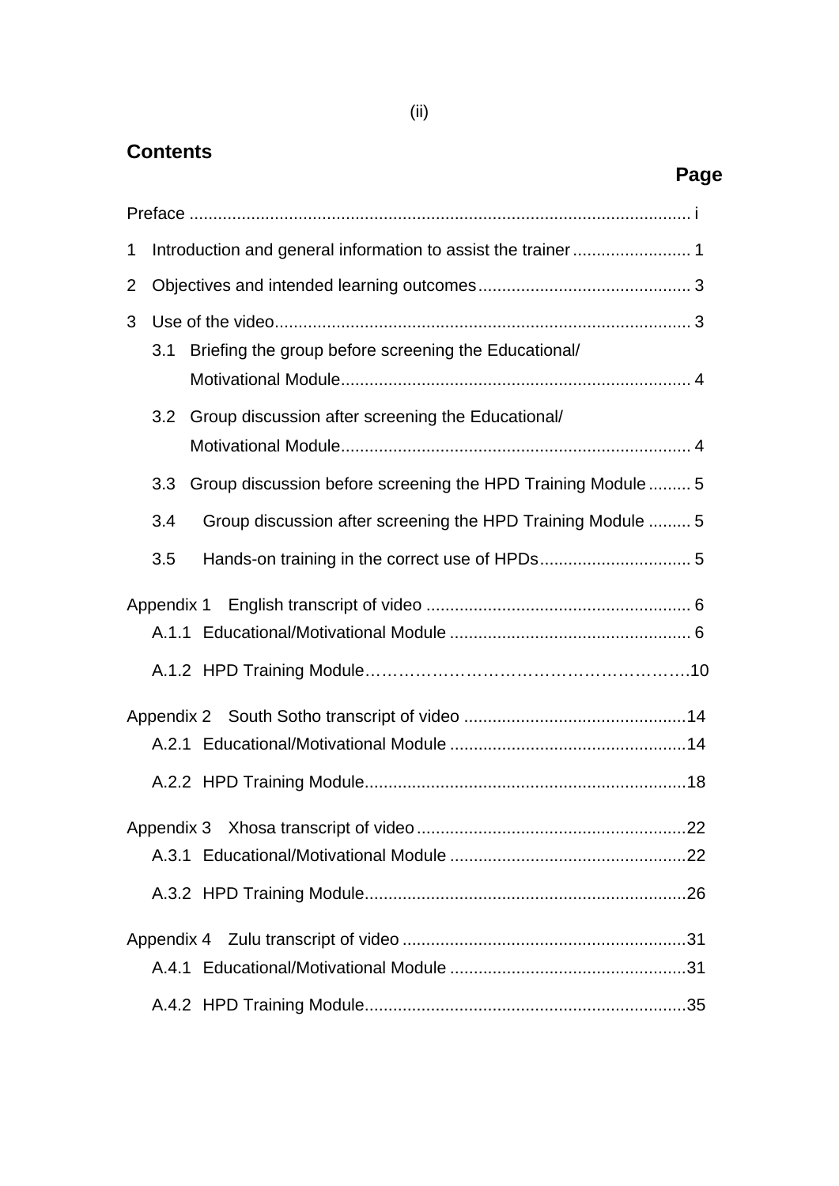## Contents

**Page**

Preface ........................................................................................................ i

1 Introduction and general information to assist the trainer ......................... 1

2 Objectives and intended learning outcomes ............................................ 3

3 Use of the video....................................................................................... 3

   3.1 Briefing the group before screening the Educational/ Motivational Module.......................................................................... 4

   3.2 Group discussion after screening the Educational/ Motivational Module.......................................................................... 4

   3.3 Group discussion before screening the HPD Training Module ......... 5

   3.4 Group discussion after screening the HPD Training Module ......... 5

   3.5 Hands-on training in the correct use of HPDs................................ 5

Appendix 1 English transcript of video ....................................................... 6

   A.1.1 Educational/Motivational Module .................................................. 6

   A.1.2 HPD Training Module……………………………………………………….10

Appendix 2 South Sotho transcript of video ..............................................14

   A.2.1 Educational/Motivational Module ..................................................14

   A.2.2 HPD Training Module....................................................................18

Appendix 3 Xhosa transcript of video ........................................................22

   A.3.1 Educational/Motivational Module ..................................................22

   A.3.2 HPD Training Module....................................................................26

Appendix 4 Zulu transcript of video ...........................................................31

   A.4.1 Educational/Motivational Module ..................................................31

   A.4.2 HPD Training Module....................................................................35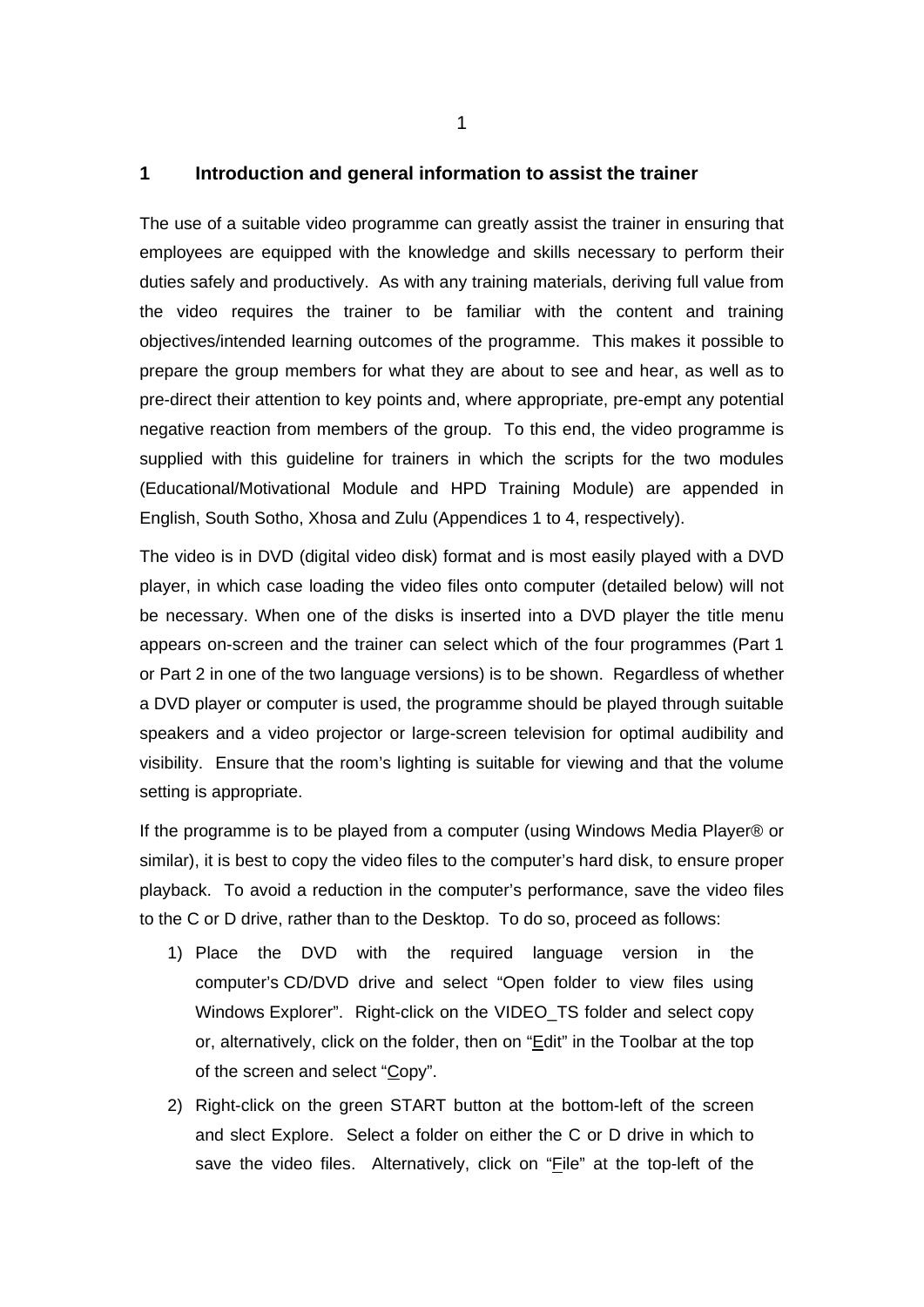## 1 Introduction and general information to assist the trainer

The use of a suitable video programme can greatly assist the trainer in ensuring that employees are equipped with the knowledge and skills necessary to perform their duties safely and productively. As with any training materials, deriving full value from the video requires the trainer to be familiar with the content and training objectives/intended learning outcomes of the programme. This makes it possible to prepare the group members for what they are about to see and hear, as well as to pre-direct their attention to key points and, where appropriate, pre-empt any potential negative reaction from members of the group. To this end, the video programme is supplied with this guideline for trainers in which the scripts for the two modules (Educational/Motivational Module and HPD Training Module) are appended in English, South Sotho, Xhosa and Zulu (Appendices 1 to 4, respectively).

The video is in DVD (digital video disk) format and is most easily played with a DVD player, in which case loading the video files onto computer (detailed below) will not be necessary. When one of the disks is inserted into a DVD player the title menu appears on-screen and the trainer can select which of the four programmes (Part 1 or Part 2 in one of the two language versions) is to be shown. Regardless of whether a DVD player or computer is used, the programme should be played through suitable speakers and a video projector or large-screen television for optimal audibility and visibility. Ensure that the room's lighting is suitable for viewing and that the volume setting is appropriate.

If the programme is to be played from a computer (using Windows Media Player® or similar), it is best to copy the video files to the computer's hard disk, to ensure proper playback. To avoid a reduction in the computer's performance, save the video files to the C or D drive, rather than to the Desktop. To do so, proceed as follows:

1) Place the DVD with the required language version in the computer's CD/DVD drive and select "Open folder to view files using Windows Explorer". Right-click on the VIDEO_TS folder and select copy or, alternatively, click on the folder, then on "Edit" in the Toolbar at the top of the screen and select "Copy".
2) Right-click on the green START button at the bottom-left of the screen and slect Explore. Select a folder on either the C or D drive in which to save the video files. Alternatively, click on "File" at the top-left of the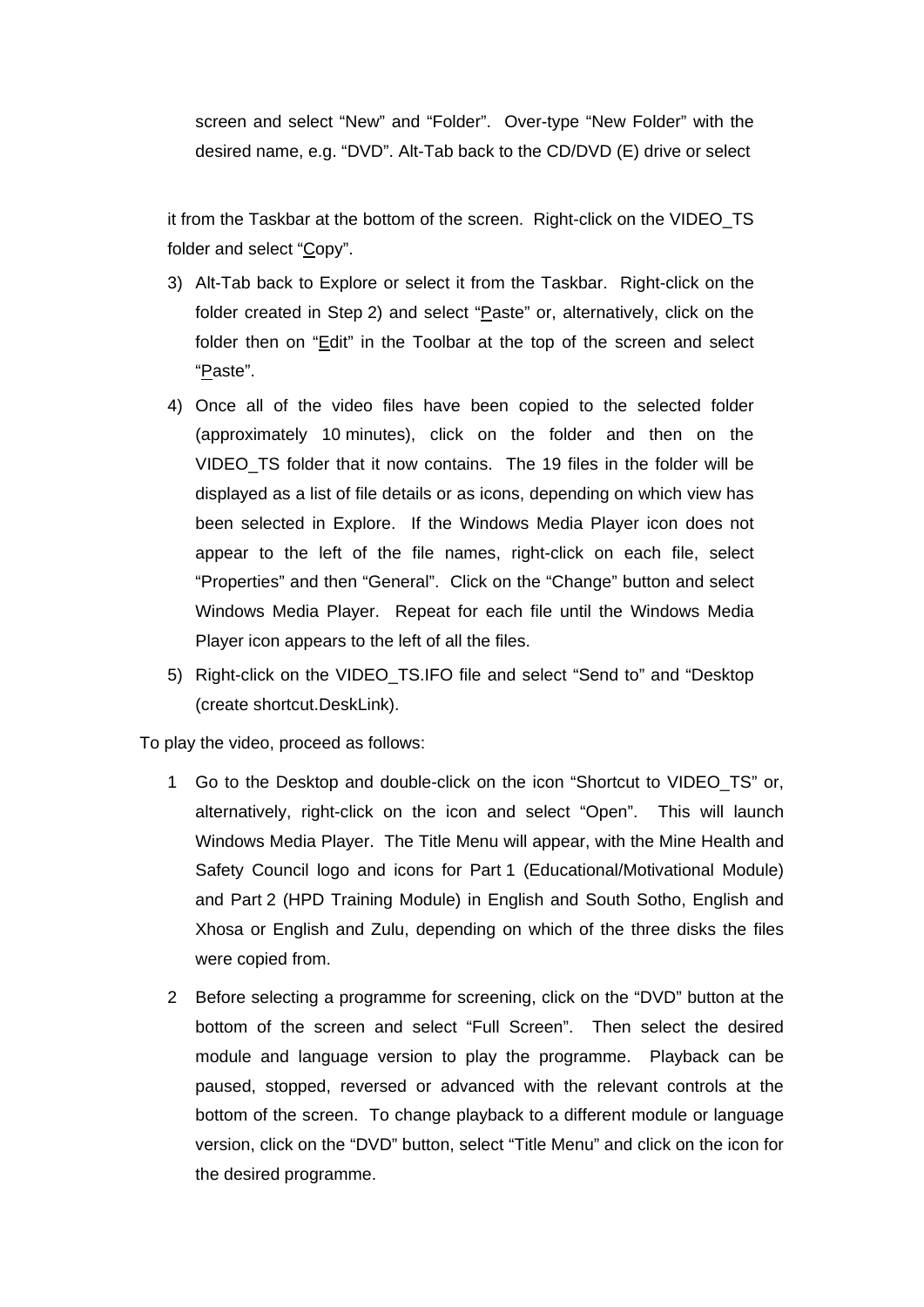screen and select “New” and “Folder”. Over-type “New Folder” with the desired name, e.g. “DVD”. Alt-Tab back to the CD/DVD (E) drive or select

it from the Taskbar at the bottom of the screen. Right-click on the VIDEO_TS folder and select “Copy”.

3) Alt-Tab back to Explore or select it from the Taskbar. Right-click on the folder created in Step 2) and select “Paste” or, alternatively, click on the folder then on “Edit” in the Toolbar at the top of the screen and select “Paste”.
4) Once all of the video files have been copied to the selected folder (approximately 10 minutes), click on the folder and then on the VIDEO_TS folder that it now contains. The 19 files in the folder will be displayed as a list of file details or as icons, depending on which view has been selected in Explore. If the Windows Media Player icon does not appear to the left of the file names, right-click on each file, select “Properties” and then “General”. Click on the “Change” button and select Windows Media Player. Repeat for each file until the Windows Media Player icon appears to the left of all the files.
5) Right-click on the VIDEO_TS.IFO file and select “Send to” and “Desktop (create shortcut.DeskLink).

To play the video, proceed as follows:

1 Go to the Desktop and double-click on the icon “Shortcut to VIDEO_TS” or, alternatively, right-click on the icon and select “Open”. This will launch Windows Media Player. The Title Menu will appear, with the Mine Health and Safety Council logo and icons for Part 1 (Educational/Motivational Module) and Part 2 (HPD Training Module) in English and South Sotho, English and Xhosa or English and Zulu, depending on which of the three disks the files were copied from.

2 Before selecting a programme for screening, click on the “DVD” button at the bottom of the screen and select “Full Screen”. Then select the desired module and language version to play the programme. Playback can be paused, stopped, reversed or advanced with the relevant controls at the bottom of the screen. To change playback to a different module or language version, click on the “DVD” button, select “Title Menu” and click on the icon for the desired programme.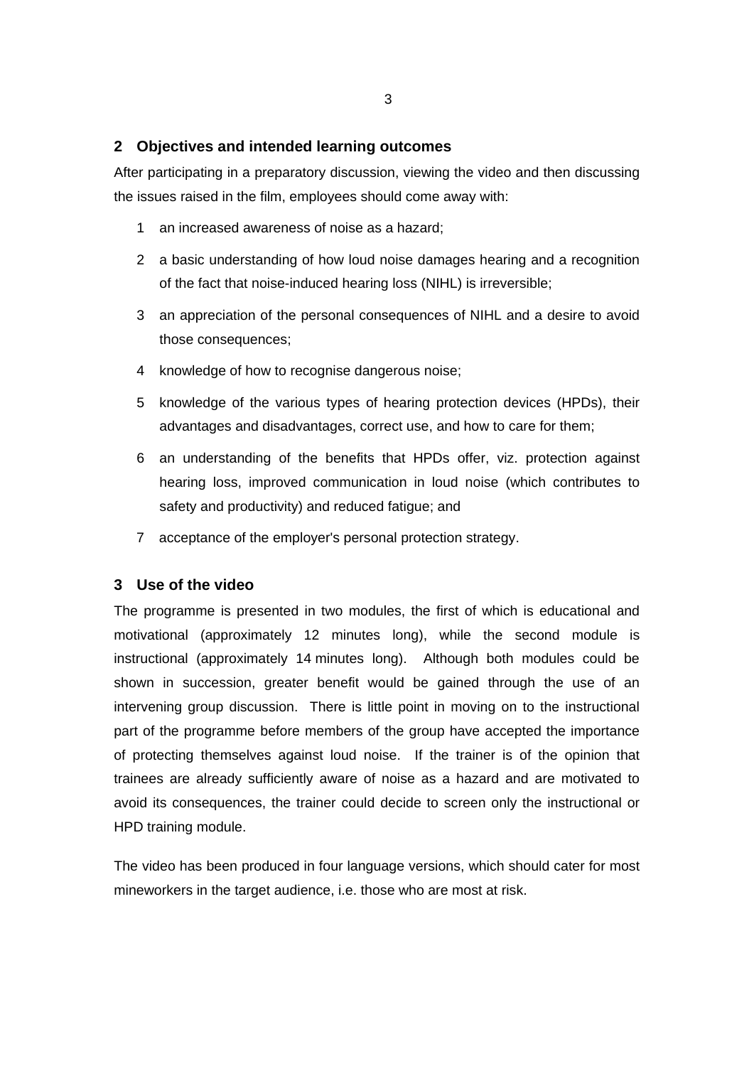## 2 Objectives and intended learning outcomes

After participating in a preparatory discussion, viewing the video and then discussing the issues raised in the film, employees should come away with:

1. an increased awareness of noise as a hazard;
2. a basic understanding of how loud noise damages hearing and a recognition of the fact that noise-induced hearing loss (NIHL) is irreversible;
3. an appreciation of the personal consequences of NIHL and a desire to avoid those consequences;
4. knowledge of how to recognise dangerous noise;
5. knowledge of the various types of hearing protection devices (HPDs), their advantages and disadvantages, correct use, and how to care for them;
6. an understanding of the benefits that HPDs offer, viz. protection against hearing loss, improved communication in loud noise (which contributes to safety and productivity) and reduced fatigue; and
7. acceptance of the employer's personal protection strategy.

## 3 Use of the video

The programme is presented in two modules, the first of which is educational and motivational (approximately 12 minutes long), while the second module is instructional (approximately 14 minutes long). Although both modules could be shown in succession, greater benefit would be gained through the use of an intervening group discussion. There is little point in moving on to the instructional part of the programme before members of the group have accepted the importance of protecting themselves against loud noise. If the trainer is of the opinion that trainees are already sufficiently aware of noise as a hazard and are motivated to avoid its consequences, the trainer could decide to screen only the instructional or HPD training module.

The video has been produced in four language versions, which should cater for most mineworkers in the target audience, i.e. those who are most at risk.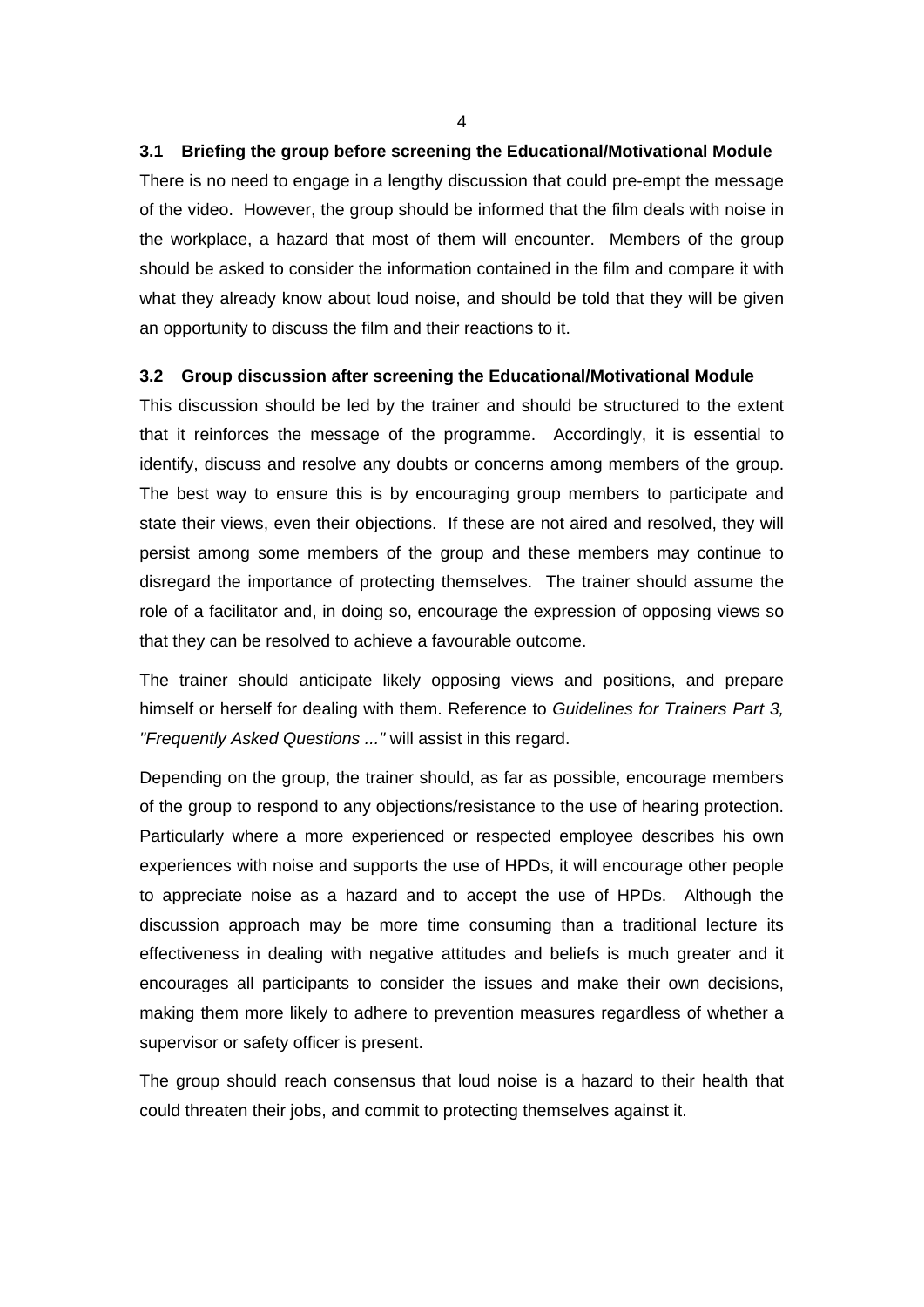### 3.1 Briefing the group before screening the Educational/Motivational Module

There is no need to engage in a lengthy discussion that could pre-empt the message of the video. However, the group should be informed that the film deals with noise in the workplace, a hazard that most of them will encounter. Members of the group should be asked to consider the information contained in the film and compare it with what they already know about loud noise, and should be told that they will be given an opportunity to discuss the film and their reactions to it.

### 3.2 Group discussion after screening the Educational/Motivational Module

This discussion should be led by the trainer and should be structured to the extent that it reinforces the message of the programme. Accordingly, it is essential to identify, discuss and resolve any doubts or concerns among members of the group. The best way to ensure this is by encouraging group members to participate and state their views, even their objections. If these are not aired and resolved, they will persist among some members of the group and these members may continue to disregard the importance of protecting themselves. The trainer should assume the role of a facilitator and, in doing so, encourage the expression of opposing views so that they can be resolved to achieve a favourable outcome.

The trainer should anticipate likely opposing views and positions, and prepare himself or herself for dealing with them. Reference to *Guidelines for Trainers Part 3, "Frequently Asked Questions ..."* will assist in this regard.

Depending on the group, the trainer should, as far as possible, encourage members of the group to respond to any objections/resistance to the use of hearing protection. Particularly where a more experienced or respected employee describes his own experiences with noise and supports the use of HPDs, it will encourage other people to appreciate noise as a hazard and to accept the use of HPDs. Although the discussion approach may be more time consuming than a traditional lecture its effectiveness in dealing with negative attitudes and beliefs is much greater and it encourages all participants to consider the issues and make their own decisions, making them more likely to adhere to prevention measures regardless of whether a supervisor or safety officer is present.

The group should reach consensus that loud noise is a hazard to their health that could threaten their jobs, and commit to protecting themselves against it.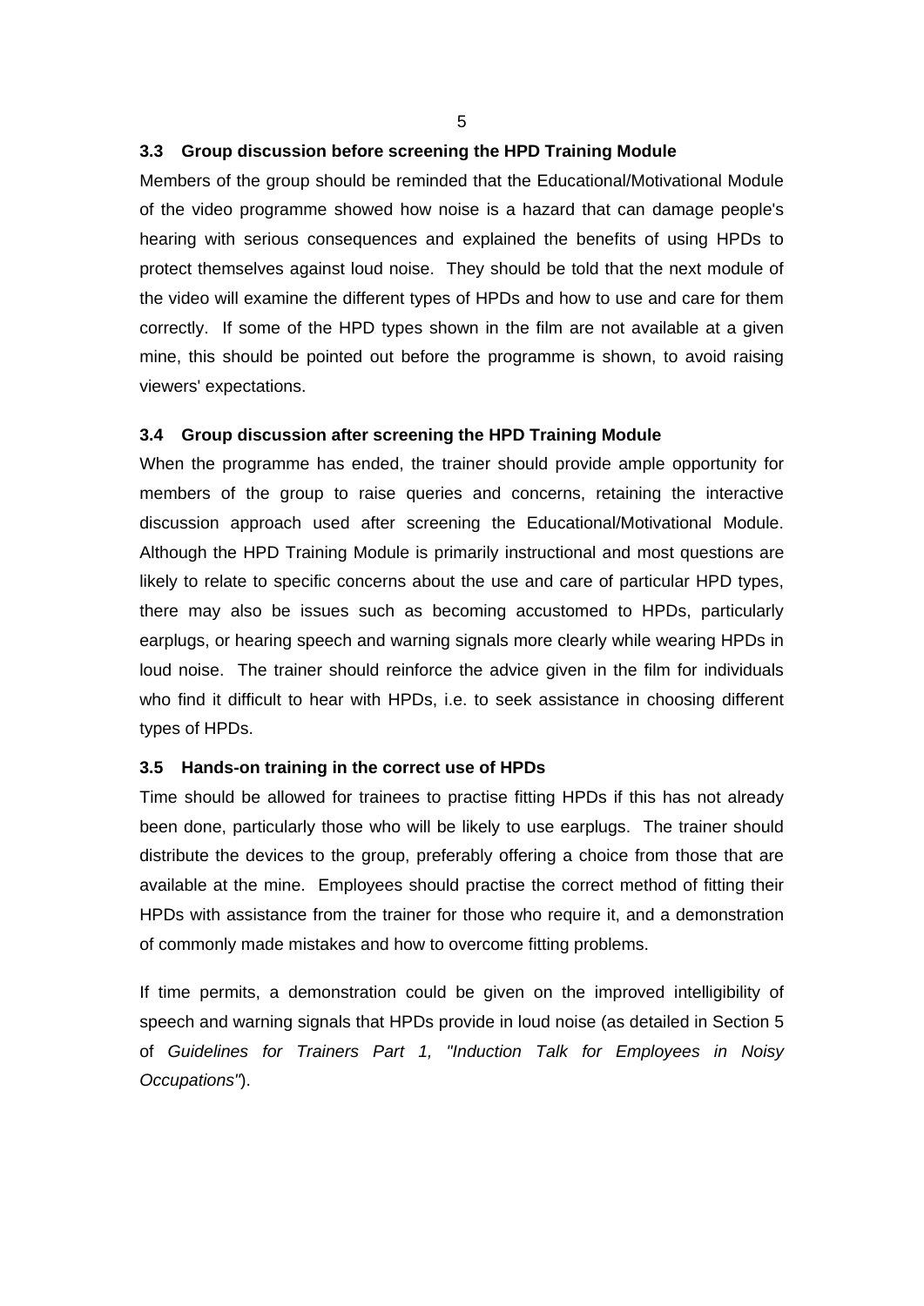### 3.3 Group discussion before screening the HPD Training Module

Members of the group should be reminded that the Educational/Motivational Module of the video programme showed how noise is a hazard that can damage people's hearing with serious consequences and explained the benefits of using HPDs to protect themselves against loud noise. They should be told that the next module of the video will examine the different types of HPDs and how to use and care for them correctly. If some of the HPD types shown in the film are not available at a given mine, this should be pointed out before the programme is shown, to avoid raising viewers' expectations.

### 3.4 Group discussion after screening the HPD Training Module

When the programme has ended, the trainer should provide ample opportunity for members of the group to raise queries and concerns, retaining the interactive discussion approach used after screening the Educational/Motivational Module. Although the HPD Training Module is primarily instructional and most questions are likely to relate to specific concerns about the use and care of particular HPD types, there may also be issues such as becoming accustomed to HPDs, particularly earplugs, or hearing speech and warning signals more clearly while wearing HPDs in loud noise. The trainer should reinforce the advice given in the film for individuals who find it difficult to hear with HPDs, i.e. to seek assistance in choosing different types of HPDs.

### 3.5 Hands-on training in the correct use of HPDs

Time should be allowed for trainees to practise fitting HPDs if this has not already been done, particularly those who will be likely to use earplugs. The trainer should distribute the devices to the group, preferably offering a choice from those that are available at the mine. Employees should practise the correct method of fitting their HPDs with assistance from the trainer for those who require it, and a demonstration of commonly made mistakes and how to overcome fitting problems.

If time permits, a demonstration could be given on the improved intelligibility of speech and warning signals that HPDs provide in loud noise (as detailed in Section 5 of *Guidelines for Trainers Part 1, "Induction Talk for Employees in Noisy Occupations"*).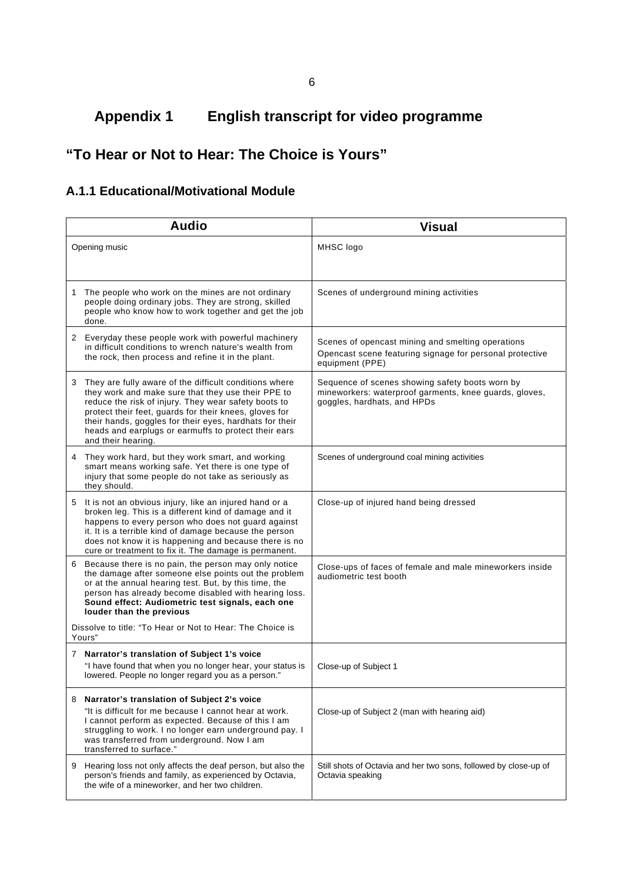# Appendix 1 English transcript for video programme

## "To Hear or Not to Hear: The Choice is Yours"

### A.1.1 Educational/Motivational Module

| Audio | Visual |
|---|---|
| Opening music | MHSC logo |
| 1 The people who work on the mines are not ordinary people doing ordinary jobs. They are strong, skilled people who know how to work together and get the job done. | Scenes of underground mining activities |
| 2 Everyday these people work with powerful machinery in difficult conditions to wrench nature's wealth from the rock, then process and refine it in the plant. | Scenes of opencast mining and smelting operations<br>Opencast scene featuring signage for personal protective equipment (PPE) |
| 3 They are fully aware of the difficult conditions where they work and make sure that they use their PPE to reduce the risk of injury. They wear safety boots to protect their feet, guards for their knees, gloves for their hands, goggles for their eyes, hardhats for their heads and earplugs or earmuffs to protect their ears and their hearing. | Sequence of scenes showing safety boots worn by mineworkers: waterproof garments, knee guards, gloves, goggles, hardhats, and HPDs |
| 4 They work hard, but they work smart, and working smart means working safe. Yet there is one type of injury that some people do not take as seriously as they should. | Scenes of underground coal mining activities |
| 5 It is not an obvious injury, like an injured hand or a broken leg. This is a different kind of damage and it happens to every person who does not guard against it. It is a terrible kind of damage because the person does not know it is happening and because there is no cure or treatment to fix it. The damage is permanent. | Close-up of injured hand being dressed |
| 6 Because there is no pain, the person may only notice the damage after someone else points out the problem or at the annual hearing test. But, by this time, the person has already become disabled with hearing loss. **Sound effect: Audiometric test signals, each one louder than the previous**<br><br>Dissolve to title: "To Hear or Not to Hear: The Choice is Yours" | Close-ups of faces of female and male mineworkers inside audiometric test booth |
| 7 **Narrator's translation of Subject 1's voice**<br>"I have found that when you no longer hear, your status is lowered. People no longer regard you as a person." | Close-up of Subject 1 |
| 8 **Narrator's translation of Subject 2's voice**<br>"It is difficult for me because I cannot hear at work. I cannot perform as expected. Because of this I am struggling to work. I no longer earn underground pay. I was transferred from underground. Now I am transferred to surface." | Close-up of Subject 2 (man with hearing aid) |
| 9 Hearing loss not only affects the deaf person, but also the person's friends and family, as experienced by Octavia, the wife of a mineworker, and her two children. | Still shots of Octavia and her two sons, followed by close-up of Octavia speaking |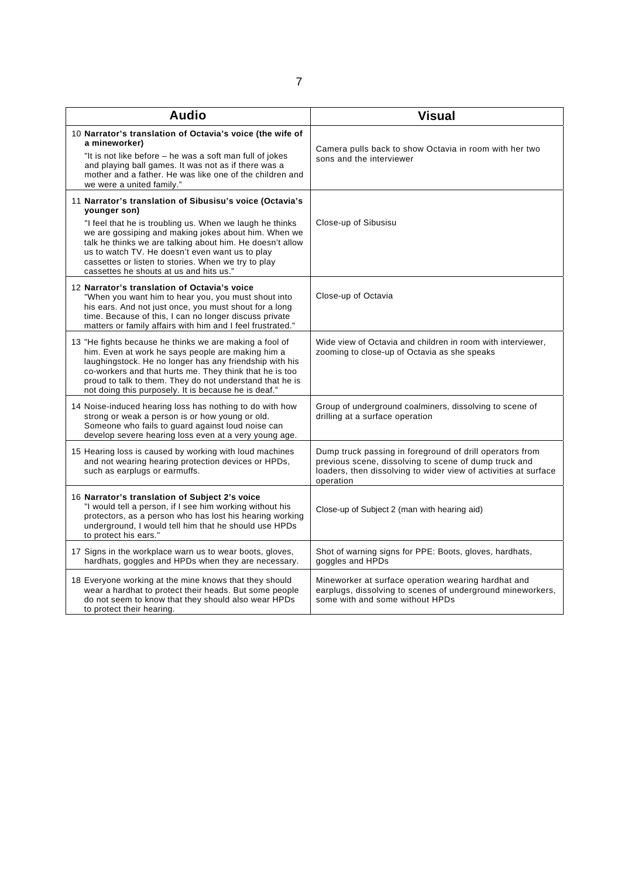| Audio | Visual |
|---|---|
| 10 **Narrator's translation of Octavia's voice (the wife of a mineworker)** "It is not like before – he was a soft man full of jokes and playing ball games. It was not as if there was a mother and a father. He was like one of the children and we were a united family." | Camera pulls back to show Octavia in room with her two sons and the interviewer |
| 11 **Narrator's translation of Sibusisu's voice (Octavia's younger son)** "I feel that he is troubling us. When we laugh he thinks we are gossiping and making jokes about him. When we talk he thinks we are talking about him. He doesn't allow us to watch TV. He doesn't even want us to play cassettes or listen to stories. When we try to play cassettes he shouts at us and hits us." | Close-up of Sibusisu |
| 12 **Narrator's translation of Octavia's voice** "When you want him to hear you, you must shout into his ears. And not just once, you must shout for a long time. Because of this, I can no longer discuss private matters or family affairs with him and I feel frustrated." | Close-up of Octavia |
| 13 "He fights because he thinks we are making a fool of him. Even at work he says people are making him a laughingstock. He no longer has any friendship with his co-workers and that hurts me. They think that he is too proud to talk to them. They do not understand that he is not doing this purposely. It is because he is deaf." | Wide view of Octavia and children in room with interviewer, zooming to close-up of Octavia as she speaks |
| 14 Noise-induced hearing loss has nothing to do with how strong or weak a person is or how young or old. Someone who fails to guard against loud noise can develop severe hearing loss even at a very young age. | Group of underground coalminers, dissolving to scene of drilling at a surface operation |
| 15 Hearing loss is caused by working with loud machines and not wearing hearing protection devices or HPDs, such as earplugs or earmuffs. | Dump truck passing in foreground of drill operators from previous scene, dissolving to scene of dump truck and loaders, then dissolving to wider view of activities at surface operation |
| 16 **Narrator's translation of Subject 2's voice** "I would tell a person, if I see him working without his protectors, as a person who has lost his hearing working underground, I would tell him that he should use HPDs to protect his ears." | Close-up of Subject 2 (man with hearing aid) |
| 17 Signs in the workplace warn us to wear boots, gloves, hardhats, goggles and HPDs when they are necessary. | Shot of warning signs for PPE: Boots, gloves, hardhats, goggles and HPDs |
| 18 Everyone working at the mine knows that they should wear a hardhat to protect their heads. But some people do not seem to know that they should also wear HPDs to protect their hearing. | Mineworker at surface operation wearing hardhat and earplugs, dissolving to scenes of underground mineworkers, some with and some without HPDs |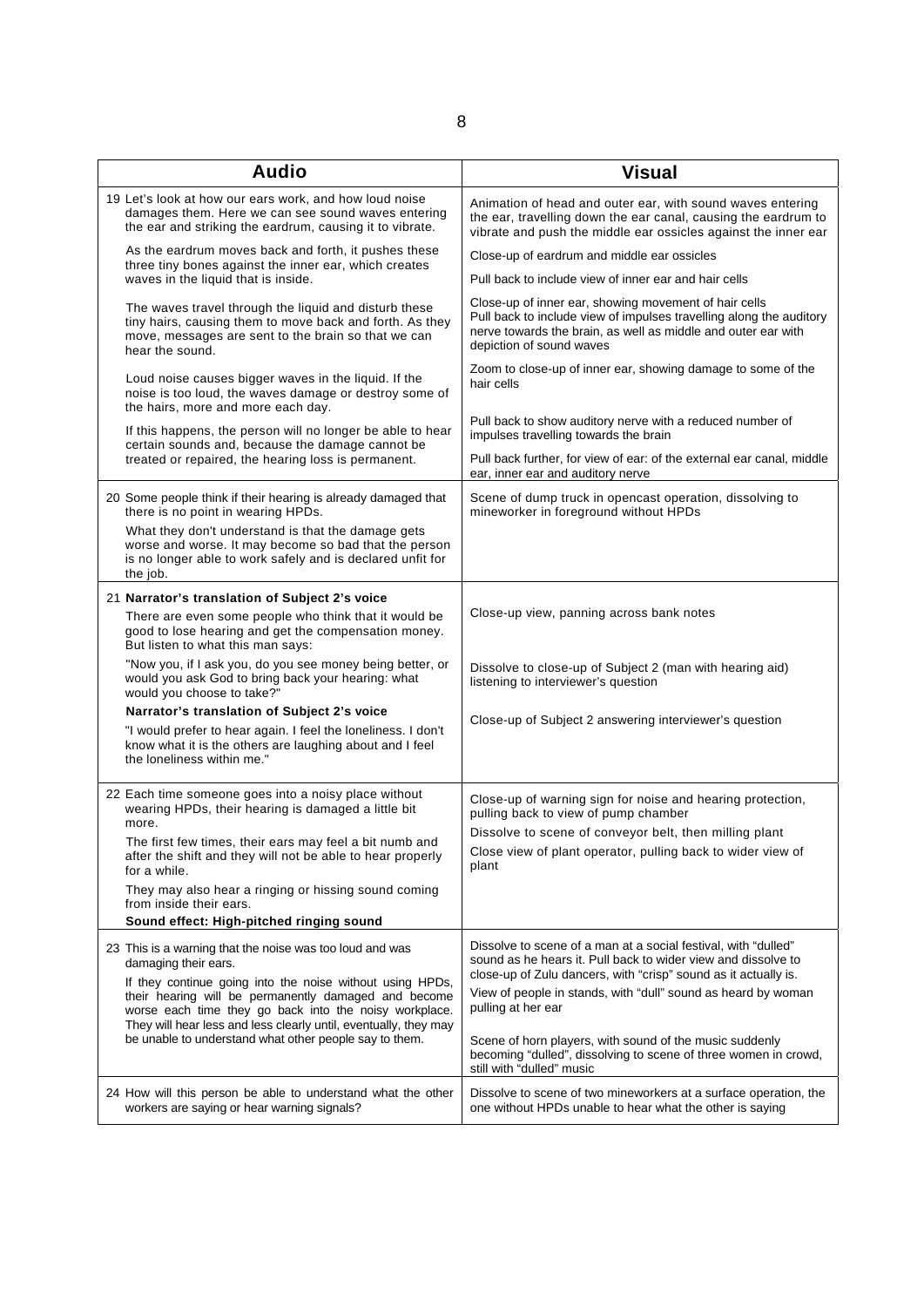| Audio | Visual |
|---|---|
| 19 Let's look at how our ears work, and how loud noise damages them. Here we can see sound waves entering the ear and striking the eardrum, causing it to vibrate. | Animation of head and outer ear, with sound waves entering the ear, travelling down the ear canal, causing the eardrum to vibrate and push the middle ear ossicles against the inner ear |
| As the eardrum moves back and forth, it pushes these three tiny bones against the inner ear, which creates waves in the liquid that is inside. | Close-up of eardrum and middle ear ossicles<br>Pull back to include view of inner ear and hair cells |
| The waves travel through the liquid and disturb these tiny hairs, causing them to move back and forth. As they move, messages are sent to the brain so that we can hear the sound. | Close-up of inner ear, showing movement of hair cells<br>Pull back to include view of impulses travelling along the auditory nerve towards the brain, as well as middle and outer ear with depiction of sound waves |
| Loud noise causes bigger waves in the liquid. If the noise is too loud, the waves damage or destroy some of the hairs, more and more each day. | Zoom to close-up of inner ear, showing damage to some of the hair cells |
| If this happens, the person will no longer be able to hear certain sounds and, because the damage cannot be treated or repaired, the hearing loss is permanent. | Pull back to show auditory nerve with a reduced number of impulses travelling towards the brain<br>Pull back further, for view of ear: of the external ear canal, middle ear, inner ear and auditory nerve |
| 20 Some people think if their hearing is already damaged that there is no point in wearing HPDs.<br>What they don't understand is that the damage gets worse and worse. It may become so bad that the person is no longer able to work safely and is declared unfit for the job. | Scene of dump truck in opencast operation, dissolving to mineworker in foreground without HPDs |
| 21 **Narrator's translation of Subject 2's voice**<br>There are even some people who think that it would be good to lose hearing and get the compensation money. But listen to what this man says: | Close-up view, panning across bank notes |
| "Now you, if I ask you, do you see money being better, or would you ask God to bring back your hearing: what would you choose to take?" | Dissolve to close-up of Subject 2 (man with hearing aid) listening to interviewer's question |
| **Narrator's translation of Subject 2's voice**<br>"I would prefer to hear again. I feel the loneliness. I don't know what it is the others are laughing about and I feel the loneliness within me." | Close-up of Subject 2 answering interviewer's question |
| 22 Each time someone goes into a noisy place without wearing HPDs, their hearing is damaged a little bit more.<br>The first few times, their ears may feel a bit numb and after the shift and they will not be able to hear properly for a while.<br>They may also hear a ringing or hissing sound coming from inside their ears.<br>**Sound effect: High-pitched ringing sound** | Close-up of warning sign for noise and hearing protection, pulling back to view of pump chamber<br>Dissolve to scene of conveyor belt, then milling plant<br>Close view of plant operator, pulling back to wider view of plant |
| 23 This is a warning that the noise was too loud and was damaging their ears.<br>If they continue going into the noise without using HPDs, their hearing will be permanently damaged and become worse each time they go back into the noisy workplace. They will hear less and less clearly until, eventually, they may be unable to understand what other people say to them. | Dissolve to scene of a man at a social festival, with "dulled" sound as he hears it. Pull back to wider view and dissolve to close-up of Zulu dancers, with "crisp" sound as it actually is.<br>View of people in stands, with "dull" sound as heard by woman pulling at her ear<br>Scene of horn players, with sound of the music suddenly becoming "dulled", dissolving to scene of three women in crowd, still with "dulled" music |
| 24 How will this person be able to understand what the other workers are saying or hear warning signals? | Dissolve to scene of two mineworkers at a surface operation, the one without HPDs unable to hear what the other is saying |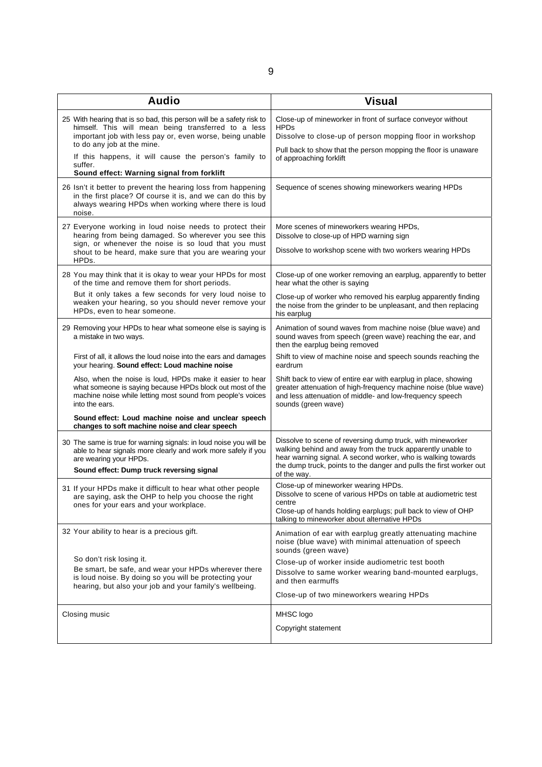| Audio | Visual |
|---|---|
| 25 With hearing that is so bad, this person will be a safety risk to himself. This will mean being transferred to a less important job with less pay or, even worse, being unable to do any job at the mine.<br>If this happens, it will cause the person's family to suffer.<br>**Sound effect: Warning signal from forklift** | Close-up of mineworker in front of surface conveyor without HPDs<br>Dissolve to close-up of person mopping floor in workshop<br>Pull back to show that the person mopping the floor is unaware of approaching forklift |
| 26 Isn't it better to prevent the hearing loss from happening in the first place? Of course it is, and we can do this by always wearing HPDs when working where there is loud noise. | Sequence of scenes showing mineworkers wearing HPDs |
| 27 Everyone working in loud noise needs to protect their hearing from being damaged. So wherever you see this sign, or whenever the noise is so loud that you must shout to be heard, make sure that you are wearing your HPDs. | More scenes of mineworkers wearing HPDs,<br>Dissolve to close-up of HPD warning sign<br>Dissolve to workshop scene with two workers wearing HPDs |
| 28 You may think that it is okay to wear your HPDs for most of the time and remove them for short periods.<br>But it only takes a few seconds for very loud noise to weaken your hearing, so you should never remove your HPDs, even to hear someone. | Close-up of one worker removing an earplug, apparently to better hear what the other is saying<br>Close-up of worker who removed his earplug apparently finding the noise from the grinder to be unpleasant, and then replacing his earplug |
| 29 Removing your HPDs to hear what someone else is saying is a mistake in two ways.<br>First of all, it allows the loud noise into the ears and damages your hearing. **Sound effect: Loud machine noise**<br>Also, when the noise is loud, HPDs make it easier to hear what someone is saying because HPDs block out most of the machine noise while letting most sound from people's voices into the ears.<br>**Sound effect: Loud machine noise and unclear speech changes to soft machine noise and clear speech** | Animation of sound waves from machine noise (blue wave) and sound waves from speech (green wave) reaching the ear, and then the earplug being removed<br>Shift to view of machine noise and speech sounds reaching the eardrum<br>Shift back to view of entire ear with earplug in place, showing greater attenuation of high-frequency machine noise (blue wave) and less attenuation of middle- and low-frequency speech sounds (green wave) |
| 30 The same is true for warning signals: in loud noise you will be able to hear signals more clearly and work more safely if you are wearing your HPDs.<br>**Sound effect: Dump truck reversing signal** | Dissolve to scene of reversing dump truck, with mineworker walking behind and away from the truck apparently unable to hear warning signal. A second worker, who is walking towards the dump truck, points to the danger and pulls the first worker out of the way. |
| 31 If your HPDs make it difficult to hear what other people are saying, ask the OHP to help you choose the right ones for your ears and your workplace. | Close-up of mineworker wearing HPDs.<br>Dissolve to scene of various HPDs on table at audiometric test centre<br>Close-up of hands holding earplugs; pull back to view of OHP talking to mineworker about alternative HPDs |
| 32 Your ability to hear is a precious gift.<br>So don't risk losing it.<br>Be smart, be safe, and wear your HPDs wherever there is loud noise. By doing so you will be protecting your hearing, but also your job and your family's wellbeing. | Animation of ear with earplug greatly attenuating machine noise (blue wave) with minimal attenuation of speech sounds (green wave)<br>Close-up of worker inside audiometric test booth<br>Dissolve to same worker wearing band-mounted earplugs, and then earmuffs<br>Close-up of two mineworkers wearing HPDs |
| Closing music | MHSC logo<br>Copyright statement |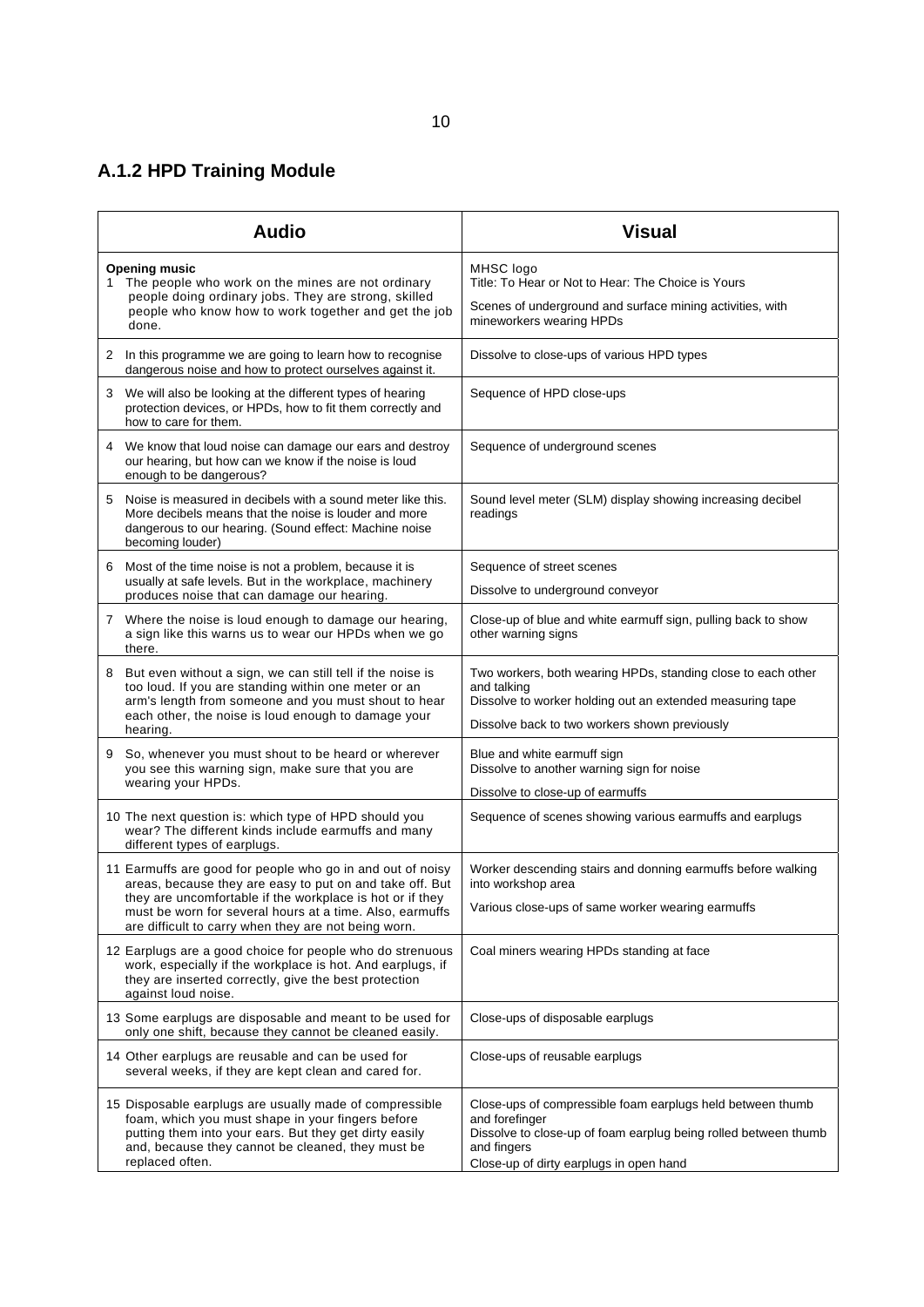## A.1.2 HPD Training Module

| Audio | Visual |
|---|---|
| **Opening music**<br>1 The people who work on the mines are not ordinary people doing ordinary jobs. They are strong, skilled people who know how to work together and get the job done. | MHSC logo<br>Title: To Hear or Not to Hear: The Choice is Yours<br>Scenes of underground and surface mining activities, with mineworkers wearing HPDs |
| 2 In this programme we are going to learn how to recognise dangerous noise and how to protect ourselves against it. | Dissolve to close-ups of various HPD types |
| 3 We will also be looking at the different types of hearing protection devices, or HPDs, how to fit them correctly and how to care for them. | Sequence of HPD close-ups |
| 4 We know that loud noise can damage our ears and destroy our hearing, but how can we know if the noise is loud enough to be dangerous? | Sequence of underground scenes |
| 5 Noise is measured in decibels with a sound meter like this. More decibels means that the noise is louder and more dangerous to our hearing. (Sound effect: Machine noise becoming louder) | Sound level meter (SLM) display showing increasing decibel readings |
| 6 Most of the time noise is not a problem, because it is usually at safe levels. But in the workplace, machinery produces noise that can damage our hearing. | Sequence of street scenes<br>Dissolve to underground conveyor |
| 7 Where the noise is loud enough to damage our hearing, a sign like this warns us to wear our HPDs when we go there. | Close-up of blue and white earmuff sign, pulling back to show other warning signs |
| 8 But even without a sign, we can still tell if the noise is too loud. If you are standing within one meter or an arm's length from someone and you must shout to hear each other, the noise is loud enough to damage your hearing. | Two workers, both wearing HPDs, standing close to each other and talking<br>Dissolve to worker holding out an extended measuring tape<br>Dissolve back to two workers shown previously |
| 9 So, whenever you must shout to be heard or wherever you see this warning sign, make sure that you are wearing your HPDs. | Blue and white earmuff sign<br>Dissolve to another warning sign for noise<br>Dissolve to close-up of earmuffs |
| 10 The next question is: which type of HPD should you wear? The different kinds include earmuffs and many different types of earplugs. | Sequence of scenes showing various earmuffs and earplugs |
| 11 Earmuffs are good for people who go in and out of noisy areas, because they are easy to put on and take off. But they are uncomfortable if the workplace is hot or if they must be worn for several hours at a time. Also, earmuffs are difficult to carry when they are not being worn. | Worker descending stairs and donning earmuffs before walking into workshop area<br>Various close-ups of same worker wearing earmuffs |
| 12 Earplugs are a good choice for people who do strenuous work, especially if the workplace is hot. And earplugs, if they are inserted correctly, give the best protection against loud noise. | Coal miners wearing HPDs standing at face |
| 13 Some earplugs are disposable and meant to be used for only one shift, because they cannot be cleaned easily. | Close-ups of disposable earplugs |
| 14 Other earplugs are reusable and can be used for several weeks, if they are kept clean and cared for. | Close-ups of reusable earplugs |
| 15 Disposable earplugs are usually made of compressible foam, which you must shape in your fingers before putting them into your ears. But they get dirty easily and, because they cannot be cleaned, they must be replaced often. | Close-ups of compressible foam earplugs held between thumb and forefinger<br>Dissolve to close-up of foam earplug being rolled between thumb and fingers<br>Close-up of dirty earplugs in open hand |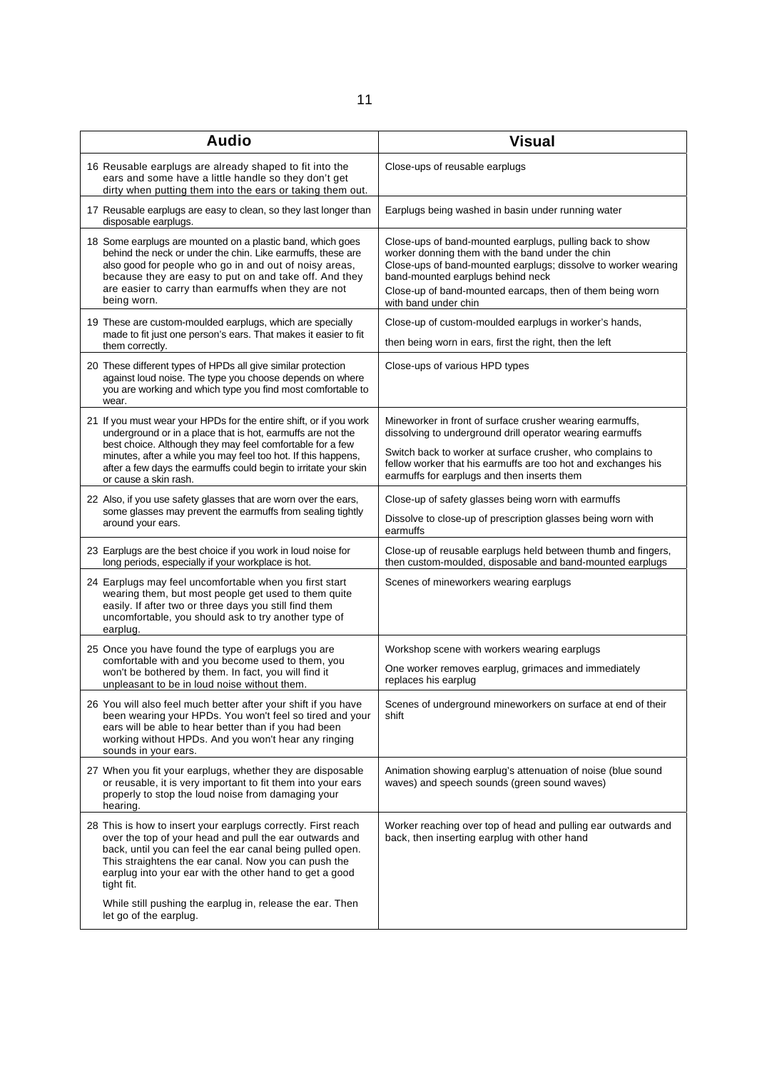| Audio | Visual |
|---|---|
| 16 Reusable earplugs are already shaped to fit into the ears and some have a little handle so they don't get dirty when putting them into the ears or taking them out. | Close-ups of reusable earplugs |
| 17 Reusable earplugs are easy to clean, so they last longer than disposable earplugs. | Earplugs being washed in basin under running water |
| 18 Some earplugs are mounted on a plastic band, which goes behind the neck or under the chin. Like earmuffs, these are also good for people who go in and out of noisy areas, because they are easy to put on and take off. And they are easier to carry than earmuffs when they are not being worn. | Close-ups of band-mounted earplugs, pulling back to show worker donning them with the band under the chin<br>Close-ups of band-mounted earplugs; dissolve to worker wearing band-mounted earplugs behind neck<br>Close-up of band-mounted earcaps, then of them being worn with band under chin |
| 19 These are custom-moulded earplugs, which are specially made to fit just one person's ears. That makes it easier to fit them correctly. | Close-up of custom-moulded earplugs in worker's hands,<br>then being worn in ears, first the right, then the left |
| 20 These different types of HPDs all give similar protection against loud noise. The type you choose depends on where you are working and which type you find most comfortable to wear. | Close-ups of various HPD types |
| 21 If you must wear your HPDs for the entire shift, or if you work underground or in a place that is hot, earmuffs are not the best choice. Although they may feel comfortable for a few minutes, after a while you may feel too hot. If this happens, after a few days the earmuffs could begin to irritate your skin or cause a skin rash. | Mineworker in front of surface crusher wearing earmuffs, dissolving to underground drill operator wearing earmuffs<br>Switch back to worker at surface crusher, who complains to fellow worker that his earmuffs are too hot and exchanges his earmuffs for earplugs and then inserts them |
| 22 Also, if you use safety glasses that are worn over the ears, some glasses may prevent the earmuffs from sealing tightly around your ears. | Close-up of safety glasses being worn with earmuffs<br>Dissolve to close-up of prescription glasses being worn with earmuffs |
| 23 Earplugs are the best choice if you work in loud noise for long periods, especially if your workplace is hot. | Close-up of reusable earplugs held between thumb and fingers, then custom-moulded, disposable and band-mounted earplugs |
| 24 Earplugs may feel uncomfortable when you first start wearing them, but most people get used to them quite easily. If after two or three days you still find them uncomfortable, you should ask to try another type of earplug. | Scenes of mineworkers wearing earplugs |
| 25 Once you have found the type of earplugs you are comfortable with and you become used to them, you won't be bothered by them. In fact, you will find it unpleasant to be in loud noise without them. | Workshop scene with workers wearing earplugs<br>One worker removes earplug, grimaces and immediately replaces his earplug |
| 26 You will also feel much better after your shift if you have been wearing your HPDs. You won't feel so tired and your ears will be able to hear better than if you had been working without HPDs. And you won't hear any ringing sounds in your ears. | Scenes of underground mineworkers on surface at end of their shift |
| 27 When you fit your earplugs, whether they are disposable or reusable, it is very important to fit them into your ears properly to stop the loud noise from damaging your hearing. | Animation showing earplug's attenuation of noise (blue sound waves) and speech sounds (green sound waves) |
| 28 This is how to insert your earplugs correctly. First reach over the top of your head and pull the ear outwards and back, until you can feel the ear canal being pulled open. This straightens the ear canal. Now you can push the earplug into your ear with the other hand to get a good tight fit.<br>While still pushing the earplug in, release the ear. Then let go of the earplug. | Worker reaching over top of head and pulling ear outwards and back, then inserting earplug with other hand |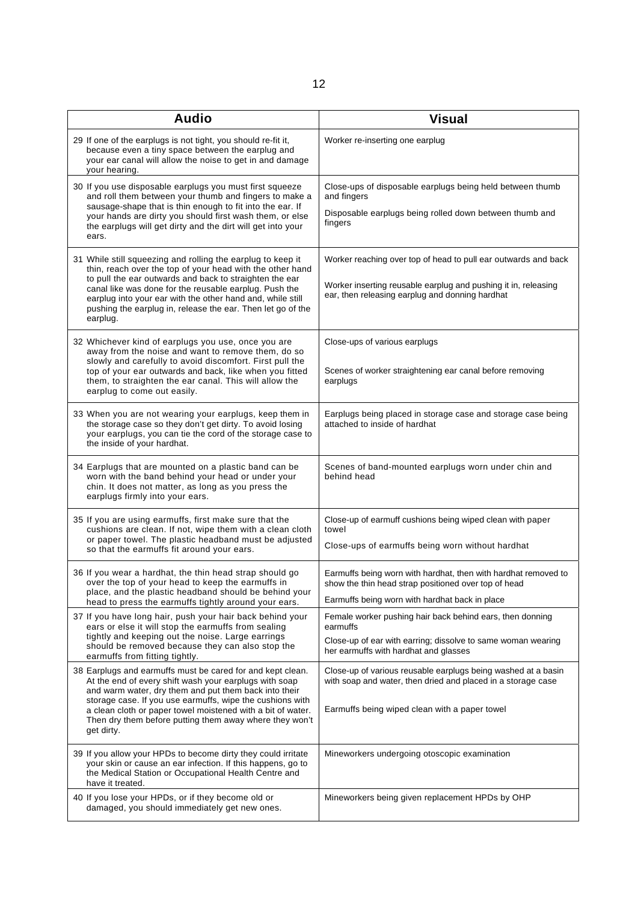| Audio | Visual |
|---|---|
| 29 If one of the earplugs is not tight, you should re-fit it, because even a tiny space between the earplug and your ear canal will allow the noise to get in and damage your hearing. | Worker re-inserting one earplug |
| 30 If you use disposable earplugs you must first squeeze and roll them between your thumb and fingers to make a sausage-shape that is thin enough to fit into the ear. If your hands are dirty you should first wash them, or else the earplugs will get dirty and the dirt will get into your ears. | Close-ups of disposable earplugs being held between thumb and fingers<br><br>Disposable earplugs being rolled down between thumb and fingers |
| 31 While still squeezing and rolling the earplug to keep it thin, reach over the top of your head with the other hand to pull the ear outwards and back to straighten the ear canal like was done for the reusable earplug. Push the earplug into your ear with the other hand and, while still pushing the earplug in, release the ear. Then let go of the earplug. | Worker reaching over top of head to pull ear outwards and back<br><br>Worker inserting reusable earplug and pushing it in, releasing ear, then releasing earplug and donning hardhat |
| 32 Whichever kind of earplugs you use, once you are away from the noise and want to remove them, do so slowly and carefully to avoid discomfort. First pull the top of your ear outwards and back, like when you fitted them, to straighten the ear canal. This will allow the earplug to come out easily. | Close-ups of various earplugs<br><br>Scenes of worker straightening ear canal before removing earplugs |
| 33 When you are not wearing your earplugs, keep them in the storage case so they don't get dirty. To avoid losing your earplugs, you can tie the cord of the storage case to the inside of your hardhat. | Earplugs being placed in storage case and storage case being attached to inside of hardhat |
| 34 Earplugs that are mounted on a plastic band can be worn with the band behind your head or under your chin. It does not matter, as long as you press the earplugs firmly into your ears. | Scenes of band-mounted earplugs worn under chin and behind head |
| 35 If you are using earmuffs, first make sure that the cushions are clean. If not, wipe them with a clean cloth or paper towel. The plastic headband must be adjusted so that the earmuffs fit around your ears. | Close-up of earmuff cushions being wiped clean with paper towel<br><br>Close-ups of earmuffs being worn without hardhat |
| 36 If you wear a hardhat, the thin head strap should go over the top of your head to keep the earmuffs in place, and the plastic headband should be behind your head to press the earmuffs tightly around your ears. | Earmuffs being worn with hardhat, then with hardhat removed to show the thin head strap positioned over top of head<br><br>Earmuffs being worn with hardhat back in place |
| 37 If you have long hair, push your hair back behind your ears or else it will stop the earmuffs from sealing tightly and keeping out the noise. Large earrings should be removed because they can also stop the earmuffs from fitting tightly. | Female worker pushing hair back behind ears, then donning earmuffs<br><br>Close-up of ear with earring; dissolve to same woman wearing her earmuffs with hardhat and glasses |
| 38 Earplugs and earmuffs must be cared for and kept clean. At the end of every shift wash your earplugs with soap and warm water, dry them and put them back into their storage case. If you use earmuffs, wipe the cushions with a clean cloth or paper towel moistened with a bit of water. Then dry them before putting them away where they won't get dirty. | Close-up of various reusable earplugs being washed at a basin with soap and water, then dried and placed in a storage case<br><br>Earmuffs being wiped clean with a paper towel |
| 39 If you allow your HPDs to become dirty they could irritate your skin or cause an ear infection. If this happens, go to the Medical Station or Occupational Health Centre and have it treated. | Mineworkers undergoing otoscopic examination |
| 40 If you lose your HPDs, or if they become old or damaged, you should immediately get new ones. | Mineworkers being given replacement HPDs by OHP |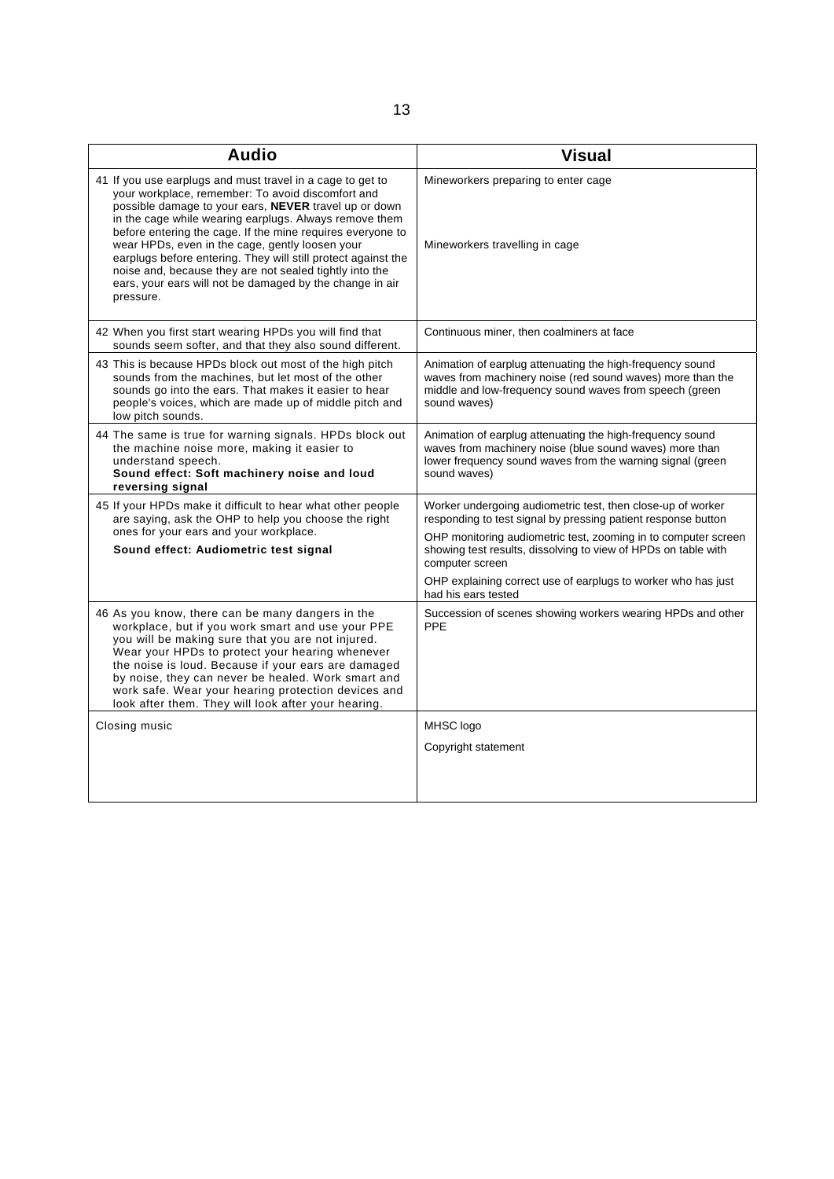| Audio | Visual |
|---|---|
| 41 If you use earplugs and must travel in a cage to get to your workplace, remember: To avoid discomfort and possible damage to your ears, **NEVER** travel up or down in the cage while wearing earplugs. Always remove them before entering the cage. If the mine requires everyone to wear HPDs, even in the cage, gently loosen your earplugs before entering. They will still protect against the noise and, because they are not sealed tightly into the ears, your ears will not be damaged by the change in air pressure. | Mineworkers preparing to enter cage<br><br>Mineworkers travelling in cage |
| 42 When you first start wearing HPDs you will find that sounds seem softer, and that they also sound different. | Continuous miner, then coalminers at face |
| 43 This is because HPDs block out most of the high pitch sounds from the machines, but let most of the other sounds go into the ears. That makes it easier to hear people's voices, which are made up of middle pitch and low pitch sounds. | Animation of earplug attenuating the high-frequency sound waves from machinery noise (red sound waves) more than the middle and low-frequency sound waves from speech (green sound waves) |
| 44 The same is true for warning signals. HPDs block out the machine noise more, making it easier to understand speech.<br>**Sound effect: Soft machinery noise and loud reversing signal** | Animation of earplug attenuating the high-frequency sound waves from machinery noise (blue sound waves) more than lower frequency sound waves from the warning signal (green sound waves) |
| 45 If your HPDs make it difficult to hear what other people are saying, ask the OHP to help you choose the right ones for your ears and your workplace.<br>**Sound effect: Audiometric test signal** | Worker undergoing audiometric test, then close-up of worker responding to test signal by pressing patient response button<br><br>OHP monitoring audiometric test, zooming in to computer screen showing test results, dissolving to view of HPDs on table with computer screen<br><br>OHP explaining correct use of earplugs to worker who has just had his ears tested |
| 46 As you know, there can be many dangers in the workplace, but if you work smart and use your PPE you will be making sure that you are not injured. Wear your HPDs to protect your hearing whenever the noise is loud. Because if your ears are damaged by noise, they can never be healed. Work smart and work safe. Wear your hearing protection devices and look after them. They will look after your hearing. | Succession of scenes showing workers wearing HPDs and other PPE |
| Closing music | MHSC logo<br><br>Copyright statement |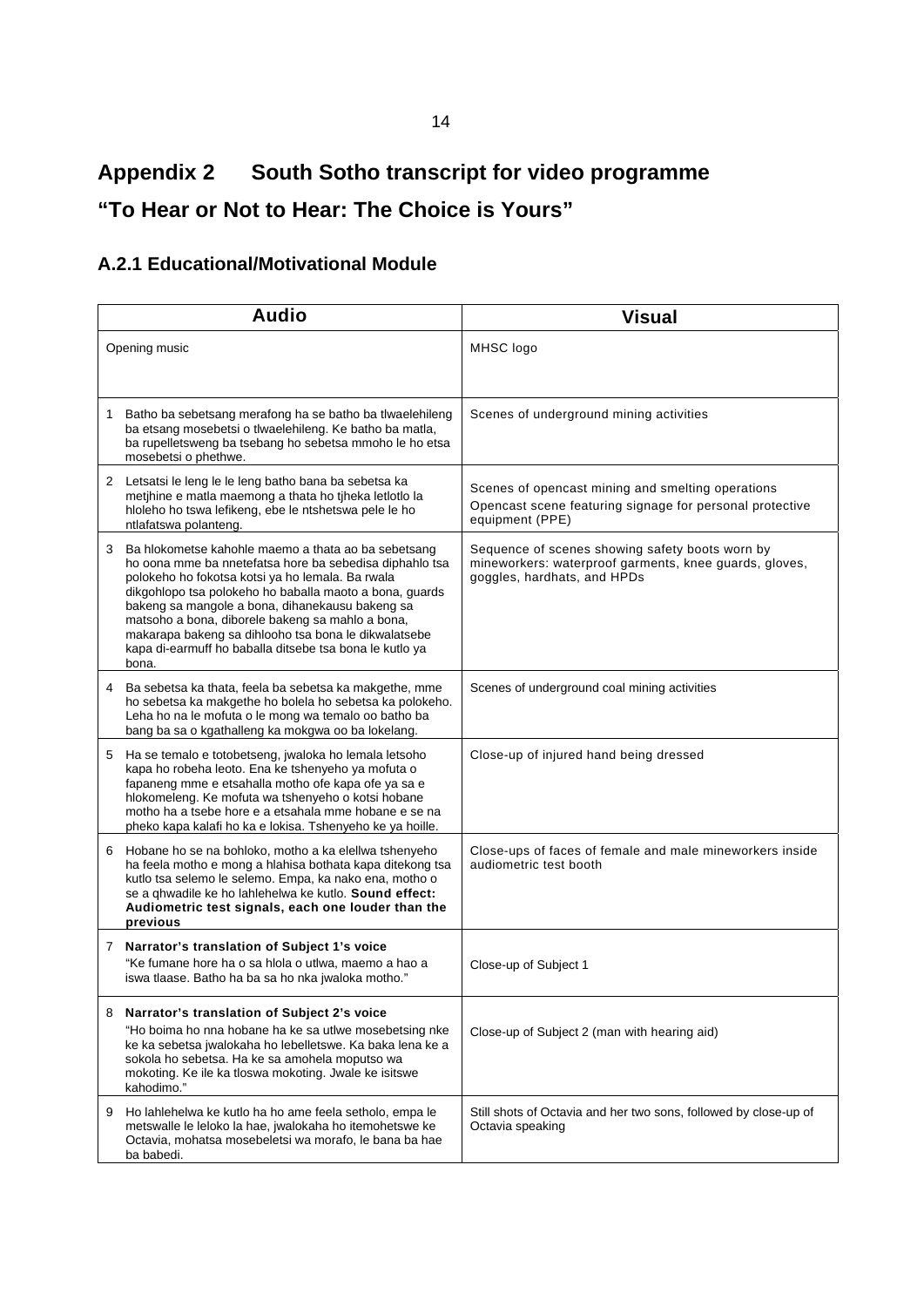# Appendix 2 South Sotho transcript for video programme "To Hear or Not to Hear: The Choice is Yours"

## A.2.1 Educational/Motivational Module

| Audio | Visual |
|---|---|
| Opening music | MHSC logo |
| 1 Batho ba sebetsang merafong ha se batho ba tlwaelehileng ba etsang mosebetsi o tlwaelehileng. Ke batho ba matla, ba rupelletsweng ba tsebang ho sebetsa mmoho le ho etsa mosebetsi o phethwe. | Scenes of underground mining activities |
| 2 Letsatsi le leng le le leng batho bana ba sebetsa ka metjhine e matla maemong a thata ho tjheka letlotlo la hloleho ho tswa lefikeng, ebe le ntshetswa pele le ho ntlafatswa polanteng. | Scenes of opencast mining and smelting operations<br>Opencast scene featuring signage for personal protective equipment (PPE) |
| 3 Ba hlokometse kahohle maemo a thata ao ba sebetsang ho oona mme ba nnetefatsa hore ba sebedisa diphahlo tsa polokeho ho fokotsa kotsi ya ho lemala. Ba rwala dikgohlopo tsa polokeho ho baballa maoto a bona, guards bakeng sa mangole a bona, dihanekausu bakeng sa matsoho a bona, diborele bakeng sa mahlo a bona, makarapa bakeng sa dihlooho tsa bona le dikwalatsebe kapa di-earmuff ho baballa ditsebe tsa bona le kutlo ya bona. | Sequence of scenes showing safety boots worn by mineworkers: waterproof garments, knee guards, gloves, goggles, hardhats, and HPDs |
| 4 Ba sebetsa ka thata, feela ba sebetsa ka makgethe, mme ho sebetsa ka makgethe ho bolela ho sebetsa ka polokeho. Leha ho na le mofuta o le mong wa temalo oo batho ba bang ba sa o kgathalleng ka mokgwa oo ba lokelang. | Scenes of underground coal mining activities |
| 5 Ha se temalo e totobetseng, jwaloka ho lemala letsoho kapa ho robeha leoto. Ena ke tshenyeho ya mofuta o fapaneng mme e etsahalla motho ofe kapa ofe ya sa e hlokomeleng. Ke mofuta wa tshenyeho o kotsi hobane motho ha a tsebe hore e a etsahala mme hobane e se na pheko kapa kalafi ho ka e lokisa. Tshenyeho ke ya hoille. | Close-up of injured hand being dressed |
| 6 Hobane ho se na bohloko, motho a ka elellwa tshenyeho ha feela motho e mong a hlahisa bothata kapa ditekong tsa kutlo tsa selemo le selemo. Empa, ka nako ena, motho o se a qhwadile ke ho lahlehelwa ke kutlo. **Sound effect: Audiometric test signals, each one louder than the previous** | Close-ups of faces of female and male mineworkers inside audiometric test booth |
| 7 **Narrator's translation of Subject 1's voice**<br>"Ke fumane hore ha o sa hlola o utlwa, maemo a hao a iswa tlaase. Batho ha ba sa ho nka jwaloka motho." | Close-up of Subject 1 |
| 8 **Narrator's translation of Subject 2's voice**<br>"Ho boima ho nna hobane ha ke sa utlwe mosebetsing nke ke ka sebetsa jwalokaha ho lebelletswe. Ka baka lena ke a sokola ho sebetsa. Ha ke sa amohela moputso wa mokoting. Ke ile ka tloswa mokoting. Jwale ke isitswe kahodimo." | Close-up of Subject 2 (man with hearing aid) |
| 9 Ho lahlehelwa ke kutlo ha ho ame feela setholo, empa le metswalle le leloko la hae, jwalokaha ho itemohetswe ke Octavia, mohatsa mosebeletsi wa morafo, le bana ba hae ba babedi. | Still shots of Octavia and her two sons, followed by close-up of Octavia speaking |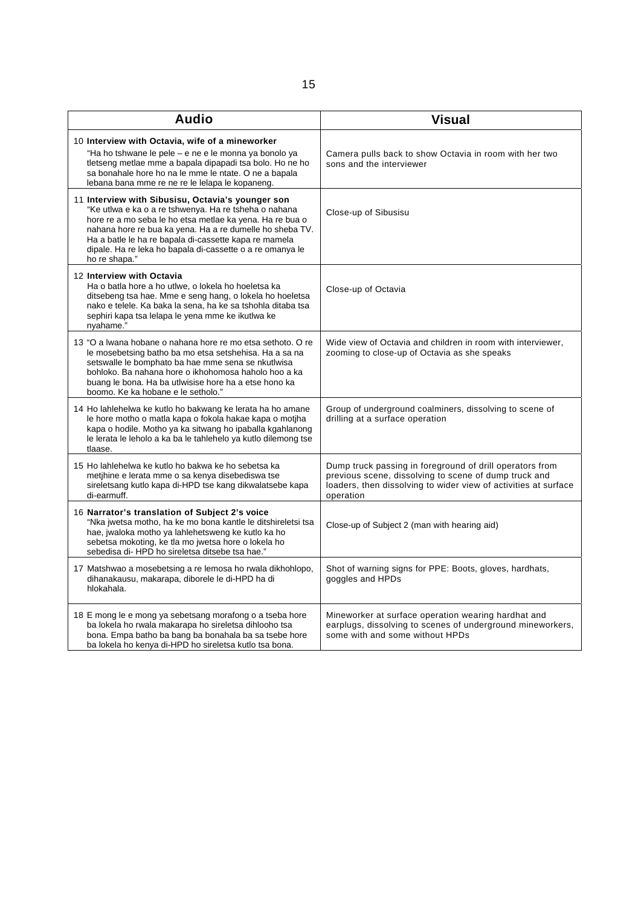| Audio | Visual |
|---|---|
| 10 **Interview with Octavia, wife of a mineworker** "Ha ho tshwane le pele – e ne e le monna ya bonolo ya tletseng metlae mme a bapala dipapadi tsa bolo. Ho ne ho sa bonahale hore ho na le mme le ntate. O ne a bapala lebana bana mme re ne re le lelapa le kopaneng. | Camera pulls back to show Octavia in room with her two sons and the interviewer |
| 11 **Interview with Sibusisu, Octavia's younger son** "Ke utlwa e ka o a re tshwenya. Ha re tsheha o nahana hore re a mo seba le ho etsa metlae ka yena. Ha re bua o nahana hore re bua ka yena. Ha a re dumelle ho sheba TV. Ha a batle le ha re bapala di-cassette kapa re mamela dipale. Ha re leka ho bapala di-cassette o a re omanya le ho re shapa." | Close-up of Sibusisu |
| 12 **Interview with Octavia** Ha o batla hore a ho utlwe, o lokela ho hoeletsa ka ditsebeng tsa hae. Mme e seng hang, o lokela ho hoeletsa nako e telele. Ka baka la sena, ha ke sa tshohla ditaba tsa sephiri kapa tsa lelapa le yena mme ke ikutlwa ke nyahame." | Close-up of Octavia |
| 13 "O a lwana hobane o nahana hore re mo etsa sethoto. O re le mosebetsing batho ba mo etsa setshehisa. Ha a sa na setswalle le bomphato ba hae mme sena se nkutlwisa bohloko. Ba nahana hore o ikhohomosa haholo hoo a ka buang le bona. Ha ba utlwisise hore ha a etse hono ka boomo. Ke ka hobane e le setholo." | Wide view of Octavia and children in room with interviewer, zooming to close-up of Octavia as she speaks |
| 14 Ho lahlehelwa ke kutlo ho bakwang ke lerata ha ho amane le hore motho o matla kapa o fokola hakae kapa o motjha kapa o hodile. Motho ya ka sitwang ho ipaballa kgahlanong le lerata le leholo a ka ba le tahlehelo ya kutlo dilemong tse tlaase. | Group of underground coalminers, dissolving to scene of drilling at a surface operation |
| 15 Ho lahlehelwa ke kutlo ho bakwa ke ho sebetsa ka metjhine e lerata mme o sa kenya disebediswa tse sireletsang kutlo kapa di-HPD tse kang dikwalatsebe kapa di-earmuff. | Dump truck passing in foreground of drill operators from previous scene, dissolving to scene of dump truck and loaders, then dissolving to wider view of activities at surface operation |
| 16 **Narrator's translation of Subject 2's voice** "Nka jwetsa motho, ha ke mo bona kantle le ditshireletsi tsa hae, jwaloka motho ya lahlehetsweng ke kutlo ka ho sebetsa mokoting, ke tla mo jwetsa hore o lokela ho sebedisa di- HPD ho sireletsa ditsebe tsa hae." | Close-up of Subject 2 (man with hearing aid) |
| 17 Matshwao a mosebetsing a re lemosa ho rwala dikhohlopo, dihanakausu, makarapa, diborele le di-HPD ha di hlokahala. | Shot of warning signs for PPE: Boots, gloves, hardhats, goggles and HPDs |
| 18 E mong le e mong ya sebetsang morafong o a tseba hore ba lokela ho rwala makarapa ho sireletsa dihlooho tsa bona. Empa batho ba bang ba bonahala ba sa tsebe hore ba lokela ho kenya di-HPD ho sireletsa kutlo tsa bona. | Mineworker at surface operation wearing hardhat and earplugs, dissolving to scenes of underground mineworkers, some with and some without HPDs |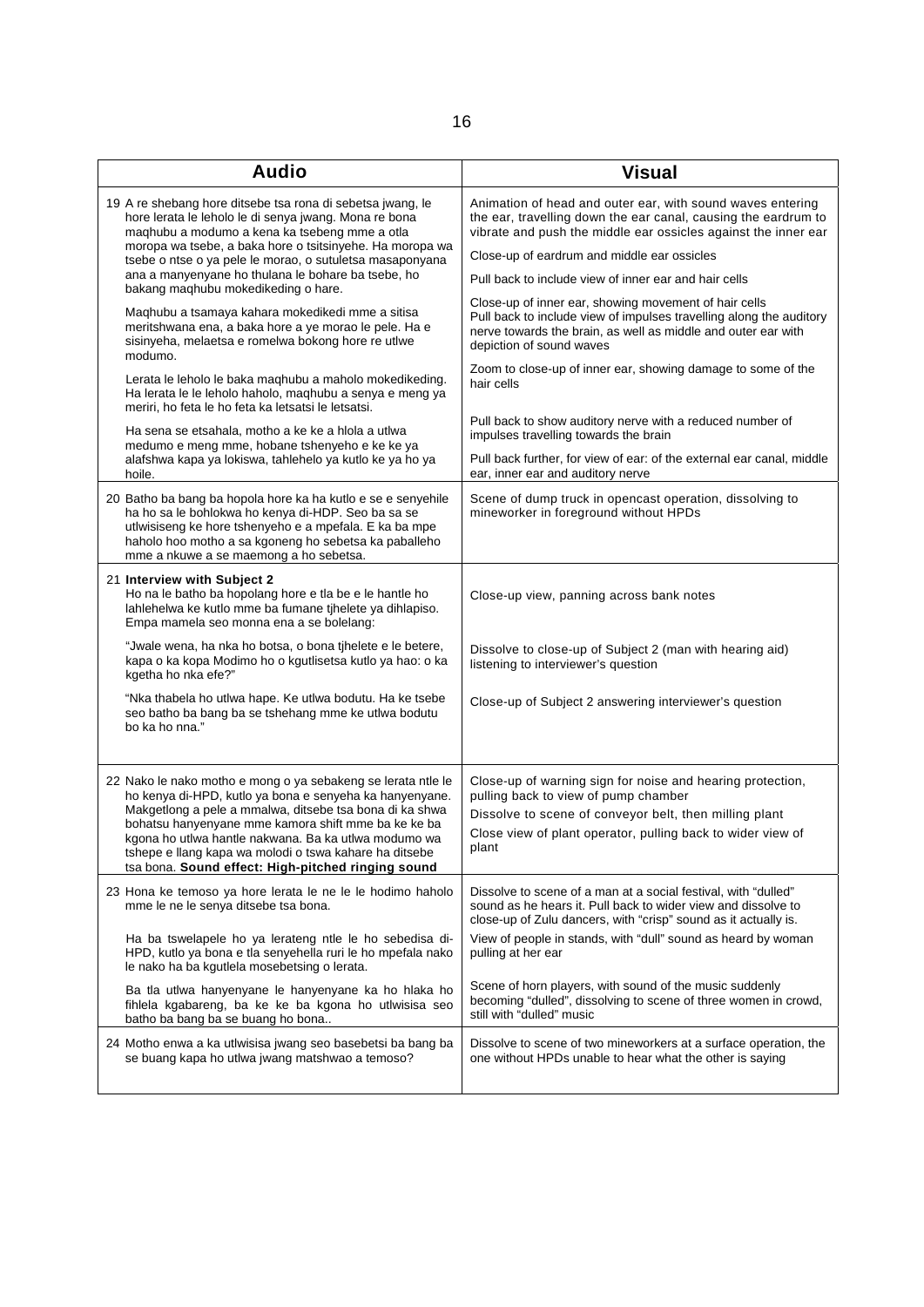| Audio | Visual |
|---|---|
| 19 A re shebang hore ditsebe tsa rona di sebetsa jwang, le hore lerata le leholo le di senya jwang. Mona re bona maqhubu a modumo a kena ka tsebeng mme a otla moropa wa tsebe, a baka hore o tsitsinyehe. Ha moropa wa tsebe o ntse o ya pele le morao, o sutuletsa masaponyana ana a manyenyane ho thulana le bohare ba tsebe, ho bakang maqhubu mokedikeding o hare. | Animation of head and outer ear, with sound waves entering the ear, travelling down the ear canal, causing the eardrum to vibrate and push the middle ear ossicles against the inner ear<br>Close-up of eardrum and middle ear ossicles<br>Pull back to include view of inner ear and hair cells |
| Maqhubu a tsamaya kahara mokedikedi mme a sitisa meritshwana ena, a baka hore a ye morao le pele. Ha e sisinyeha, melaetsa e romelwa bokong hore re utlwe modumo. | Close-up of inner ear, showing movement of hair cells<br>Pull back to include view of impulses travelling along the auditory nerve towards the brain, as well as middle and outer ear with depiction of sound waves |
| Lerata le leholo le baka maqhubu a maholo mokedikeding. Ha lerata le le leholo haholo, maqhubu a senya e meng ya meriri, ho feta le ho feta ka letsatsi le letsatsi. | Zoom to close-up of inner ear, showing damage to some of the hair cells |
| Ha sena se etsahala, motho a ke ke a hlola a utlwa medumo e meng mme, hobane tshenyeho e ke ke ya alafshwa kapa ya lokiswa, tahlehelo ya kutlo ke ya ho ya hoile. | Pull back to show auditory nerve with a reduced number of impulses travelling towards the brain<br>Pull back further, for view of ear: of the external ear canal, middle ear, inner ear and auditory nerve |
| 20 Batho ba bang ba hopola hore ka ha kutlo e se e senyehile ha ho sa le bohlokwa ho kenya di-HDP. Seo ba sa se utlwisiseng ke hore tshenyeho e a mpefala. E ka ba mpe haholo hoo motho a sa kgoneng ho sebetsa ka paballeho mme a nkuwe a se maemong a ho sebetsa. | Scene of dump truck in opencast operation, dissolving to mineworker in foreground without HPDs |
| 21 **Interview with Subject 2**<br>Ho na le batho ba hopolang hore e tla be e le hantle ho lahlehelwa ke kutlo mme ba fumane tjhelete ya dihlapiso. Empa mamela seo monna ena a se bolelang: | Close-up view, panning across bank notes |
| "Jwale wena, ha nka ho botsa, o bona tjhelete e le betere, kapa o ka kopa Modimo ho o kgutlisetsa kutlo ya hao: o ka kgetha ho nka efe?" | Dissolve to close-up of Subject 2 (man with hearing aid) listening to interviewer's question |
| "Nka thabela ho utlwa hape. Ke utlwa bodutu. Ha ke tsebe seo batho ba bang ba se tshehang mme ke utlwa bodutu bo ka ho nna." | Close-up of Subject 2 answering interviewer's question |
| 22 Nako le nako motho e mong o ya sebakeng se lerata ntle le ho kenya di-HPD, kutlo ya bona e senyeha ka hanyenyane. Makgetlong a pele a mmalwa, ditsebe tsa bona di ka shwa bohatsu hanyenyane mme kamora shift mme ba ke ke ba kgona ho utlwa hantle nakwana. Ba ka utlwa modumo wa tshepe e llang kapa wa molodi o tswa kahare ha ditsebe tsa bona. **Sound effect: High-pitched ringing sound** | Close-up of warning sign for noise and hearing protection, pulling back to view of pump chamber<br>Dissolve to scene of conveyor belt, then milling plant<br>Close view of plant operator, pulling back to wider view of plant |
| 23 Hona ke temoso ya hore lerata le ne le le hodimo haholo mme le ne le senya ditsebe tsa bona. | Dissolve to scene of a man at a social festival, with "dulled" sound as he hears it. Pull back to wider view and dissolve to close-up of Zulu dancers, with "crisp" sound as it actually is. |
| Ha ba tswelapele ho ya lerateng ntle le ho sebedisa di-HPD, kutlo ya bona e tla senyehella ruri le ho mpefala nako le nako ha ba kgutlela mosebetsing o lerata. | View of people in stands, with "dull" sound as heard by woman pulling at her ear |
| Ba tla utlwa hanyenyane le hanyenyane ka ho hlaka ho fihlela kgabareng, ba ke ke ba kgona ho utlwisisa seo batho ba bang ba se buang ho bona.. | Scene of horn players, with sound of the music suddenly becoming "dulled", dissolving to scene of three women in crowd, still with "dulled" music |
| 24 Motho enwa a ka utlwisisa jwang seo basebetsi ba bang ba se buang kapa ho utlwa jwang matshwao a temoso? | Dissolve to scene of two mineworkers at a surface operation, the one without HPDs unable to hear what the other is saying |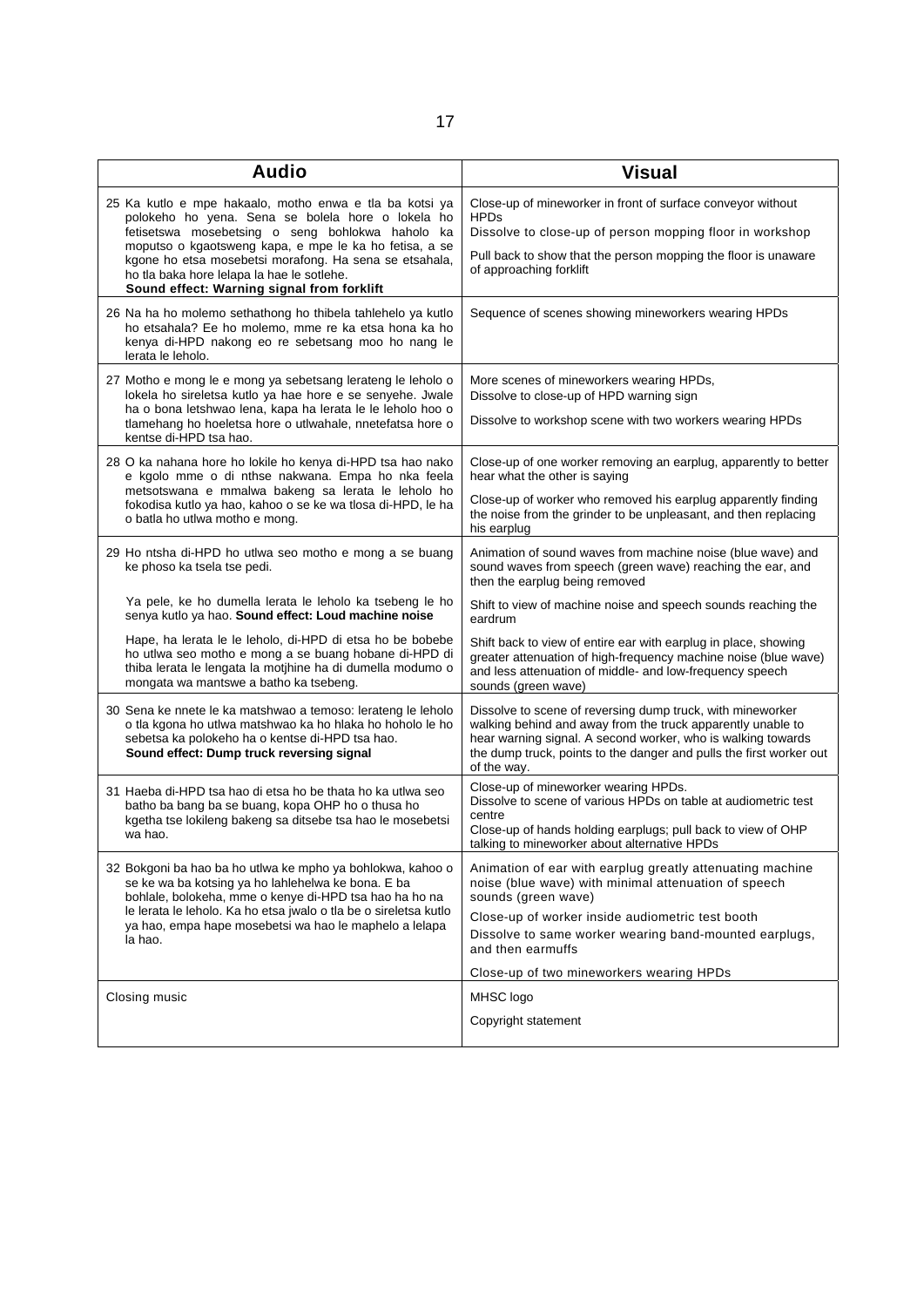| Audio | Visual |
|---|---|
| 25 Ka kutlo e mpe hakaalo, motho enwa e tla ba kotsi ya polokeho ho yena. Sena se bolela hore o lokela ho fetisetswa mosebetsing o seng bohlokwa haholo ka moputso o kgaotsweng kapa, e mpe le ka ho fetisa, a se kgone ho etsa mosebetsi morafong. Ha sena se etsahala, ho tla baka hore lelapa la hae le sotlehe. **Sound effect: Warning signal from forklift** | Close-up of mineworker in front of surface conveyor without HPDs<br>Dissolve to close-up of person mopping floor in workshop<br>Pull back to show that the person mopping the floor is unaware of approaching forklift |
| 26 Na ha ho molemo sethathong ho thibela tahlehelo ya kutlo ho etsahala? Ee ho molemo, mme re ka etsa hona ka ho kenya di-HPD nakong eo re sebetsang moo ho nang le lerata le leholo. | Sequence of scenes showing mineworkers wearing HPDs |
| 27 Motho e mong le e mong ya sebetsang lerateng le leholo o lokela ho sireletsa kutlo ya hae hore e se senyehe. Jwale ha o bona letshwao lena, kapa ha lerata le le leholo hoo o tlamehang ho hoeletsa hore o utlwahale, nnetefatsa hore o kentse di-HPD tsa hao. | More scenes of mineworkers wearing HPDs,<br>Dissolve to close-up of HPD warning sign<br>Dissolve to workshop scene with two workers wearing HPDs |
| 28 O ka nahana hore ho lokile ho kenya di-HPD tsa hao nako e kgolo mme o di nthse nakwana. Empa ho nka feela metsotswana e mmalwa bakeng sa lerata le leholo ho fokodisa kutlo ya hao, kahoo o se ke wa tlosa di-HPD, le ha o batla ho utlwa motho e mong. | Close-up of one worker removing an earplug, apparently to better hear what the other is saying<br>Close-up of worker who removed his earplug apparently finding the noise from the grinder to be unpleasant, and then replacing his earplug |
| 29 Ho ntsha di-HPD ho utlwa seo motho e mong a se buang ke phoso ka tsela tse pedi.<br>Ya pele, ke ho dumella lerata le leholo ka tsebeng le ho senya kutlo ya hao. **Sound effect: Loud machine noise**<br>Hape, ha lerata le le leholo, di-HPD di etsa ho be bobebe ho utlwa seo motho e mong a se buang hobane di-HPD di thiba lerata le lengata la motjhine ha di dumella modumo o mongata wa mantswe a batho ka tsebeng. | Animation of sound waves from machine noise (blue wave) and sound waves from speech (green wave) reaching the ear, and then the earplug being removed<br>Shift to view of machine noise and speech sounds reaching the eardrum<br>Shift back to view of entire ear with earplug in place, showing greater attenuation of high-frequency machine noise (blue wave) and less attenuation of middle- and low-frequency speech sounds (green wave) |
| 30 Sena ke nnete le ka matshwao a temoso: lerateng le leholo o tla kgona ho utlwa matshwao ka ho hlaka ho hololo le ho sebetsa ka polokeho ha o kentse di-HPD tsa hao. **Sound effect: Dump truck reversing signal** | Dissolve to scene of reversing dump truck, with mineworker walking behind and away from the truck apparently unable to hear warning signal. A second worker, who is walking towards the dump truck, points to the danger and pulls the first worker out of the way. |
| 31 Haeba di-HPD tsa hao di etsa ho be thata ho ka utlwa seo batho ba bang ba se buang, kopa OHP ho o thusa ho kgetha tse lokileng bakeng sa ditsebe tsa hao le mosebetsi wa hao. | Close-up of mineworker wearing HPDs.<br>Dissolve to scene of various HPDs on table at audiometric test centre<br>Close-up of hands holding earplugs; pull back to view of OHP talking to mineworker about alternative HPDs |
| 32 Bokgoni ba hao ba ho utlwa ke mpho ya bohlokwa, kahoo o se ke wa ba kotsing ya ho lahlehelwa ke bona. E ba bohlale, bolokeha, mme o kenye di-HPD tsa hao ha ho na le lerata le leholo. Ka ho etsa jwalo o tla be o sireletsa kutlo ya hao, empa hape mosebetsi wa hao le maphelo a lelapa la hao. | Animation of ear with earplug greatly attenuating machine noise (blue wave) with minimal attenuation of speech sounds (green wave)<br>Close-up of worker inside audiometric test booth<br>Dissolve to same worker wearing band-mounted earplugs, and then earmuffs<br>Close-up of two mineworkers wearing HPDs |
| Closing music | MHSC logo<br>Copyright statement |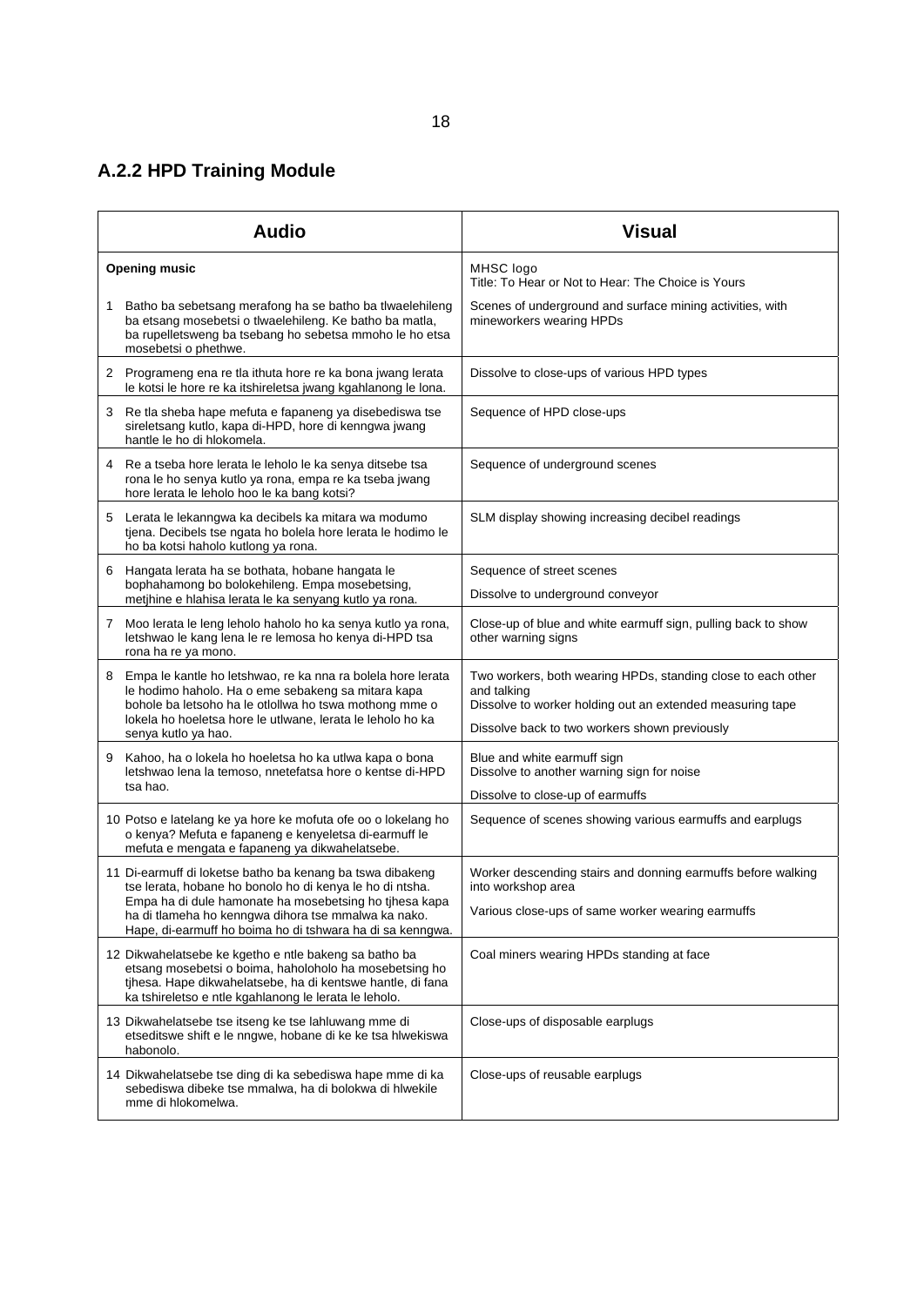## A.2.2 HPD Training Module

| Audio | Visual |
|---|---|
| **Opening music** | MHSC logo<br>Title: To Hear or Not to Hear: The Choice is Yours |
| 1 Batho ba sebetsang merafong ha se batho ba tlwaelehileng ba etsang mosebetsi o tlwaelehileng. Ke batho ba matla, ba rupelletsweng ba tsebang ho sebetsa mmoho le ho etsa mosebetsi o phethwe. | Scenes of underground and surface mining activities, with mineworkers wearing HPDs |
| 2 Programeng ena re tla ithuta hore re ka bona jwang lerata le kotsi le hore re ka itshireletsa jwang kgahlanong le lona. | Dissolve to close-ups of various HPD types |
| 3 Re tla sheba hape mefuta e fapaneng ya disebediswa tse sireletsang kutlo, kapa di-HPD, hore di kenngwa jwang hantle le ho di hlokomela. | Sequence of HPD close-ups |
| 4 Re a tseba hore lerata le leholo le ka senya ditsebe tsa rona le ho senya kutlo ya rona, empa re ka tseba jwang hore lerata le leholo hoo le ka bang kotsi? | Sequence of underground scenes |
| 5 Lerata le lekanngwa ka decibels ka mitara wa modumo tjena. Decibels tse ngata ho bolela hore lerata le hodimo le ho ba kotsi haholo kutlong ya rona. | SLM display showing increasing decibel readings |
| 6 Hangata lerata ha se bothata, hobane hangata le bophahamong bo bolokehileng. Empa mosebetsing, metjhine e hlahisa lerata le ka senyang kutlo ya rona. | Sequence of street scenes<br>Dissolve to underground conveyor |
| 7 Moo lerata le leng leholo haholo ho ka senya kutlo ya rona, letshwao le kang lena le re lemosa ho kenya di-HPD tsa rona ha re ya mono. | Close-up of blue and white earmuff sign, pulling back to show other warning signs |
| 8 Empa le kantle ho letshwao, re ka nna ra bolela hore lerata le hodimo haholo. Ha o eme sebakeng sa mitara kapa bohole ba letsoho ha le otlollwa ho tswa mothong mme o lokela ho hoeletsa hore le utlwane, lerata le leholo ho ka senya kutlo ya hao. | Two workers, both wearing HPDs, standing close to each other and talking<br>Dissolve to worker holding out an extended measuring tape<br>Dissolve back to two workers shown previously |
| 9 Kahoo, ha o lokela ho hoeletsa ho ka utlwa kapa o bona letshwao lena la temoso, nnetefatsa hore o kentse di-HPD tsa hao. | Blue and white earmuff sign<br>Dissolve to another warning sign for noise<br>Dissolve to close-up of earmuffs |
| 10 Potso e latelang ke ya hore ke mofuta ofe oo o lokelang ho o kenya? Mefuta e fapaneng e kenyeletsa di-earmuff le mefuta e mengata e fapaneng ya dikwahelatsebe. | Sequence of scenes showing various earmuffs and earplugs |
| 11 Di-earmuff di loketse batho ba kenang ba tswa dibakeng tse lerata, hobane ho bonolo ho di kenya le ho di ntsha. Empa ha di dule hamonate ha mosebetsing ho tjhesa kapa ha di tlameha ho kenngwa dihora tse mmalwa ka nako. Hape, di-earmuff ho boima ho di tshwara ha di sa kenngwa. | Worker descending stairs and donning earmuffs before walking into workshop area<br>Various close-ups of same worker wearing earmuffs |
| 12 Dikwahelatsebe ke kgetho e ntle bakeng sa batho ba etsang mosebetsi o boima, haholoholo ha mosebetsing ho tjhesa. Hape dikwahelatsebe, ha di kentswe hantle, di fana ka tshireletso e ntle kgahlanong le lerata le leholo. | Coal miners wearing HPDs standing at face |
| 13 Dikwahelatsebe tse itseng ke tse lahluwang mme di etseditswe shift e le nngwe, hobane di ke ke tsa hlwekiswa habonolo. | Close-ups of disposable earplugs |
| 14 Dikwahelatsebe tse ding di ka sebediswa hape mme di ka sebediswa dibeke tse mmalwa, ha di bolokwa di hlwekile mme di hlokomelwa. | Close-ups of reusable earplugs |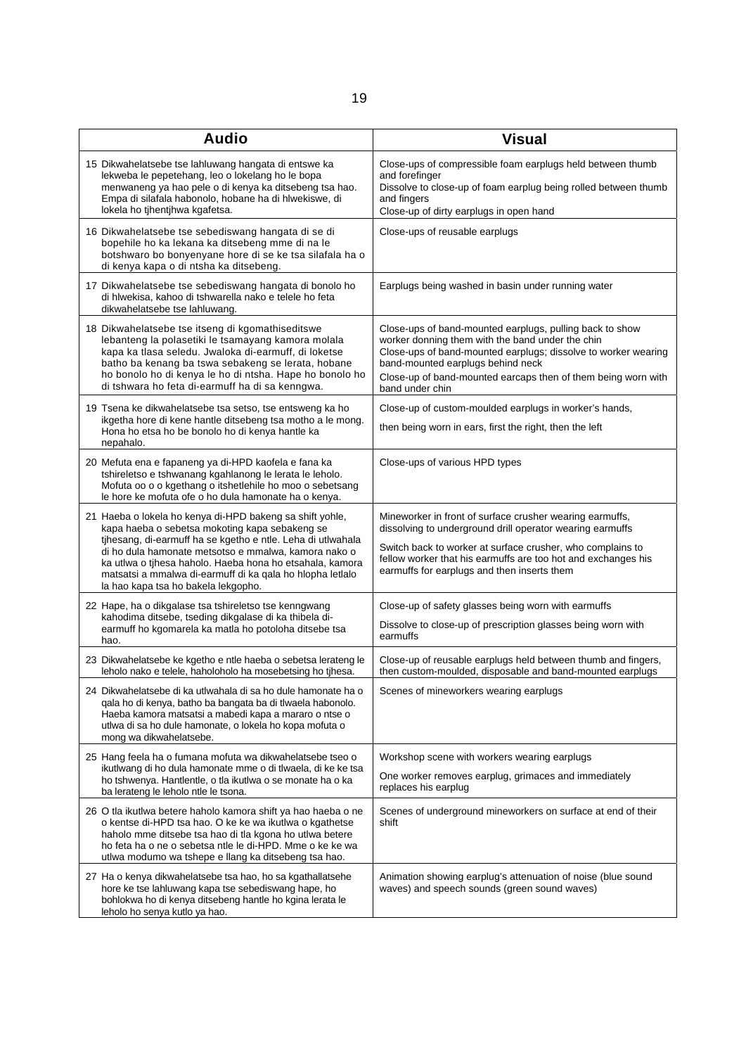| Audio | Visual |
|---|---|
| 15 Dikwahelatsebe tse lahluwang hangata di entswe ka lekweba le pepetehang, leo o lokelang ho le bopa menwaneng ya hao pele o di kenya ka ditsebeng tsa hao. Empa di silafala habonolo, hobane ha di hlwekiswe, di lokela ho tjhentjhwa kgafetsa. | Close-ups of compressible foam earplugs held between thumb and forefinger<br>Dissolve to close-up of foam earplug being rolled between thumb and fingers<br>Close-up of dirty earplugs in open hand |
| 16 Dikwahelatsebe tse sebediswang hangata di se di bopehile ho ka lekana ka ditsebeng mme di na le botshwaro bo bonyenyane hore di se ke tsa silafala ha o di kenya kapa o di ntsha ka ditsebeng. | Close-ups of reusable earplugs |
| 17 Dikwahelatsebe tse sebediswang hangata di bonolo ho di hlwekisa, kahoo di tshwarella nako e telele ho feta dikwahelatsebe tse lahluwang. | Earplugs being washed in basin under running water |
| 18 Dikwahelatsebe tse itseng di kgomathiseditswe lebanteng la polasetiki le tsamayang kamora molala kapa ka tlasa seledu. Jwaloka di-earmuff, di loketse batho ba kenang ba tswa sebakeng se lerata, hobane ho bonolo ho di kenya le ho di ntsha. Hape ho bonolo ho di tshwara ho feta di-earmuff ha di sa kenngwa. | Close-ups of band-mounted earplugs, pulling back to show worker donning them with the band under the chin<br>Close-ups of band-mounted earplugs; dissolve to worker wearing band-mounted earplugs behind neck<br>Close-up of band-mounted earcaps then of them being worn with band under chin |
| 19 Tsena ke dikwahelatsebe tsa setso, tse entsweng ka ho ikgetha hore di kene hantle ditsebeng tsa motho a le mong. Hona ho etsa ho be bonolo ho di kenya hantle ka nepahalo. | Close-up of custom-moulded earplugs in worker's hands,<br>then being worn in ears, first the right, then the left |
| 20 Mefuta ena e fapaneng ya di-HPD kaofela e fana ka tshireletso e tshwanang kgahlanong le lerata le leholo. Mofuta oo o o kgethang o itshetlehile ho moo o sebetsang le hore ke mofuta ofe o ho dula hamonate ha o kenya. | Close-ups of various HPD types |
| 21 Haeba o lokela ho kenya di-HPD bakeng sa shift yohle, kapa haeba o sebetsa mokoting kapa sebakeng se tjhesang, di-earmuff ha se kgetho e ntle. Leha di utlwahala di ho dula hamonate metsotso e mmalwa, kamora nako o ka utlwa o tjhesa haholo. Haeba hona ho etsahala, kamora matsatsi a mmalwa di-earmuff di ka qala ho hlopha letlalo la hao kapa tsa ho bakela lekgopho. | Mineworker in front of surface crusher wearing earmuffs, dissolving to underground drill operator wearing earmuffs<br>Switch back to worker at surface crusher, who complains to fellow worker that his earmuffs are too hot and exchanges his earmuffs for earplugs and then inserts them |
| 22 Hape, ha o dikgalase tsa tshireletso tse kenngwang kahodima ditsebe, tseding dikgalase di ka thibela di-earmuff ho kgomarela ka matla ho potoloha ditsebe tsa hao. | Close-up of safety glasses being worn with earmuffs<br>Dissolve to close-up of prescription glasses being worn with earmuffs |
| 23 Dikwahelatsebe ke kgetho e ntle haeba o sebetsa lerateng le leholo nako e telele, haholoholo ha mosebetsing ho tjhesa. | Close-up of reusable earplugs held between thumb and fingers, then custom-moulded, disposable and band-mounted earplugs |
| 24 Dikwahelatsebe di ka utlwahala di sa ho dule hamonate ha o qala ho di kenya, batho ba bangata ba di tlwaela habonolo. Haeba kamora matsatsi a mabedi kapa a mararo o ntse o utlwa di sa ho dule hamonate, o lokela ho kopa mofuta o mong wa dikwahelatsebe. | Scenes of mineworkers wearing earplugs |
| 25 Hang feela ha o fumana mofuta wa dikwahelatsebe tseo o ikutlwang di ho dula hamonate mme o di tlwaela, di ke ke tsa ho tshwenya. Hantlentle, o tla ikutlwa o se monate ha o ka ba lerateng le leholo ntle le tsona. | Workshop scene with workers wearing earplugs<br>One worker removes earplug, grimaces and immediately replaces his earplug |
| 26 O tla ikutlwa betere haholo kamora shift ya hao haeba o ne o kentse di-HPD tsa hao. O ke ke wa ikutlwa o kgathetse haholo mme ditsebe tsa hao di tla kgona ho utlwa betere ho feta ha o ne o sebetsa ntle le di-HPD. Mme o ke ke wa utlwa modumo wa tshepe e llang ka ditsebeng tsa hao. | Scenes of underground mineworkers on surface at end of their shift |
| 27 Ha o kenya dikwahelatsebe tsa hao, ho sa kgathallatsehe hore ke tse lahluwang kapa tse sebediswang hape, ho bohlokwa ho di kenya ditsebeng hantle ho kgina lerata le leholo ho senya kutlo ya hao. | Animation showing earplug's attenuation of noise (blue sound waves) and speech sounds (green sound waves) |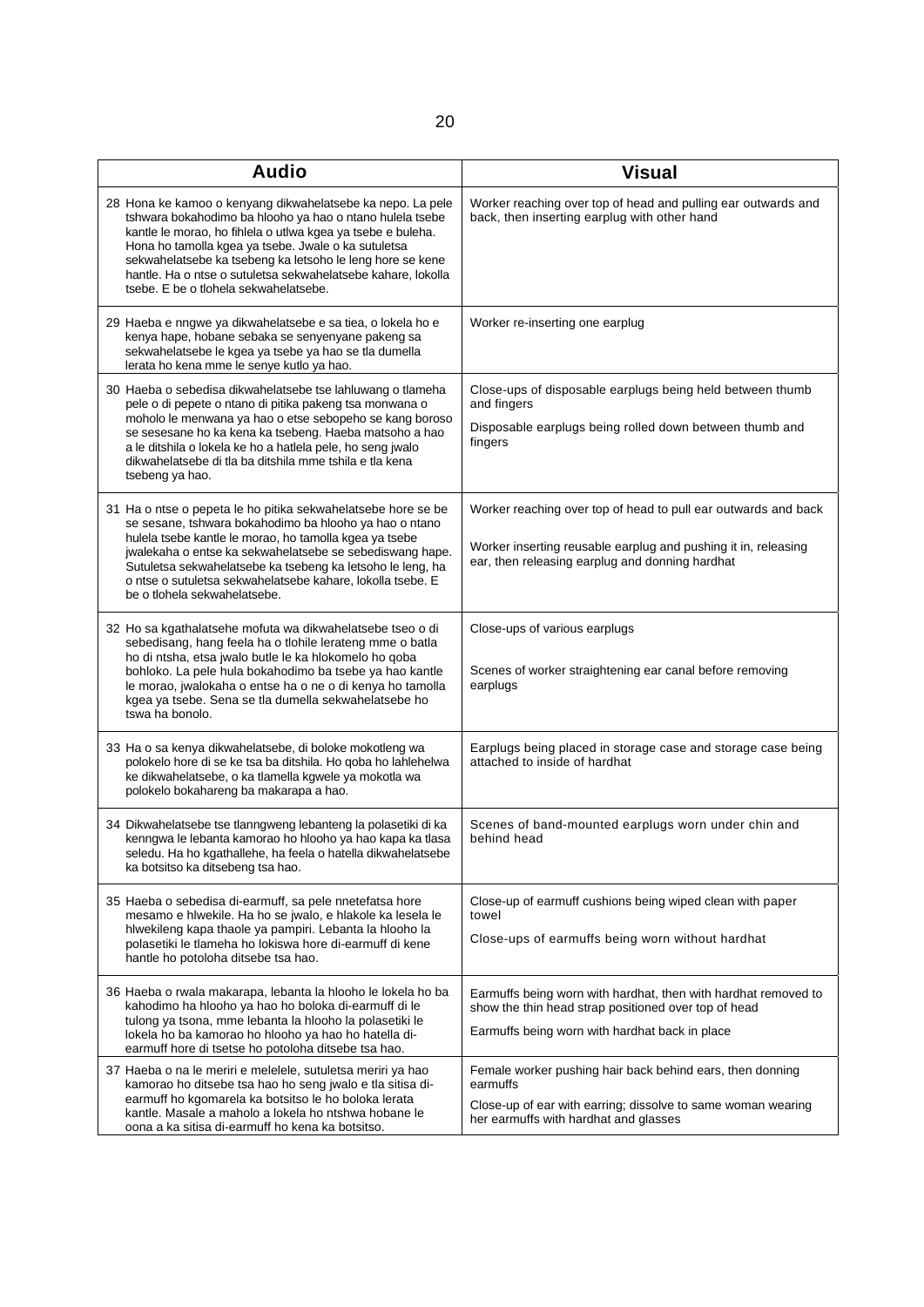| Audio | Visual |
|---|---|
| 28 Hona ke kamoo o kenyang dikwahelatsebe ka nepo. La pele tshwara bokahodimo ba hlooho ya hao o ntano hulela tsebe kantle le morao, ho fihlela o utlwa kgea ya tsebe e buleha. Hona ho tamolla kgea ya tsebe. Jwale o ka sutuletsa sekwahelatsebe ka tsebeng ka letsoho le leng hore se kene hantle. Ha o ntse o sutuletsa sekwahelatsebe kahare, lokolla tsebe. E be o tlohela sekwahelatsebe. | Worker reaching over top of head and pulling ear outwards and back, then inserting earplug with other hand |
| 29 Haeba e nngwe ya dikwahelatsebe e sa tiea, o lokela ho e kenya hape, hobane sebaka se senyenyane pakeng sa sekwahelatsebe le kgea ya tsebe ya hao se tla dumella lerata ho kena mme le senye kutlo ya hao. | Worker re-inserting one earplug |
| 30 Haeba o sebedisa dikwahelatsebe tse lahluwang o tlameha pele o di pepete o ntano di pitika pakeng tsa monwana o moholo le menwana ya hao o etse sebopeho se kang boroso se sesesane ho ka kena ka tsebeng. Haeba matsoho a hao a le ditshila o lokela ke ho a hatlela pele, ho seng jwalo dikwahelatsebe di tla ba ditshila mme tshila e tla kena tsebeng ya hao. | Close-ups of disposable earplugs being held between thumb and fingers<br><br>Disposable earplugs being rolled down between thumb and fingers |
| 31 Ha o ntse o pepeta le ho pitika sekwahelatsebe hore se be se sesane, tshwara bokahodimo ba hlooho ya hao o ntano hulela tsebe kantle le morao, ho tamolla kgea ya tsebe jwalekaha o entse ka sekwahelatsebe se sebediswang hape. Sutuletsa sekwahelatsebe ka tsebeng ka letsoho le leng, ha o ntse o sutuletsa sekwahelatsebe kahare, lokolla tsebe. E be o tlohela sekwahelatsebe. | Worker reaching over top of head to pull ear outwards and back<br><br>Worker inserting reusable earplug and pushing it in, releasing ear, then releasing earplug and donning hardhat |
| 32 Ho sa kgathalatsehe mofuta wa dikwahelatsebe tseo o di sebedisang, hang feela ha o tlohile lerateng mme o batla ho di ntsha, etsa jwalo butle le ka hlokomelo ho qoba bohloko. La pele hula bokahodimo ba tsebe ya hao kantle le morao, jwalokaha o entse ha o ne o di kenya ho tamolla kgea ya tsebe. Sena se tla dumella sekwahelatsebe ho tswa ha bonolo. | Close-ups of various earplugs<br><br>Scenes of worker straightening ear canal before removing earplugs |
| 33 Ha o sa kenya dikwahelatsebe, di boloke mokotleng wa polokelo hore di se ke tsa ba ditshila. Ho qoba ho lahlehelwa ke dikwahelatsebe, o ka tlamella kgwele ya mokotla wa polokelo bokahareng ba makarapa a hao. | Earplugs being placed in storage case and storage case being attached to inside of hardhat |
| 34 Dikwahelatsebe tse tlanngweng lebanteng la polasetiki di ka kenngwa le lebanta kamorao ho hlooho ya hao kapa ka tlasa seledu. Ha ho kgathallehe, ha feela o hatella dikwahelatsebe ka botsitso ka ditsebeng tsa hao. | Scenes of band-mounted earplugs worn under chin and behind head |
| 35 Haeba o sebedisa di-earmuff, sa pele nnetefatsa hore mesamo e hlwekile. Ha ho se jwalo, e hlakole ka lesela le hlwekileng kapa thaole ya pampiri. Lebanta la hlooho la polasetiki le tlameha ho lokiswa hore di-earmuff di kene hantle ho potoloha ditsebe tsa hao. | Close-up of earmuff cushions being wiped clean with paper towel<br><br>Close-ups of earmuffs being worn without hardhat |
| 36 Haeba o rwala makarapa, lebanta la hlooho le lokela ho ba kahodimo ha hlooho ya hao ho boloka di-earmuff di le tulong ya tsona, mme lebanta la hlooho la polasetiki le lokela ho ba kamorao ho hlooho ya hao ho hatella di-earmuff hore di tsetse ho potoloha ditsebe tsa hao. | Earmuffs being worn with hardhat, then with hardhat removed to show the thin head strap positioned over top of head<br><br>Earmuffs being worn with hardhat back in place |
| 37 Haeba o na le meriri e melelele, sutuletsa meriri ya hao kamorao ho ditsebe tsa hao ho seng jwalo e tla sitisa di-earmuff ho kgomarela ka botsitso le ho boloka lerata kantle. Masale a maholo a lokela ho ntshwa hobane le oona a ka sitisa di-earmuff ho kena ka botsitso. | Female worker pushing hair back behind ears, then donning earmuffs<br><br>Close-up of ear with earring; dissolve to same woman wearing her earmuffs with hardhat and glasses |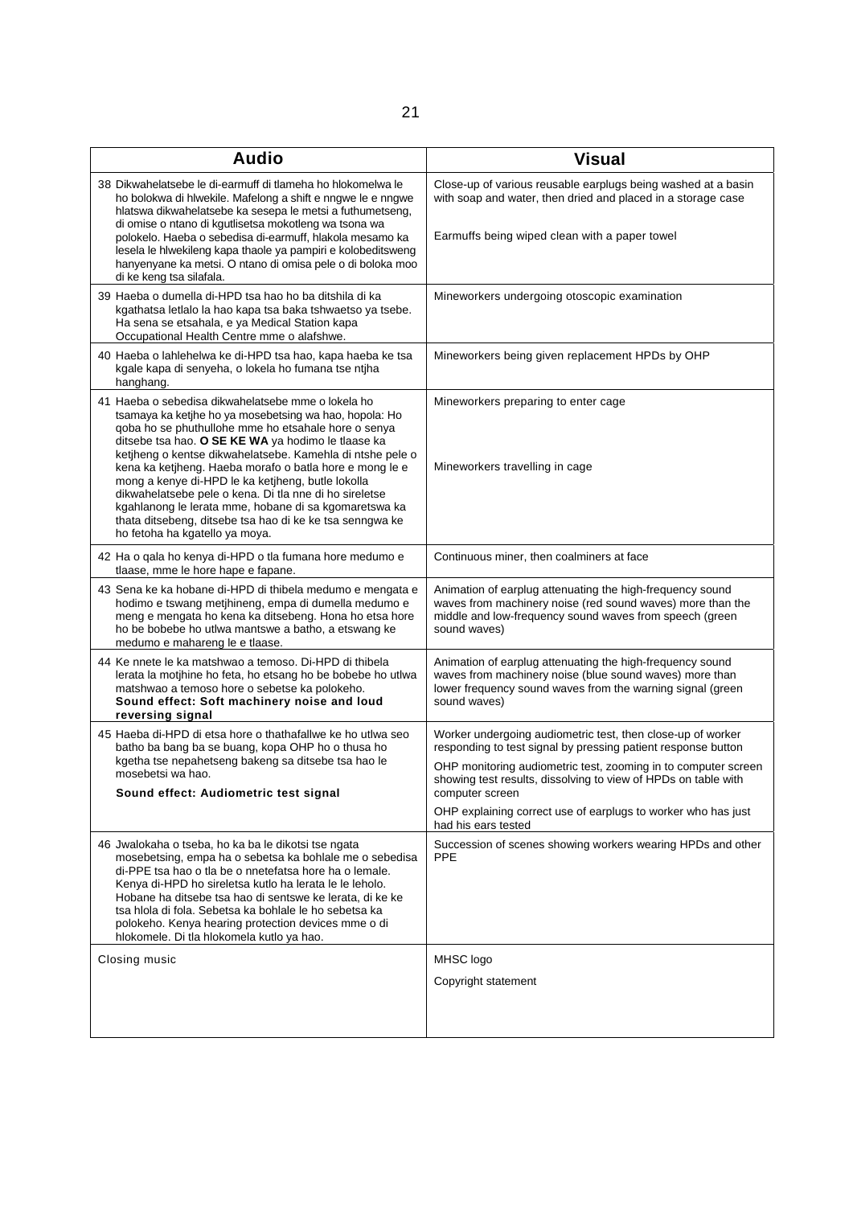| Audio | Visual |
|---|---|
| 38 Dikwahelatsebe le di-earmuff di tlameha ho hlokomelwa le ho bolokwa di hlwekile. Mafelong a shift e nngwe le e nngwe hlatswa dikwahelatsebe ka sesepa le metsi a futhumetseng, di omise o ntano di kgutlisetsa mokotleng wa tsona wa polokelo. Haeba o sebedisa di-earmuff, hlakola mesamo ka lesela le hlwekileng kapa thaole ya pampiri e kolobeditsweng hanyenyane ka metsi. O ntano di omisa pele o di boloka moo di ke keng tsa silafala. | Close-up of various reusable earplugs being washed at a basin with soap and water, then dried and placed in a storage case<br><br>Earmuffs being wiped clean with a paper towel |
| 39 Haeba o dumella di-HPD tsa hao ho ba ditshila di ka kgathatsa letlalo la hao kapa tsa baka tshwaetso ya tsebe. Ha sena se etsahala, e ya Medical Station kapa Occupational Health Centre mme o alafshwe. | Mineworkers undergoing otoscopic examination |
| 40 Haeba o lahlehelwa ke di-HPD tsa hao, kapa haeba ke tsa kgale kapa di senyeha, o lokela ho fumana tse ntjha hanghang. | Mineworkers being given replacement HPDs by OHP |
| 41 Haeba o sebedisa dikwahelatsebe mme o lokela ho tsamaya ka ketjhe ho ya mosebetsing wa hao, hopola: Ho qoba ho se phuthullohe mme ho etsahale hore o senya ditsebe tsa hao. **O SE KE WA** ya hodimo le tlaase ka ketjheng o kentse dikwahelatsebe. Kamehla di ntshe pele o kena ka ketjheng. Haeba morafo o batla hore e mong le e mong a kenye di-HPD le ka ketjheng, butle lokolla dikwahelatsebe pele o kena. Di tla nne di ho sireletse kgahlanong le lerata mme, hobane di sa kgomaretswa ka thata ditsebeng, ditsebe tsa hao di ke ke tsa senngwa ke ho fetoha ha kgatello ya moya. | Mineworkers preparing to enter cage<br><br>Mineworkers travelling in cage |
| 42 Ha o qala ho kenya di-HPD o tla fumana hore medumo e tlaase, mme le hore hape e fapane. | Continuous miner, then coalminers at face |
| 43 Sena ke ka hobane di-HPD di thibela medumo e mengata e hodimo e tswang metjhineng, empa di dumella medumo e meng e mengata ho kena ka ditsebeng. Hona ho etsa hore ho be bobebe ho utlwa mantswe a batho, a etswang ke medumo e mahareng le e tlaase. | Animation of earplug attenuating the high-frequency sound waves from machinery noise (red sound waves) more than the middle and low-frequency sound waves from speech (green sound waves) |
| 44 Ke nnete le ka matshwao a temoso. Di-HPD di thibela lerata la motjhine ho feta, ho etsang ho be bobebe ho utlwa matshwao a temoso hore o sebetse ka polokeho. **Sound effect: Soft machinery noise and loud reversing signal** | Animation of earplug attenuating the high-frequency sound waves from machinery noise (blue sound waves) more than lower frequency sound waves from the warning signal (green sound waves) |
| 45 Haeba di-HPD di etsa hore o thathafallwe ke ho utlwa seo batho ba bang ba se buang, kopa OHP ho o thusa ho kgetha tse nepahetseng bakeng sa ditsebe tsa hao le mosebetsi wa hao. **Sound effect: Audiometric test signal** | Worker undergoing audiometric test, then close-up of worker responding to test signal by pressing patient response button<br><br>OHP monitoring audiometric test, zooming in to computer screen showing test results, dissolving to view of HPDs on table with computer screen<br><br>OHP explaining correct use of earplugs to worker who has just had his ears tested |
| 46 Jwalokaha o tseba, ho ka ba le dikotsi tse ngata mosebetsing, empa ha o sebetsa ka bohlale me o sebedisa di-PPE tsa hao o tla be o nnetefatsa hore ha o lemale. Kenya di-HPD ho sireletsa kutlo ha lerata le leholo. Hobane ha ditsebe tsa hao di sentswe ke lerata, di ke ke tsa hlola di fola. Sebetsa ka bohlale le ho sebetsa ka polokeho. Kenya hearing protection devices mme o di hlokomele. Di tla hlokomela kutlo ya hao. | Succession of scenes showing workers wearing HPDs and other PPE |
| Closing music | MHSC logo<br><br>Copyright statement |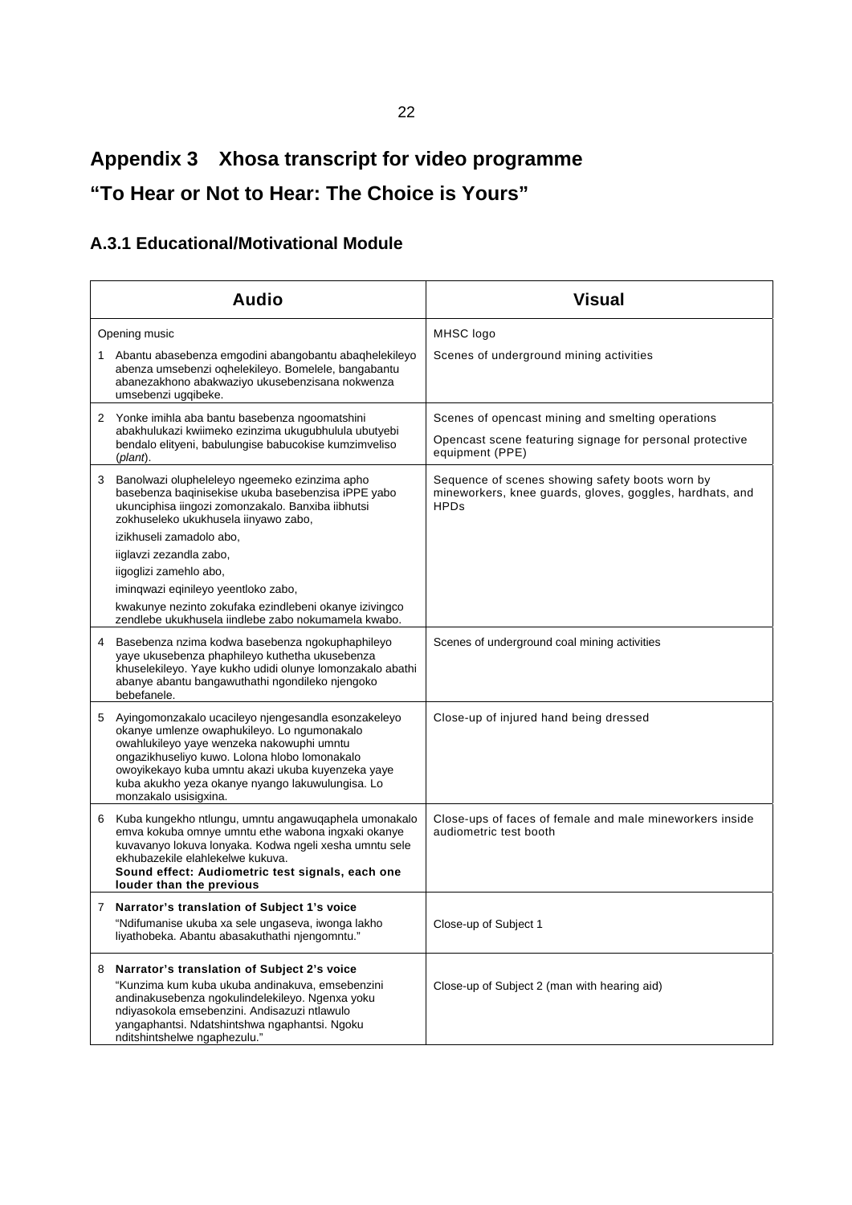# Appendix 3 Xhosa transcript for video programme

# "To Hear or Not to Hear: The Choice is Yours"

## A.3.1 Educational/Motivational Module

| Audio | Visual |
|---|---|
| Opening music | MHSC logo |
| 1 Abantu abasebenza emgodini abangobantu abaqhelekileyo abenza umsebenzi oqhelekileyo. Bomelele, bangabantu abanezakhono abakwaziyo ukusebenzisana nokwenza umsebenzi ugqibeke. | Scenes of underground mining activities |
| 2 Yonke imihla aba bantu basebenza ngoomatshini abakhulukazi kwiimeko ezinzima ukugubhulula ubutyebi bendalo elityeni, babulungise babucokise kumzimveliso (*plant*). | Scenes of opencast mining and smelting operations<br>Opencast scene featuring signage for personal protective equipment (PPE) |
| 3 Banolwazi olupheleleyo ngeemeko ezinzima apho basebenza baqinisekise ukuba basebenzisa iPPE yabo ukunciphisa iingozi zomonzakalo. Banxiba iibhutsi zokhuseleko ukukhusela iinyawo zabo,<br>izikhuseli zamadolo abo,<br>iiglavzi zezandla zabo,<br>iigoglizi zamehlo abo,<br>iminqwazi eqinileyo yeentloko zabo,<br>kwakunye nezinto zokufaka ezindlebeni okanye izivingco zendlebe ukukhusela iindlebe zabo nokumamela kwabo. | Sequence of scenes showing safety boots worn by mineworkers, knee guards, gloves, goggles, hardhats, and HPDs |
| 4 Basebenza nzima kodwa basebenza ngokuphaphileyo yaye ukusebenza phaphileyo kuthetha ukusebenza khuselekileyo. Yaye kukho udidi olunye lomonzakalo abathi abanye abantu bangawuthathi ngondileko njengoko bebefanele. | Scenes of underground coal mining activities |
| 5 Ayingomonzakalo ucacileyo njengesandla esonzakeleyo okanye umlenze owaphukileyo. Lo ngumonakalo owahlukileyo yaye wenzeka nakowuphi umntu ongazikhuseliyo kuwo. Lolona hlobo lomonakalo owoyikekayo kuba umntu akazi ukuba kuyenzeka yaye kuba akukho yeza okanye nyango lakuwulungisa. Lo monzakalo usisigxina. | Close-up of injured hand being dressed |
| 6 Kuba kungekho ntlungu, umntu angawuqaphela umonakalo emva kokuba omnye umntu ethe wabona ingxaki okanye kuvavanyo lokuva lonyaka. Kodwa ngeli xesha umntu sele ekhubazekile elahlekelwe kukuva.<br>**Sound effect: Audiometric test signals, each one louder than the previous** | Close-ups of faces of female and male mineworkers inside audiometric test booth |
| 7 **Narrator's translation of Subject 1's voice**<br>"Ndifumanise ukuba xa sele ungaseva, iwonga lakho liyathobeka. Abantu abasakuthathi njengomntu." | Close-up of Subject 1 |
| 8 **Narrator's translation of Subject 2's voice**<br>"Kunzima kum kuba ukuba andinakuva, emsebenzini andinakusebenza ngokulindelekileyo. Ngenxa yoku ndiyasokola emsebenzini. Andisazuzi ntlawulo yangaphantsi. Ndatshintshwa ngaphantsi. Ngoku nditshintshelwe ngaphezulu." | Close-up of Subject 2 (man with hearing aid) |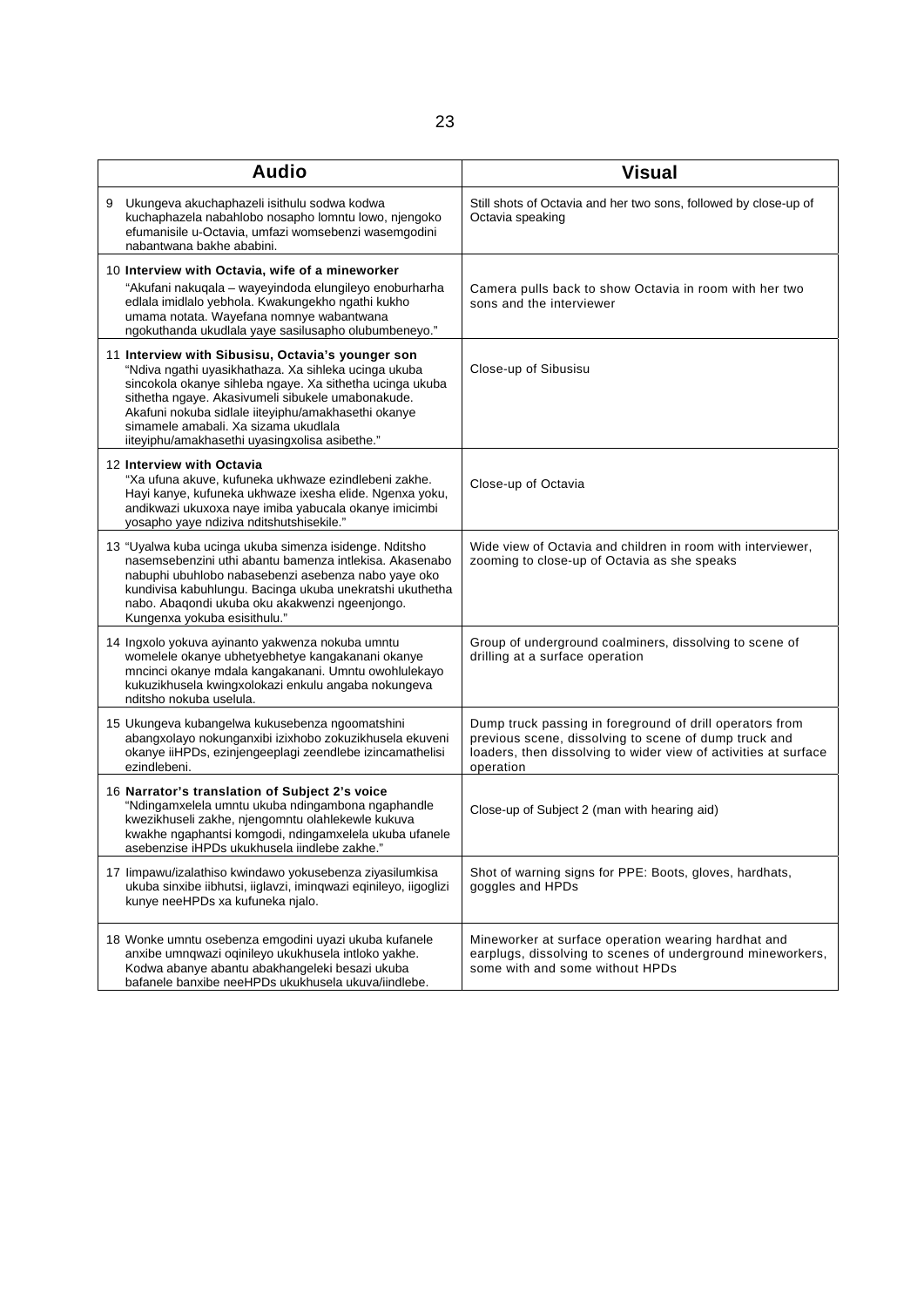| Audio | Visual |
|---|---|
| 9 Ukungeva akuchaphazeli isithulu sodwa kodwa kuchaphazela nabahlobo nosapho lomntu lowo, njengoko efumanisile u-Octavia, umfazi womsebenzi wasemgodini nabantwana bakhe ababini. | Still shots of Octavia and her two sons, followed by close-up of Octavia speaking |
| 10 **Interview with Octavia, wife of a mineworker** "Akufani nakuqala – wayeyindoda elungileyo enoburharha edlala imidlalo yebhola. Kwakungekho ngathi kukho umama notata. Wayefana nomnye wabantwana ngokuthanda ukudlala yaye sasilusapho olubumbeneyo." | Camera pulls back to show Octavia in room with her two sons and the interviewer |
| 11 **Interview with Sibusisu, Octavia's younger son** "Ndiva ngathi uyasikhathaza. Xa sihleka ucinga ukuba sincokola okanye sihleba ngaye. Xa sithetha ucinga ukuba sithetha ngaye. Akasivumeli sibukele umabonakude. Akafuni nokuba sidlale iiteyiphu/amakhasethi okanye simamele amabali. Xa sizama ukudlala iiteyiphu/amakhasethi uyasingxolisa asibethe." | Close-up of Sibusisu |
| 12 **Interview with Octavia** "Xa ufuna akuve, kufuneka ukhwaze ezindlebeni zakhe. Hayi kanye, kufuneka ukhwaze ixesha elide. Ngenxa yoku, andikwazi ukuxoxa naye imiba yabucala okanye imicimbi yosapho yaye ndiziva nditshutshisekile." | Close-up of Octavia |
| 13 "Uyalwa kuba ucinga ukuba simenza isidenge. Nditsho nasemsebenzini uthi abantu bamenza intlekisa. Akasenabo nabuphi ubuhlobo nabasebenzi asebenza nabo yaye oko kundivisa kabuhlungu. Bacinga ukuba unekratshi ukuthetha nabo. Abaqondi ukuba oku akakwenzi ngeenjongo. Kungenxa yokuba esisithulu." | Wide view of Octavia and children in room with interviewer, zooming to close-up of Octavia as she speaks |
| 14 Ingxolo yokuva ayinanto yakwenza nokuba umntu womelele okanye ubhetyebhetye kangakanani okanye mncinci okanye mdala kangakanani. Umntu owohlulekayo kukuzikhusela kwingxolokazi enkulu angaba nokungeva nditsho nokuba uselula. | Group of underground coalminers, dissolving to scene of drilling at a surface operation |
| 15 Ukungeva kubangelwa kukusebenza ngoomatshini abangxolayo nokunganxibi izixhobo zokuzikhusela ekuveni okanye iiHPDs, ezinjengeeplagi zeendlebe izincamathelisi ezindlebeni. | Dump truck passing in foreground of drill operators from previous scene, dissolving to scene of dump truck and loaders, then dissolving to wider view of activities at surface operation |
| 16 **Narrator's translation of Subject 2's voice** "Ndingamxelela umntu ukuba ndingambona ngaphandle kwezikhuseli zakhe, njengomntu olahlekewle kukuva kwakhe ngaphantsi komgodi, ndingamxelela ukuba ufanele asebenzise iHPDs ukukhusela iindlebe zakhe." | Close-up of Subject 2 (man with hearing aid) |
| 17 Iimpawu/izalathiso kwindawo yokusebenza ziyasilumkisa ukuba sinxibe iibhutsi, iiglavzi, iminqwazi eqinileyo, iigoglizi kunye neeHPDs xa kufuneka njalo. | Shot of warning signs for PPE: Boots, gloves, hardhats, goggles and HPDs |
| 18 Wonke umntu osebenza emgodini uyazi ukuba kufanele anxibe umnqwazi oqinileyo ukukhusela intloko yakhe. Kodwa abanye abantu abakhangeleki besazi ukuba bafanele banxibe neeHPDs ukukhusela ukuva/iindlebe. | Mineworker at surface operation wearing hardhat and earplugs, dissolving to scenes of underground mineworkers, some with and some without HPDs |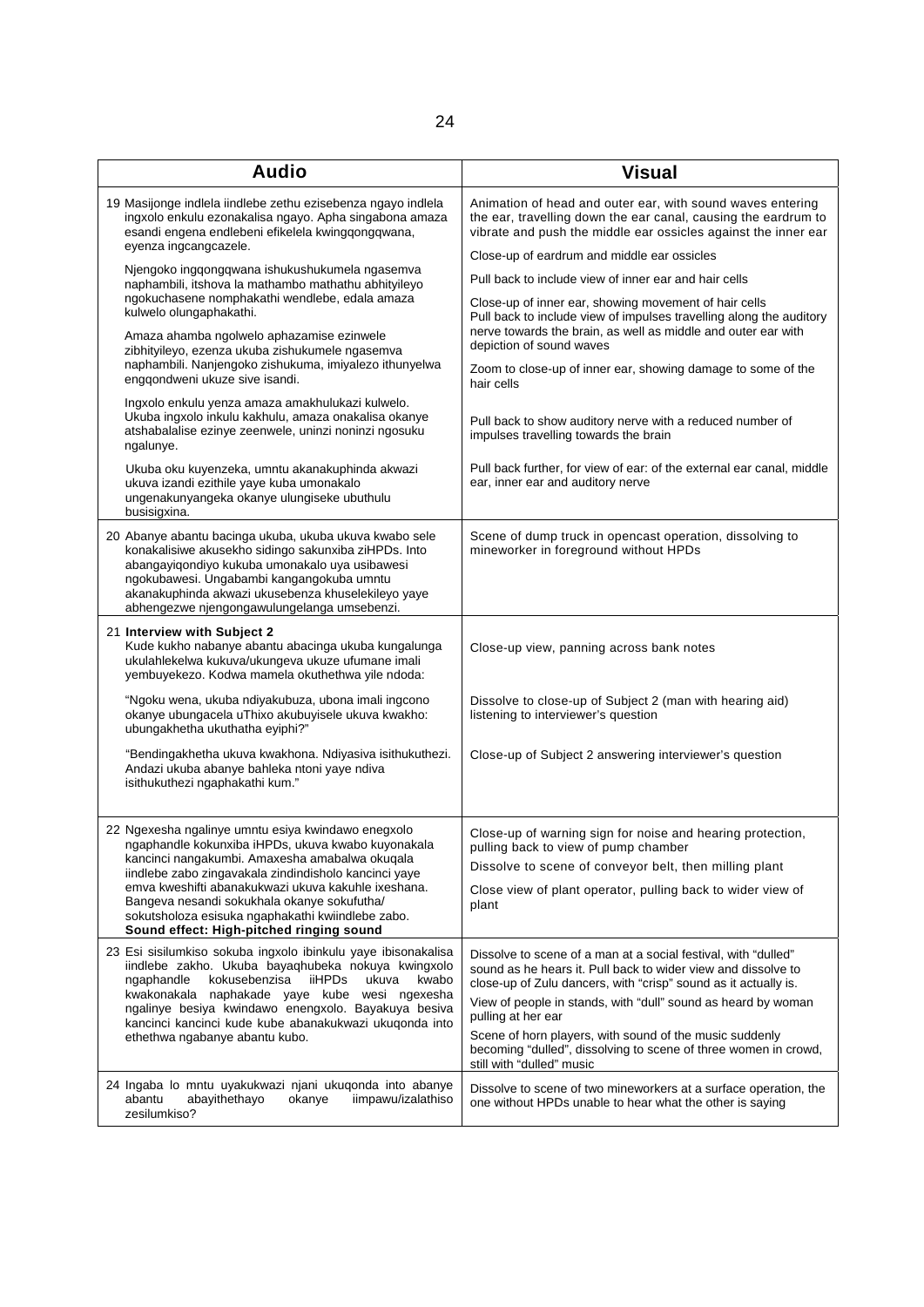| Audio | Visual |
|---|---|
| 19 Masijonge indlela iindlebe zethu ezisebenza ngayo indlela ingxolo enkulu ezonakalisa ngayo. Apha singabona amaza esandi engena endlebeni efikelela kwingqongqwana, eyenza ingcangcazele.<br><br>Njengoko ingqongqwana ishukushukumela ngasemva naphambili, itshova la mathambo mathathu abhityileyo ngokuchasene nomphakathi wendlebe, edala amaza kulwelo olungaphakathi.<br><br>Amaza ahamba ngolwelo aphazamise ezinwele zibhityileyo, ezenza ukuba zishukumele ngasemva naphambili. Nanjengoko zishukuma, imiyalezo ithunyelwa engqondweni ukuze sive isandi.<br><br>Ingxolo enkulu yenza amaza amakhulukazi kulwelo. Ukuba ingxolo inkulu kakhulu, amaza onakalisa okanye atshabalalise ezinye zeenwele, uninzi noninzi ngosuku ngalunye.<br><br>Ukuba oku kuyenzeka, umntu akanakuphinda akwazi ukuva izandi ezithile yaye kuba umonakalo ungenakunyangeka okanye ulungiseke ubuthulu busisigxina. | Animation of head and outer ear, with sound waves entering the ear, travelling down the ear canal, causing the eardrum to vibrate and push the middle ear ossicles against the inner ear<br><br>Close-up of eardrum and middle ear ossicles<br><br>Pull back to include view of inner ear and hair cells<br><br>Close-up of inner ear, showing movement of hair cells<br>Pull back to include view of impulses travelling along the auditory nerve towards the brain, as well as middle and outer ear with depiction of sound waves<br><br>Zoom to close-up of inner ear, showing damage to some of the hair cells<br><br>Pull back to show auditory nerve with a reduced number of impulses travelling towards the brain<br><br>Pull back further, for view of ear: of the external ear canal, middle ear, inner ear and auditory nerve |
| 20 Abanye abantu bacinga ukuba, ukuba ukuva kwabo sele konakalisiwe akusekho sidingo sakunxiba ziHPDs. Into abangayiqondiyo kukuba umonakalo uya usibawesi ngokubawesi. Ungabambi kangangokuba umntu akanakuphinda akwazi ukusebenza khuselekileyo yaye abhengezwe njengongawulungelanga umsebenzi. | Scene of dump truck in opencast operation, dissolving to mineworker in foreground without HPDs |
| 21 **Interview with Subject 2**<br>Kude kukho nabanye abantu abacinga ukuba kungalunga ukulahlekelwa kukuva/ukungeva ukuze ufumane imali yembuyekezo. Kodwa mamela okuthethwa yile ndoda:<br><br>"Ngoku wena, ukuba ndiyakubuza, ubona imali ingcono okanye ubungacela uThixo akubuyisele ukuva kwakho: ubungakhetha ukuthatha eyiphi?"<br><br>"Bendingakhetha ukuva kwakhona. Ndiyasiva isithukuthezi. Andazi ukuba abanye bahleka ntoni yaye ndiva isithukuthezi ngaphakathi kum." | Close-up view, panning across bank notes<br><br>Dissolve to close-up of Subject 2 (man with hearing aid) listening to interviewer's question<br><br>Close-up of Subject 2 answering interviewer's question |
| 22 Ngexesha ngalinye umntu esiya kwindawo enegxolo ngaphandle kokunxiba iHPDs, ukuva kwabo kuyonakala kancinci nangakumbi. Amaxesha amabalwa okuqala iindlebe zabo zingavakala zindindisholo kancinci yaye emva kweshifti abanakukwazi ukuva kakuhle ixeshana. Bangeva nesandi sokukhala okanye sokufutha/ sokutsholoza esisuka ngaphakathi kwiindlebe zabo.<br>**Sound effect: High-pitched ringing sound** | Close-up of warning sign for noise and hearing protection, pulling back to view of pump chamber<br><br>Dissolve to scene of conveyor belt, then milling plant<br><br>Close view of plant operator, pulling back to wider view of plant |
| 23 Esi sisilumkiso sokuba ingxolo ibinkulu yaye ibisonakalisa iindlebe zakho. Ukuba bayaqhubeka nokuya kwingxolo ngaphandle kokusebenzisa iiHPDs ukuva kwabo kwakonakala naphakade yaye kube wesi ngexesha ngalinye besiya kwindawo enengxolo. Bayakuya besiva kancinci kancinci kude kube abanakukwazi ukuqonda into ethethwa ngabanye abantu kubo. | Dissolve to scene of a man at a social festival, with "dulled" sound as he hears it. Pull back to wider view and dissolve to close-up of Zulu dancers, with "crisp" sound as it actually is.<br><br>View of people in stands, with "dull" sound as heard by woman pulling at her ear<br><br>Scene of horn players, with sound of the music suddenly becoming "dulled", dissolving to scene of three women in crowd, still with "dulled" music |
| 24 Ingaba lo mntu uyakukwazi njani ukuqonda into abanye abantu abayithethayo okanye iimpawu/izalathiso zesilumkiso? | Dissolve to scene of two mineworkers at a surface operation, the one without HPDs unable to hear what the other is saying |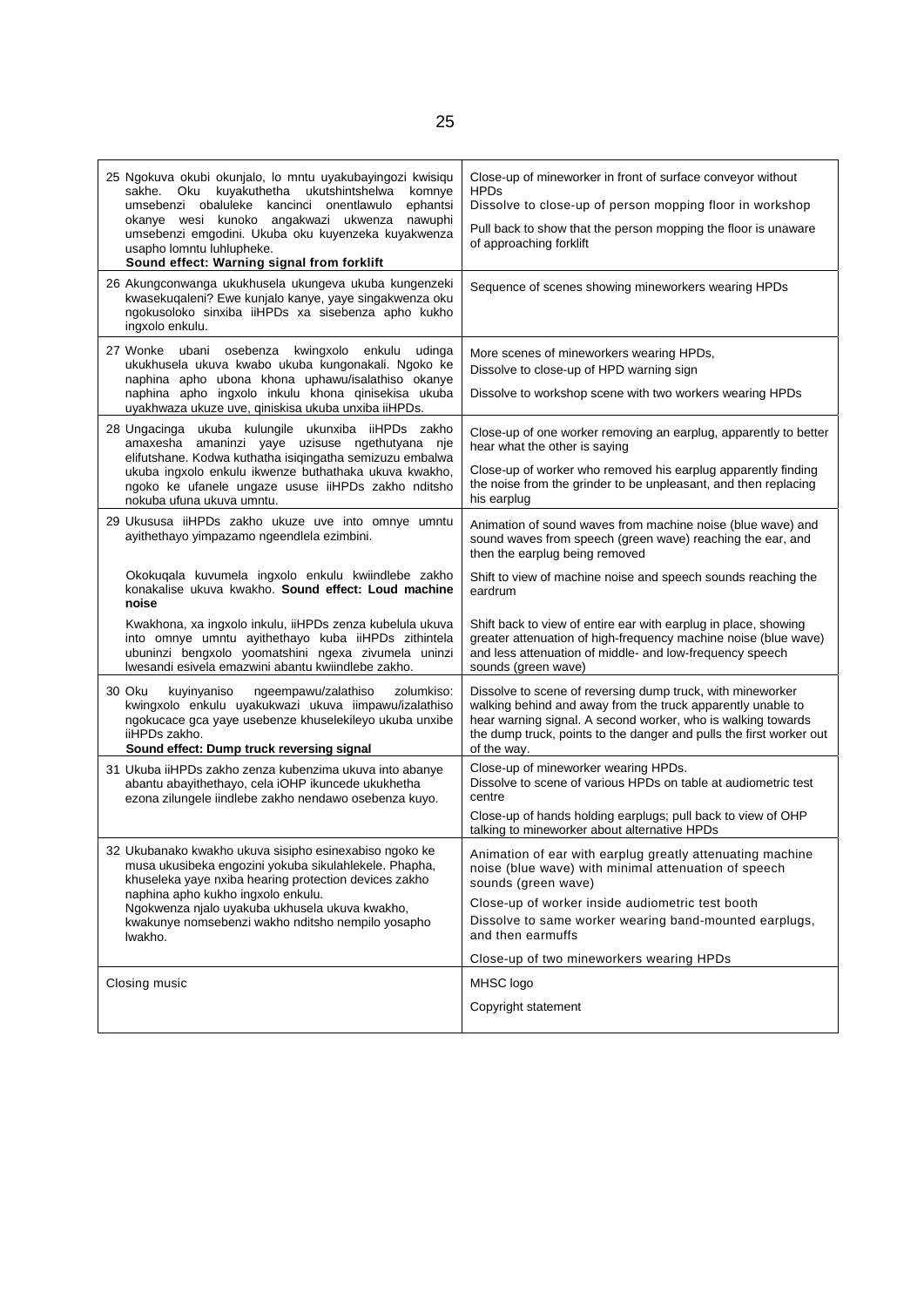| | |
|---|---|
| 25 Ngokuva okubi okunjalo, lo mntu uyakubayingozi kwisiqu sakhe. Oku kuyakuthetha ukutshintshelwa komnye umsebenzi obaluleke kancinci onentlawulo ephantsi okanye wesi kunoko angakwazi ukwenza nawuphi umsebenzi emgodini. Ukuba oku kuyenzeka kuyakwenza usapho lomntu luhlupheke. **Sound effect: Warning signal from forklift** | Close-up of mineworker in front of surface conveyor without HPDs<br>Dissolve to close-up of person mopping floor in workshop<br>Pull back to show that the person mopping the floor is unaware of approaching forklift |
| 26 Akungconwanga ukukhusela ukungeva ukuba kungenzeki kwasekuqaleni? Ewe kunjalo kanye, yaye singakwenza oku ngokusoloko sinxiba iiHPDs xa sisebenza apho kukho ingxolo enkulu. | Sequence of scenes showing mineworkers wearing HPDs |
| 27 Wonke ubani osebenza kwingxolo enkulu udinga ukukhusela ukuva kwabo ukuba kungonakali. Ngoko ke naphina apho ubona khona uphawu/isalathiso okanye naphina apho ingxolo inkulu khona qinisekisa ukuba uyakhwaza ukuze uve, qiniskisa ukuba unxiba iiHPDs. | More scenes of mineworkers wearing HPDs,<br>Dissolve to close-up of HPD warning sign<br>Dissolve to workshop scene with two workers wearing HPDs |
| 28 Ungacinga ukuba kulungile ukunxiba iiHPDs zakho amaxesha amaninzi yaye uzisuse ngethutyana nje elifutshane. Kodwa kuthatha isiqingatha semizuzu embalwa ukuba ingxolo enkulu ikwenze buthathaka ukuva kwakho, ngoko ke ufanele ungaze ususe iiHPDs zakho nditsho nokuba ufuna ukuva umntu. | Close-up of one worker removing an earplug, apparently to better hear what the other is saying<br>Close-up of worker who removed his earplug apparently finding the noise from the grinder to be unpleasant, and then replacing his earplug |
| 29 Ukususa iiHPDs zakho ukuze uve into omnye umntu ayithethayo yimpazamo ngeendlela ezimbini.<br><br>Okokuqala kuvumela ingxolo enkulu kwiindlebe zakho konakalise ukuva kwakho. **Sound effect: Loud machine noise**<br><br>Kwakhona, xa ingxolo inkulu, iiHPDs zenza kubelula ukuva into omnye umntu ayithethayo kuba iiHPDs zithintela ubuninzi bengxolo yoomatshini ngexa zivumela uninzi lwesandi esivela emazwini abantu kwiindlebe zakho. | Animation of sound waves from machine noise (blue wave) and sound waves from speech (green wave) reaching the ear, and then the earplug being removed<br><br>Shift to view of machine noise and speech sounds reaching the eardrum<br><br>Shift back to view of entire ear with earplug in place, showing greater attenuation of high-frequency machine noise (blue wave) and less attenuation of middle- and low-frequency speech sounds (green wave) |
| 30 Oku kuyinyaniso ngeempawu/zalathiso zolumkiso: kwingxolo enkulu uyakukwazi ukuva iimpawu/izalathiso ngokucace gca yaye usebenze khuselekileyo ukuba unxibe iiHPDs zakho. **Sound effect: Dump truck reversing signal** | Dissolve to scene of reversing dump truck, with mineworker walking behind and away from the truck apparently unable to hear warning signal. A second worker, who is walking towards the dump truck, points to the danger and pulls the first worker out of the way. |
| 31 Ukuba iiHPDs zakho zenza kubenzima ukuva into abanye abantu abayithethayo, cela iOHP ikuncede ukukhetha ezona zilungele iindlebe zakho nendawo osebenza kuyo. | Close-up of mineworker wearing HPDs.<br>Dissolve to scene of various HPDs on table at audiometric test centre<br>Close-up of hands holding earplugs; pull back to view of OHP talking to mineworker about alternative HPDs |
| 32 Ukubanako kwakho ukuva sisipho esinexabiso ngoko ke musa ukusibeka engozini yokuba sikulahlekele. Phapha, khuseleka yaye nxiba hearing protection devices zakho naphina apho kukho ingxolo enkulu. Ngokwenza njalo uyakuba ukhusela ukuva kwakho, kwakunye nomsebenzi wakho nditsho nempilo yosapho lwakho. | Animation of ear with earplug greatly attenuating machine noise (blue wave) with minimal attenuation of speech sounds (green wave)<br>Close-up of worker inside audiometric test booth<br>Dissolve to same worker wearing band-mounted earplugs, and then earmuffs<br>Close-up of two mineworkers wearing HPDs |
| Closing music | MHSC logo<br>Copyright statement |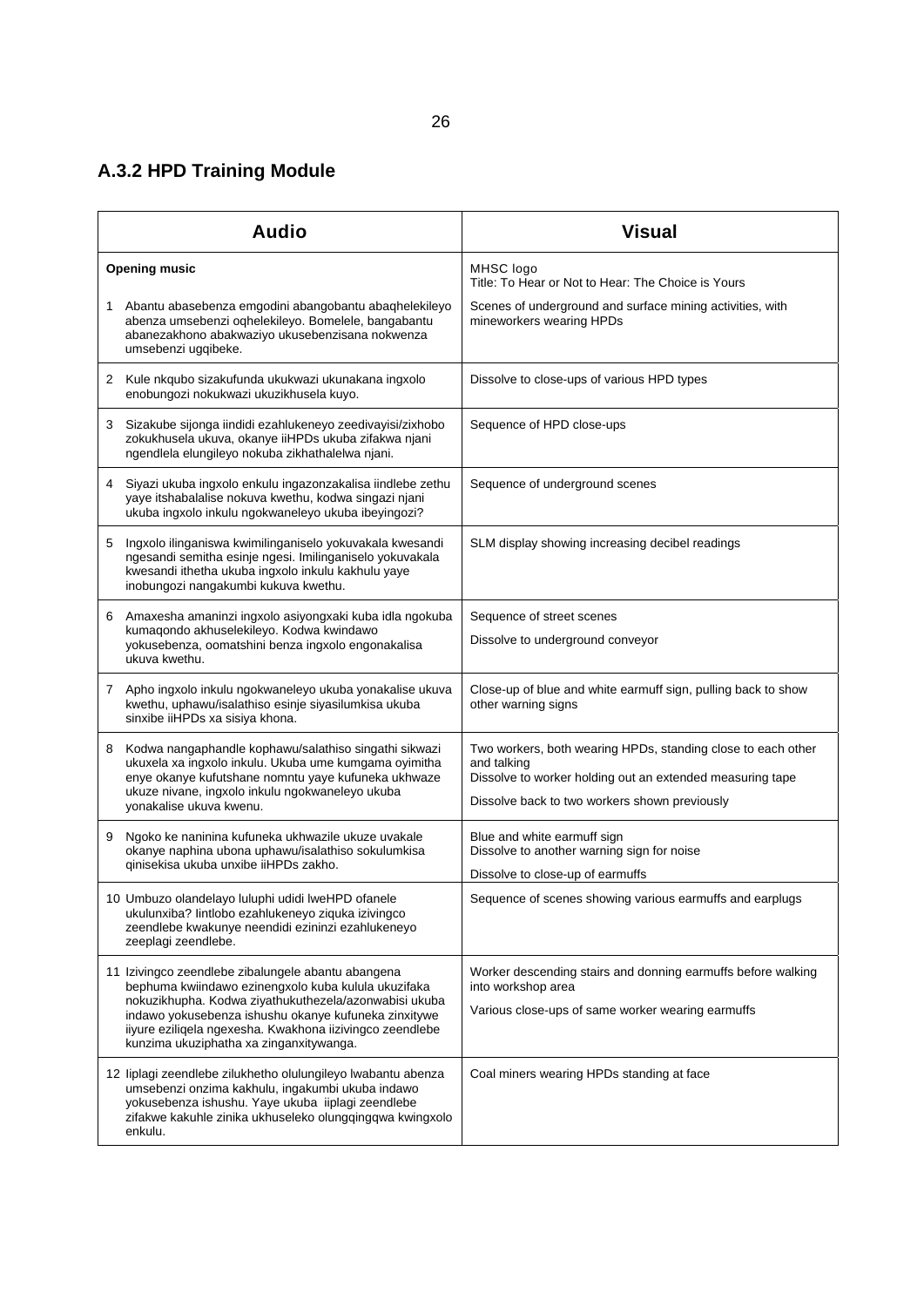## A.3.2 HPD Training Module

| Audio | Visual |
|---|---|
| **Opening music** | MHSC logo<br>Title: To Hear or Not to Hear: The Choice is Yours |
| 1 Abantu abasebenza emgodini abangobantu abaqhelekileyo abenza umsebenzi oqhelekileyo. Bomelele, bangabantu abanezakhono abakwaziyo ukusebenzisana nokwenza umsebenzi ugqibeke. | Scenes of underground and surface mining activities, with mineworkers wearing HPDs |
| 2 Kule nkqubo sizakufunda ukukwazi ukunakana ingxolo enobungozi nokukwazi ukuzikhusela kuyo. | Dissolve to close-ups of various HPD types |
| 3 Sizakube sijonga iindidi ezahlukeneyo zeedivayisi/zixhobo zokukhusela ukuva, okanye iiHPDs ukuba zifakwa njani ngendlela elungileyo nokuba zikhathalelwa njani. | Sequence of HPD close-ups |
| 4 Siyazi ukuba ingxolo enkulu ingazonzakalisa iindlebe zethu yaye itshabalalise nokuva kwethu, kodwa singazi njani ukuba ingxolo inkulu ngokwaneleyo ukuba ibeyingozi? | Sequence of underground scenes |
| 5 Ingxolo ilinganiswa kwimilinganiselo yokuvakala kwesandi ngesandi semitha esinje ngesi. Imilinganiselo yokuvakala kwesandi ithetha ukuba ingxolo inkulu kakhulu yaye inobungozi nangakumbi kukuva kwethu. | SLM display showing increasing decibel readings |
| 6 Amaxesha amaninzi ingxolo asiyongxaki kuba idla ngokuba kumaqondo akhuselekileyo. Kodwa kwindawo yokusebenza, oomatshini benza ingxolo engonakalisa ukuva kwethu. | Sequence of street scenes<br>Dissolve to underground conveyor |
| 7 Apho ingxolo inkulu ngokwaneleyo ukuba yonakalise ukuva kwethu, uphawu/isalathiso esinje siyasilumkisa ukuba sinxibe iiHPDs xa sisiya khona. | Close-up of blue and white earmuff sign, pulling back to show other warning signs |
| 8 Kodwa nangaphandle kophawu/salathiso singathi sikwazi ukuxela xa ingxolo inkulu. Ukuba ume kumgama oyimitha enye okanye kufutshane nomntu yaye kufuneka ukhwaze ukuze nivane, ingxolo inkulu ngokwaneleyo ukuba yonakalise ukuva kwenu. | Two workers, both wearing HPDs, standing close to each other and talking<br>Dissolve to worker holding out an extended measuring tape<br>Dissolve back to two workers shown previously |
| 9 Ngoko ke naninina kufuneka ukhwazile ukuze uvakale okanye naphina ubona uphawu/isalathiso sokulumkisa qinisekisa ukuba unxibe iiHPDs zakho. | Blue and white earmuff sign<br>Dissolve to another warning sign for noise<br>Dissolve to close-up of earmuffs |
| 10 Umbuzo olandelayo luluphi udidi lweHPD ofanele ukulunxiba? Iintlobo ezahlukeneyo ziquka izivingco zeendlebe kwakunye neendidi ezininzi ezahlukeneyo zeeplagi zeendlebe. | Sequence of scenes showing various earmuffs and earplugs |
| 11 Izivingco zeendlebe zibalungele abantu abangena bephuma kwiindawo ezinengxolo kuba kulula ukuzifaka nokuzikhupha. Kodwa ziyathukuthezela/azonwabisi ukuba indawo yokusebenza ishushu okanye kufuneka zinxitywe iiyure eziliqela ngexesha. Kwakhona iizivingco zeendlebe kunzima ukuziphatha xa zinganxitywanga. | Worker descending stairs and donning earmuffs before walking into workshop area<br>Various close-ups of same worker wearing earmuffs |
| 12 Iiplagi zeendlebe zilukhetho olulungileyo lwabantu abenza umsebenzi onzima kakhulu, ingakumbi ukuba indawo yokusebenza ishushu. Yaye ukuba iiplagi zeendlebe zifakwe kakuhle zinika ukhuseleko olungqingqwa kwingxolo enkulu. | Coal miners wearing HPDs standing at face |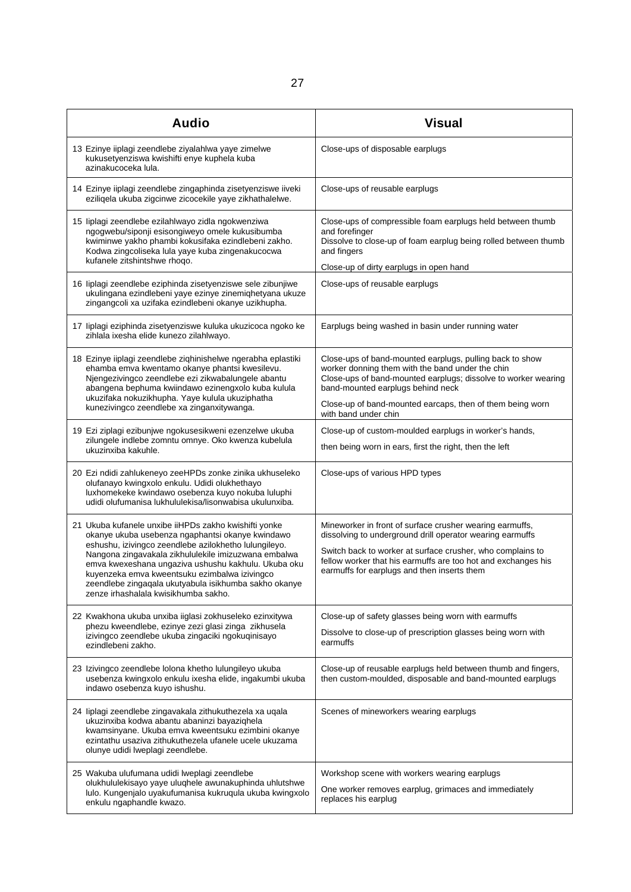| Audio | Visual |
|---|---|
| 13 Ezinye iiplagi zeendlebe ziyalahlwa yaye zimelwe kukusetyenziswa kwishifti enye kuphela kuba azinakucoceka lula. | Close-ups of disposable earplugs |
| 14 Ezinye iiplagi zeendlebe zingaphinda zisetyenziswe iiveki eziliqela ukuba zigcinwe zicocekile yaye zikhathalelwe. | Close-ups of reusable earplugs |
| 15 Iiplagi zeendlebe ezilahlwayo zidla ngokwenziwa ngogwebu/siponji esisongiweyo omele kukusibumba kwiminwe yakho phambi kokusifaka ezindlebeni zakho. Kodwa zingcoliseka lula yaye kuba zingenakucocwa kufanele zitshintshwe rhoqo. | Close-ups of compressible foam earplugs held between thumb and forefinger<br>Dissolve to close-up of foam earplug being rolled between thumb and fingers<br>Close-up of dirty earplugs in open hand |
| 16 Iiplagi zeendlebe eziphinda zisetyenziswe sele zibunjiwe ukulingana ezindlebeni yaye ezinye zinemiqhetyana ukuze zingangcoli xa uzifaka ezindlebeni okanye uzikhupha. | Close-ups of reusable earplugs |
| 17 Iiplagi eziphinda zisetyenziswe kuluka ukuzicoca ngoko ke zihlala ixesha elide kunezo zilahlwayo. | Earplugs being washed in basin under running water |
| 18 Ezinye iiplagi zeendlebe ziqhinishelwe ngerabha eplastiki ehamba emva kwentamo okanye phantsi kwesilevu. Njengezivingco zeendlebe ezi zikwabalungele abantu abangena bephuma kwiindawo ezinengxolo kuba kulula ukuzifaka nokuzikhupha. Yaye kulula ukuziphatha kunezivingco zeendlebe xa zinganxitywanga. | Close-ups of band-mounted earplugs, pulling back to show worker donning them with the band under the chin<br>Close-ups of band-mounted earplugs; dissolve to worker wearing band-mounted earplugs behind neck<br>Close-up of band-mounted earcaps, then of them being worn with band under chin |
| 19 Ezi ziplagi ezibunjwe ngokusesikweni ezenzelwe ukuba zilungele indlebe zomntu omnye. Oko kwenza kubelula ukuzinxiba kakuhle. | Close-up of custom-moulded earplugs in worker's hands,<br>then being worn in ears, first the right, then the left |
| 20 Ezi ndidi zahlukeneyo zeeHPDs zonke zinika ukhuseleko olufanayo kwingxolo enkulu. Udidi olukhethayo luxhomekeke kwindawo osebenza kuyo nokuba luluphi udidi olufumanisa lukhululekisa/lisonwabisa ukulunxiba. | Close-ups of various HPD types |
| 21 Ukuba kufanele unxibe iiHPDs zakho kwishifti yonke okanye ukuba usebenza ngaphantsi okanye kwindawo eshushu, izivingco zeendlebe azilokhetho lulungileyo. Nangona zingavakala zikhululekile imizuzwana embalwa emva kwexeshana ungaziva ushushu kakhulu. Ukuba oku kuyenzeka emva kweentsuku ezimbalwa izivingco zeendlebe zingaqala ukutyabula isikhumba sakho okanye zenze irhashalala kwisikhumba sakho. | Mineworker in front of surface crusher wearing earmuffs, dissolving to underground drill operator wearing earmuffs<br>Switch back to worker at surface crusher, who complains to fellow worker that his earmuffs are too hot and exchanges his earmuffs for earplugs and then inserts them |
| 22 Kwakhona ukuba unxiba iiglasi zokhuseleko ezinxitywa phezu kweendlebe, ezinye zezi glasi zinga zikhusela izivingco zeendlebe ukuba zingaciki ngokuqinisayo ezindlebeni zakho. | Close-up of safety glasses being worn with earmuffs<br>Dissolve to close-up of prescription glasses being worn with earmuffs |
| 23 Izivingco zeendlebe lolona khetho lulungileyo ukuba usebenza kwingxolo enkulu ixesha elide, ingakumbi ukuba indawo osebenza kuyo ishushu. | Close-up of reusable earplugs held between thumb and fingers, then custom-moulded, disposable and band-mounted earplugs |
| 24 Iiplagi zeendlebe zingavakala zithukuthezela xa uqala ukuzinxiba kodwa abantu abaninzi bayaziqhela kwamsinyane. Ukuba emva kweentsuku ezimbini okanye ezintathu usaziva zithukuthezela ufanele ucele ukuzama olunye udidi lweplagi zeendlebe. | Scenes of mineworkers wearing earplugs |
| 25 Wakuba ulufumana udidi lweplagi zeendlebe olukhululekisayo yaye uluqhele awunakuphinda uhlutshwe lulo. Kungenjalo uyakufumanisa kukruqula ukuba kwingxolo enkulu ngaphandle kwazo. | Workshop scene with workers wearing earplugs<br>One worker removes earplug, grimaces and immediately replaces his earplug |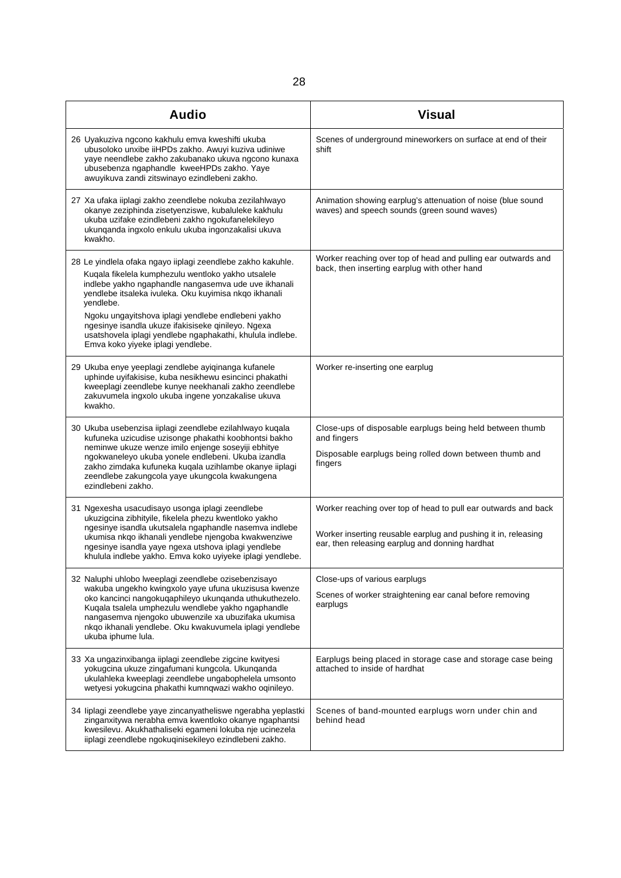| Audio | Visual |
|---|---|
| 26 Uyakuziva ngcono kakhulu emva kweshifti ukuba ubusoloko unxibe iiHPDs zakho. Awuyi kuziva udiniwe yaye neendlebe zakho zakubanako ukuva ngcono kunaxa ubusebenza ngaphandle kweeHPDs zakho. Yaye awuyikuva zandi zitswinayo ezindlebeni zakho. | Scenes of underground mineworkers on surface at end of their shift |
| 27 Xa ufaka iiplagi zakho zeendlebe nokuba zezilahlwayo okanye eziphinda zisetyenziswe, kubaluleke kakhulu ukuba uzifake ezindlebeni zakho ngokufanelekileyo ukunqanda ingxolo enkulu ukuba ingonzakalisi ukuva kwakho. | Animation showing earplug's attenuation of noise (blue sound waves) and speech sounds (green sound waves) |
| 28 Le yindlela ofaka ngayo iiplagi zeendlebe zakho kakuhle. Kuqala fikelela kumphezulu wentloko yakho utsalele indlebe yakho ngaphandle nangasemva ude uve ikhanali yendlebe itsaleka ivuleka. Oku kuyimisa nkqo ikhanali yendlebe.<br><br>Ngoku ungayitshova iplagi yendlebe endlebeni yakho ngesinye isandla ukuze ifakisiseke qinileyo. Ngexa usatshovela iplagi yendlebe ngaphakathi, khulula indlebe. Emva koko yiyeke iplagi yendlebe. | Worker reaching over top of head and pulling ear outwards and back, then inserting earplug with other hand |
| 29 Ukuba enye yeeplagi zendlebe ayiqinanga kufanele uphinde uyifakisise, kuba nesikhewu esincinci phakathi kweeplagi zeendlebe kunye neekhanali zakho zeendlebe zakuvumela ingxolo ukuba ingene yonzakalise ukuva kwakho. | Worker re-inserting one earplug |
| 30 Ukuba usebenzisa iiplagi zeendlebe ezilahlwayo kuqala kufuneka uzicudise uzisonge phakathi koobhontsi bakho neminwe ukuze wenze imilo enjenge soseyiji ebhitye ngokwaneleyo ukuba yonele endlebeni. Ukuba izandla zakho zimdaka kufuneka kuqala uzihlambe okanye iiplagi zeendlebe zakungcola yaye ukungcola kwakungena ezindlebeni zakho. | Close-ups of disposable earplugs being held between thumb and fingers<br><br>Disposable earplugs being rolled down between thumb and fingers |
| 31 Ngexesha usacudisayo usonga iplagi zeendlebe ukuzigcina zibhityile, fikelela phezu kwentloko yakho ngesinye isandla ukutsalela ngaphandle nasemva indlebe ukumisa nkqo ikhanali yendlebe njengoba kwakwenziwe ngesinye isandla yaye ngexa utshova iplagi yendlebe khulula indlebe yakho. Emva koko uyiyeke iplagi yendlebe. | Worker reaching over top of head to pull ear outwards and back<br><br>Worker inserting reusable earplug and pushing it in, releasing ear, then releasing earplug and donning hardhat |
| 32 Naluphi uhlobo lweeplagi zeendlebe ozisebenzisayo wakuba ungekho kwingxolo yaye ufuna ukuzisusa kwenze oko kancinci nangokuqaphileyo ukunqanda uthukuthezelo. Kuqala tsalela umphezulu wendlebe yakho ngaphandle nangasemva njengoko ubuwenzile xa ubuzifaka ukumisa nkqo ikhanali yendlebe. Oku kwakuvumela iplagi yendlebe ukuba iphume lula. | Close-ups of various earplugs<br><br>Scenes of worker straightening ear canal before removing earplugs |
| 33 Xa ungazinxibanga iiplagi zeendlebe zigcine kwityesi yokugcina ukuze zingafumani kungcola. Ukunqanda ukulahleka kweeplagi zeendlebe ungabophelela umsonto wetyesi yokugcina phakathi kumnqwazi wakho oqinileyo. | Earplugs being placed in storage case and storage case being attached to inside of hardhat |
| 34 Iiplagi zeendlebe yaye zincanyatheliswe ngerabha yeplastki zinganxitywa nerabha emva kwentloko okanye ngaphantsi kwesilevu. Akukhathaliseki egameni lokuba nje ucinezela iiplagi zeendlebe ngokuqinisekileyo ezindlebeni zakho. | Scenes of band-mounted earplugs worn under chin and behind head |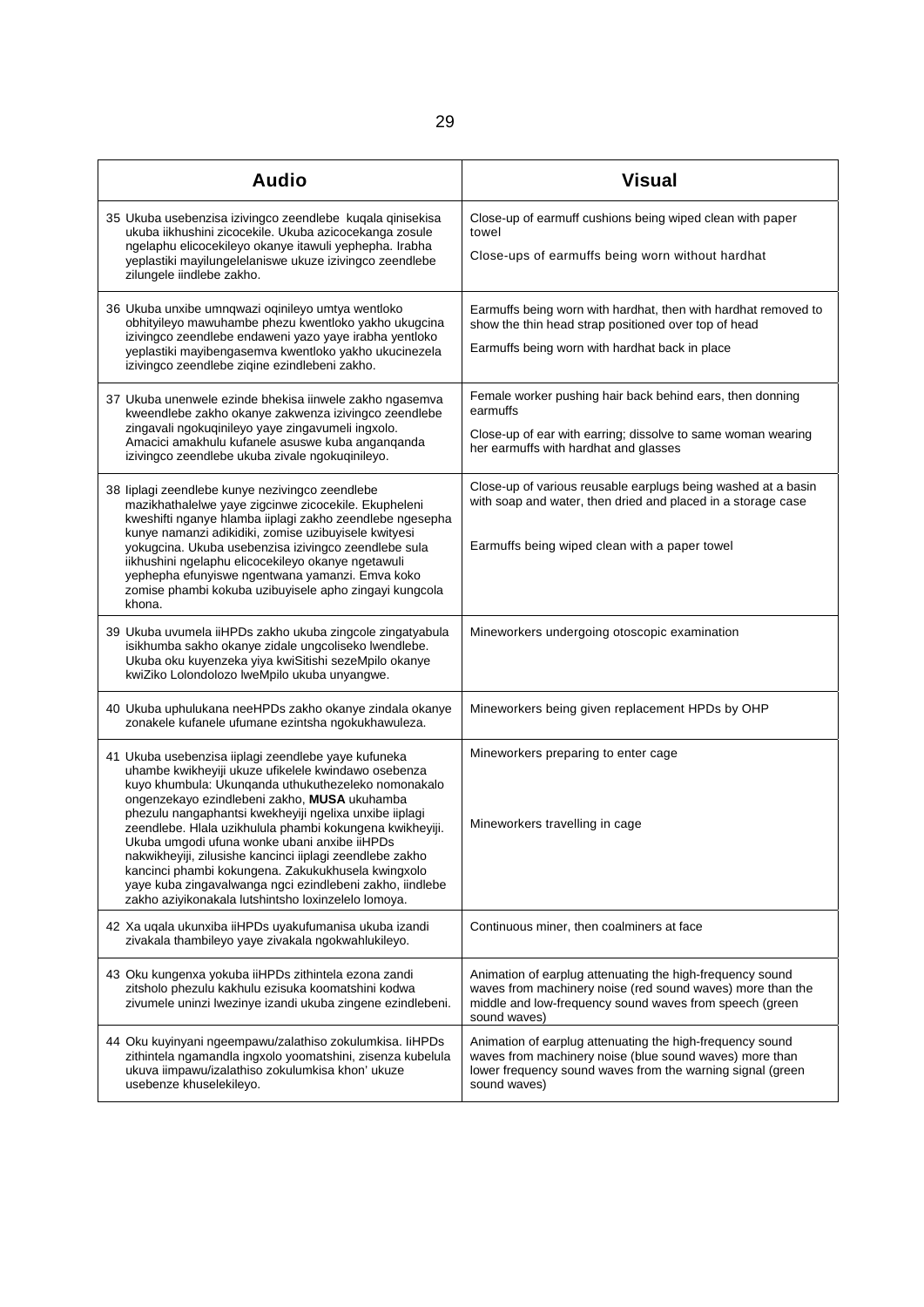| Audio | Visual |
|---|---|
| 35 Ukuba usebenzisa izivingco zeendlebe kuqala qinisekisa ukuba iikhushini zicocekile. Ukuba azicocekanga zosule ngelaphu elicocekileyo okanye itawuli yephepha. Irabha yeplastiki mayilungelelaniswe ukuze izivingco zeendlebe zilungele iindlebe zakho. | Close-up of earmuff cushions being wiped clean with paper towel<br><br>Close-ups of earmuffs being worn without hardhat |
| 36 Ukuba unxibe umnqwazi oqinileyo umtya wentloko obhityileyo mawuhambe phezu kwentloko yakho ukugcina izivingco zeendlebe endaweni yazo yaye irabha yentloko yeplastiki mayibengasemva kwentloko yakho ukucinezela izivingco zeendlebe ziqine ezindlebeni zakho. | Earmuffs being worn with hardhat, then with hardhat removed to show the thin head strap positioned over top of head<br><br>Earmuffs being worn with hardhat back in place |
| 37 Ukuba unenwele ezinde bhekisa iinwele zakho ngasemva kweendlebe zakho okanye zakwenza izivingco zeendlebe zingavali ngokuqinileyo yaye zingavumeli ingxolo. Amacici amakhulu kufanele asuswe kuba anganqanda izivingco zeendlebe ukuba zivale ngokuqinileyo. | Female worker pushing hair back behind ears, then donning earmuffs<br><br>Close-up of ear with earring; dissolve to same woman wearing her earmuffs with hardhat and glasses |
| 38 Iiplagi zeendlebe kunye nezivingco zeendlebe mazikhathalelwe yaye zigcinwe zicocekile. Ekupheleni kweshifti nganye hlamba iiplagi zakho zeendlebe ngesepha kunye namanzi adikidiki, zomise uzibuyisele kwityesi yokugcina. Ukuba usebenzisa izivingco zeendlebe sula iikhushini ngelaphu elicocekileyo okanye ngetawuli yephepha efunyiswe ngentwana yamanzi. Emva koko zomise phambi kokuba uzibuyisele apho zingayi kungcola khona. | Close-up of various reusable earplugs being washed at a basin with soap and water, then dried and placed in a storage case<br><br>Earmuffs being wiped clean with a paper towel |
| 39 Ukuba uvumela iiHPDs zakho ukuba zingcole zingatyabula isikhumba sakho okanye zidale ungcoliseko lwendlebe. Ukuba oku kuyenzeka yiya kwiSitishi sezeMpilo okanye kwiZiko Lolondolozo lweMpilo ukuba unyangwe. | Mineworkers undergoing otoscopic examination |
| 40 Ukuba uphulukana neeHPDs zakho okanye zindala okanye zonakele kufanele ufumane ezintsha ngokukhawuleza. | Mineworkers being given replacement HPDs by OHP |
| 41 Ukuba usebenzisa iiplagi zeendlebe yaye kufuneka uhambe kwikheyiji ukuze ufikelele kwindawo osebenza kuyo khumbula: Ukunqanda uthukuthezeleko nomonakalo ongenzekayo ezindlebeni zakho, **MUSA** ukuhamba phezulu nangaphantsi kwekheyiji ngelixa unxibe iiplagi zeendlebe. Hlala uzikhulula phambi kokungena kwikheyiji. Ukuba umgodi ufuna wonke ubani anxibe iiHPDs nakwikheyiji, zilusishe kancinci iiplagi zeendlebe zakho kancinci phambi kokungena. Zakukukhusela kwingxolo yaye kuba zingavalwanga ngci ezindlebeni zakho, iindlebe zakho aziyikonakala lutshintsho loxinzelelo lomoya. | Mineworkers preparing to enter cage<br><br>Mineworkers travelling in cage |
| 42 Xa uqala ukunxiba iiHPDs uyakufumanisa ukuba izandi zivakala thambileyo yaye zivakala ngokwahlukileyo. | Continuous miner, then coalminers at face |
| 43 Oku kungenxa yokuba iiHPDs zithintela ezona zandi zitsholo phezulu kakhulu ezisuka koomatshini kodwa zivumele uninzi lwezinye izandi ukuba zingene ezindlebeni. | Animation of earplug attenuating the high-frequency sound waves from machinery noise (red sound waves) more than the middle and low-frequency sound waves from speech (green sound waves) |
| 44 Oku kuyinyani ngeempawu/zalathiso zokulumkisa. IiHPDs zithintela ngamandla ingxolo yoomatshini, zisenza kubelula ukuva iimpawu/izalathiso zokulumkisa khon' ukuze usebenze khuselekileyo. | Animation of earplug attenuating the high-frequency sound waves from machinery noise (blue sound waves) more than lower frequency sound waves from the warning signal (green sound waves) |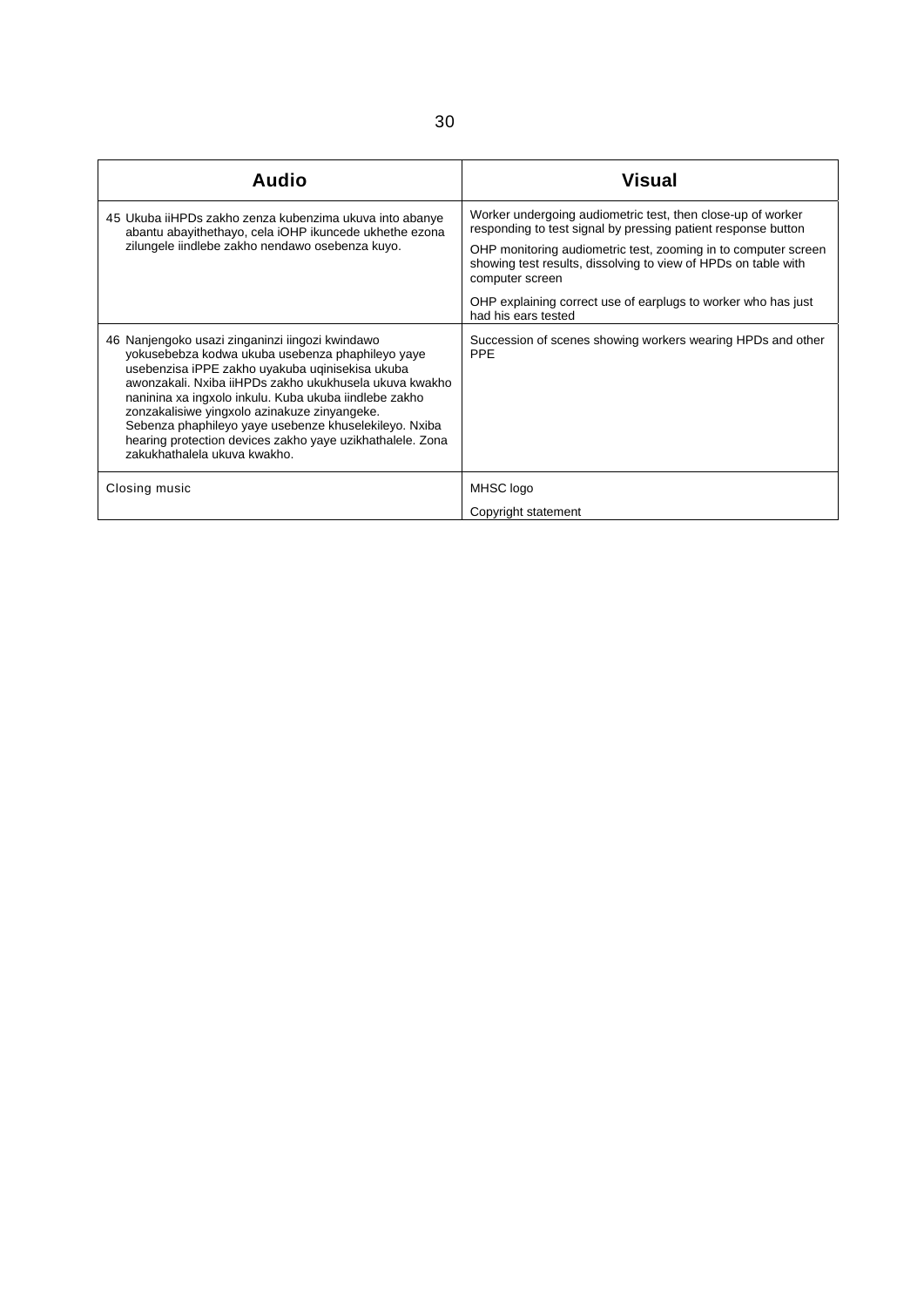| Audio | Visual |
|---|---|
| 45 Ukuba iiHPDs zakho zenza kubenzima ukuva into abanye abantu abayithethayo, cela iOHP ikuncede ukhethe ezona zilungele iindlebe zakho nendawo osebenza kuyo. | Worker undergoing audiometric test, then close-up of worker responding to test signal by pressing patient response button<br><br>OHP monitoring audiometric test, zooming in to computer screen showing test results, dissolving to view of HPDs on table with computer screen<br><br>OHP explaining correct use of earplugs to worker who has just had his ears tested |
| 46 Nanjengoko usazi zinganinzi iingozi kwindawo yokusebebza kodwa ukuba usebenza phaphileyo yaye usebenzisa iPPE zakho uyakuba uqinisekisa ukuba awonzakali. Nxiba iiHPDs zakho ukukhusela ukuva kwakho naninina xa ingxolo inkulu. Kuba ukuba iindlebe zakho zonzakalisiwe yingxolo azinakuze zinyangeke. Sebenza phaphileyo yaye usebenze khuselekileyo. Nxiba hearing protection devices zakho yaye uzikhathalele. Zona zakukhathalela ukuva kwakho. | Succession of scenes showing workers wearing HPDs and other PPE |
| Closing music | MHSC logo<br><br>Copyright statement |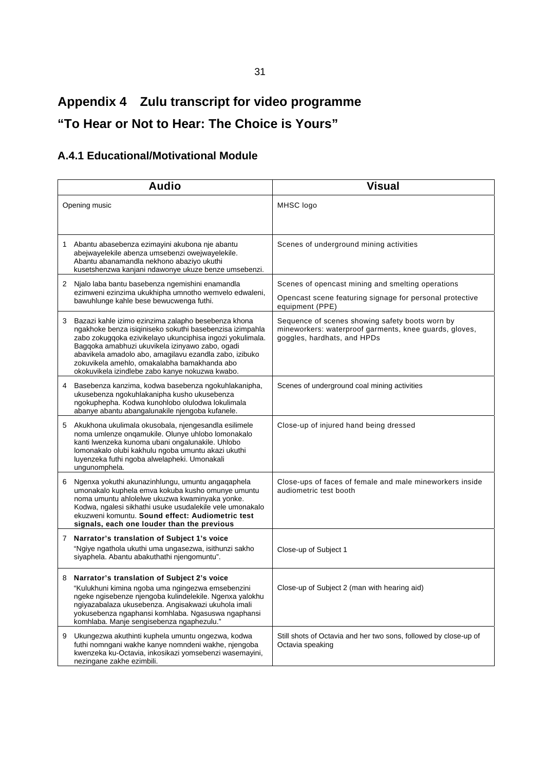# Appendix 4 Zulu transcript for video programme

# "To Hear or Not to Hear: The Choice is Yours"

## A.4.1 Educational/Motivational Module

| Audio | Visual |
|---|---|
| Opening music | MHSC logo |
| 1 Abantu abasebenza ezimayini akubona nje abantu abejwayelekile abenza umsebenzi owejwayelekile. Abantu abanamandla nekhono abaziyo ukuthi kusetshenzwa kanjani ndawonye ukuze benze umsebenzi. | Scenes of underground mining activities |
| 2 Njalo laba bantu basebenza ngemishini enamandla ezimweni ezinzima ukukhipha umnotho wemvelo edwaleni, bawuhlunge kahle bese bewucwenga futhi. | Scenes of opencast mining and smelting operations<br>Opencast scene featuring signage for personal protective equipment (PPE) |
| 3 Bazazi kahle izimo ezinzima zalapho besebenza khona ngakhoke benza isiqiniseko sokuthi basebenzisa izimpahla zabo zokugqoka ezivikelayo ukunciphisa ingozi yokulimala. Bagqoka amabhuzi ukuvikela izinyawo zabo, ogadi abavikela amadolo abo, amagilavu ezandla zabo, izibuko zokuvikela amehlo, omakalabha bamakhanda abo okokuvikela izindlebe zabo kanye nokuzwa kwabo. | Sequence of scenes showing safety boots worn by mineworkers: waterproof garments, knee guards, gloves, goggles, hardhats, and HPDs |
| 4 Basebenza kanzima, kodwa basebenza ngokuhlakanipha, ukusebenza ngokuhlakanipha kusho ukusebenza ngokuphepha. Kodwa kunohlobo olulodwa lokulimala abanye abantu abangalunakile njengoba kufanele. | Scenes of underground coal mining activities |
| 5 Akukhona ukulimala okusobala, njengesandla esilimele noma umlenze onqamukile. Olunye uhlobo lomonakalo kanti lwenzeka kunoma ubani ongalunakile. Uhlobo lomonakalo olubi kakhulu ngoba umuntu akazi ukuthi luyenzeka futhi ngoba alwelapheki. Umonakali ungunomphela. | Close-up of injured hand being dressed |
| 6 Ngenxa yokuthi akunazinhlungu, umuntu angaqaphela umonakalo kuphela emva kokuba kusho omunye umuntu noma umuntu ahlolelwe ukuzwa kwaminyaka yonke. Kodwa, ngalesi sikhathi usuke usudalekile vele umonakalo ekuzweni komuntu. **Sound effect: Audiometric test signals, each one louder than the previous** | Close-ups of faces of female and male mineworkers inside audiometric test booth |
| 7 **Narrator's translation of Subject 1's voice**<br>"Ngiye ngathola ukuthi uma ungasezwa, isithunzi sakho siyaphela. Abantu abakuthathi njengomuntu". | Close-up of Subject 1 |
| 8 **Narrator's translation of Subject 2's voice**<br>"Kulukhuni kimina ngoba uma ngingezwa emsebenzini ngeke ngisebenze njengoba kulindelekile. Ngenxa yalokhu ngiyazabalaza ukusebenza. Angisakwazi ukuhola imali yokusebenza ngaphansi komhlaba. Ngasuswa ngaphansi komhlaba. Manje sengisebenza ngaphezulu." | Close-up of Subject 2 (man with hearing aid) |
| 9 Ukungezwa akuthinti kuphela umuntu ongezwa, kodwa futhi nomngani wakhe kanye nomndeni wakhe, njengoba kwenzeka ku-Octavia, inkosikazi yomsebenzi wasemayini, nezingane zakhe ezimbili. | Still shots of Octavia and her two sons, followed by close-up of Octavia speaking |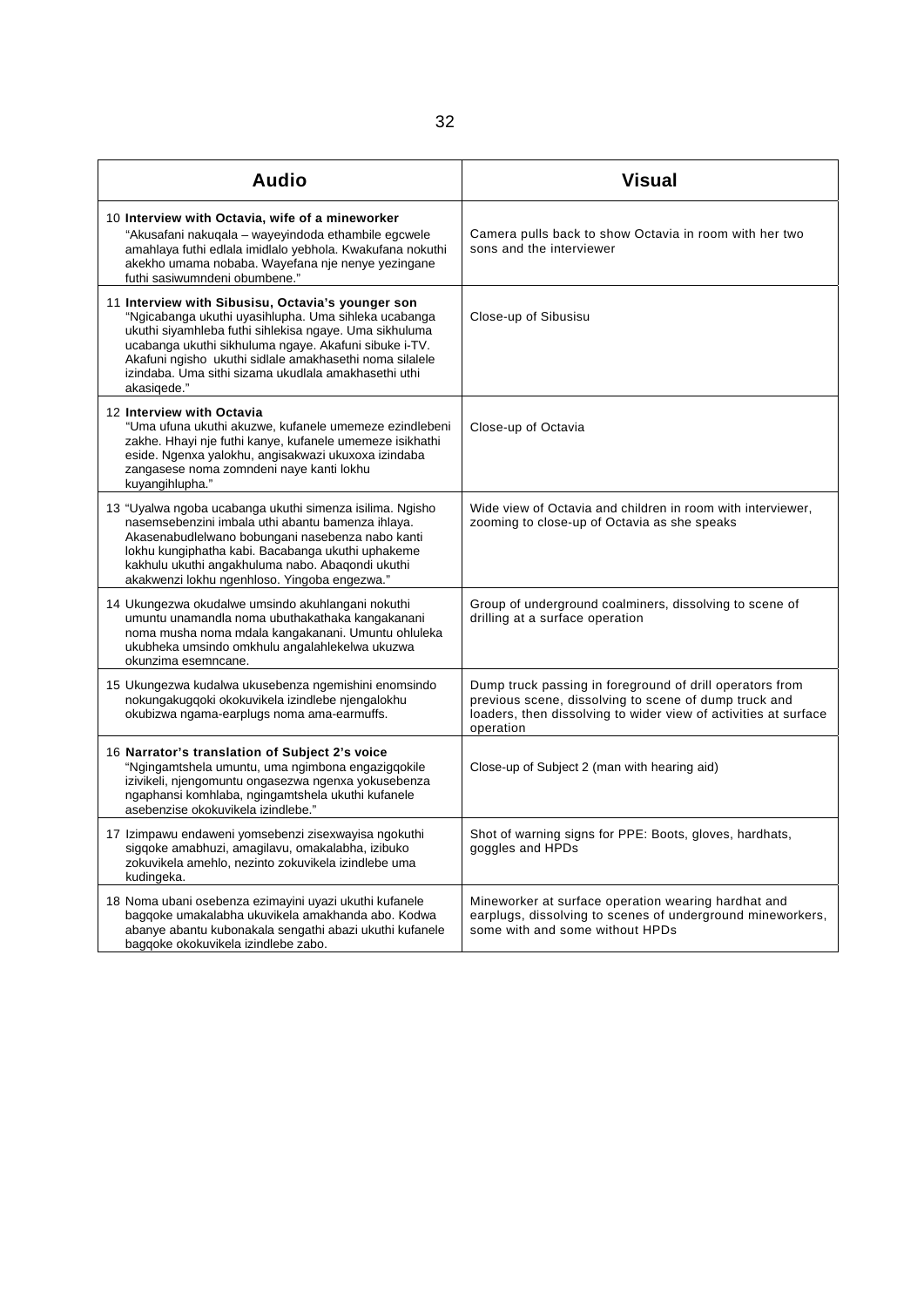| Audio | Visual |
|---|---|
| 10 **Interview with Octavia, wife of a mineworker** "Akusafani nakuqala – wayeyindoda ethambile egcwele amahlaya futhi edlala imidlalo yebhola. Kwakufana nokuthi akekho umama nobaba. Wayefana nje nenye yezingane futhi sasiwumndeni obumbene." | Camera pulls back to show Octavia in room with her two sons and the interviewer |
| 11 **Interview with Sibusisu, Octavia's younger son** "Ngicabanga ukuthi uyasihlupha. Uma sihleka ucabanga ukuthi siyamhleba futhi sihlekisa ngaye. Uma sikhuluma ucabanga ukuthi sikhuluma ngaye. Akafuni sibuke i-TV. Akafuni ngisho ukuthi sidlale amakhasethi noma silalele izindaba. Uma sithi sizama ukudlala amakhasethi uthi akasiqede." | Close-up of Sibusisu |
| 12 **Interview with Octavia** "Uma ufuna ukuthi akuzwe, kufanele umemeze ezindlebeni zakhe. Hhayi nje futhi kanye, kufanele umemeze isikhathi eside. Ngenxa yalokhu, angisakwazi ukuxoxa izindaba zangasese noma zomndeni naye kanti lokhu kuyangihlupha." | Close-up of Octavia |
| 13 "Uyalwa ngoba ucabanga ukuthi simenza isilima. Ngisho nasemsebenzini imbala uthi abantu bamenza ihlaya. Akasenabudlelwano bobungani nasebenza nabo kanti lokhu kungiphatha kabi. Bacabanga ukuthi uphakeme kakhulu ukuthi angakhuluma nabo. Abaqondi ukuthi akakwenzi lokhu ngenhloso. Yingoba engezwa." | Wide view of Octavia and children in room with interviewer, zooming to close-up of Octavia as she speaks |
| 14 Ukungezwa okudalwe umsindo akuhlangani nokuthi umuntu unamandla noma ubuthakathaka kangakanani noma musha noma mdala kangakanani. Umuntu ohluleka ukubheka umsindo omkhulu angalahlekelwa ukuzwa okunzima esemncane. | Group of underground coalminers, dissolving to scene of drilling at a surface operation |
| 15 Ukungezwa kudalwa ukusebenza ngemishini enomsindo nokungakugqoki okokuvikela izindlebe njengalokhu okubizwa ngama-earplugs noma ama-earmuffs. | Dump truck passing in foreground of drill operators from previous scene, dissolving to scene of dump truck and loaders, then dissolving to wider view of activities at surface operation |
| 16 **Narrator's translation of Subject 2's voice** "Ngingamtshela umuntu, uma ngimbona engazigqokile izivikeli, njengomuntu ongasezwa ngenxa yokusebenza ngaphansi komhlaba, ngingamtshela ukuthi kufanele asebenzise okokuvikela izindlebe." | Close-up of Subject 2 (man with hearing aid) |
| 17 Izimpawu endaweni yomsebenzi zisexwayisa ngokuthi sigqoke amabhuzi, amagilavu, omakalabha, izibuko zokuvikela amehlo, nezinto zokuvikela izindlebe uma kudingeka. | Shot of warning signs for PPE: Boots, gloves, hardhats, goggles and HPDs |
| 18 Noma ubani osebenza ezimayini uyazi ukuthi kufanele bagqoke umakalabha ukuvikela amakhanda abo. Kodwa abanye abantu kubonakala sengathi abazi ukuthi kufanele bagqoke okokuvikela izindlebe zabo. | Mineworker at surface operation wearing hardhat and earplugs, dissolving to scenes of underground mineworkers, some with and some without HPDs |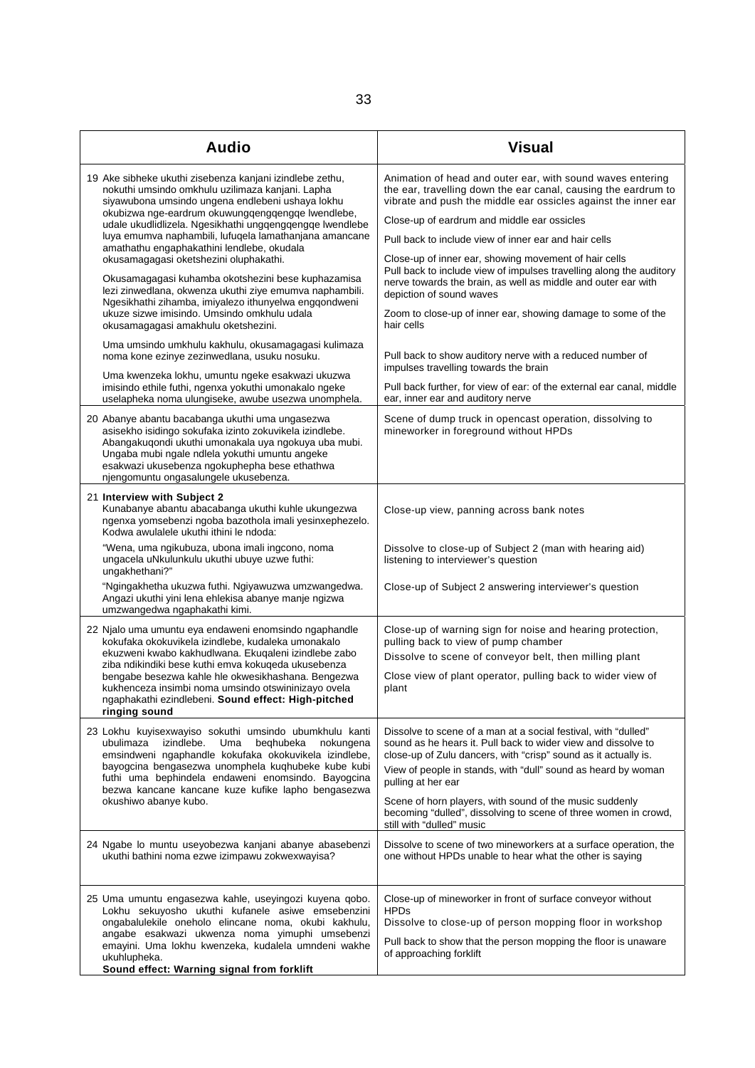| Audio | Visual |
|---|---|
| 19 Ake sibheke ukuthi zisebenza kanjani izindlebe zethu, nokuthi umsindo omkhulu uzilimaza kanjani. Lapha siyawubona umsindo ungena endlebeni ushaya lokhu okubizwa nge-eardrum okuwungqengqengqe lwendlebe, udale ukudlidlizela. Ngesikhathi ungqengqengqe lwendlebe luya emumva naphambili, lufuqela lamathanjana amancane amathathu engaphakathini lendlebe, okudala okusamagagasi oketshezini oluphakathi.<br><br>Okusamagagasi kuhamba okotshezini bese kuphazamisa lezi zinwedlana, okwenza ukuthi ziye emumva naphambili. Ngesikhathi zihamba, imiyalezo ithunyelwa engqondweni ukuze sizwe imisindo. Umsindo omkhulu udala okusamagagasi amakhulu oketshezini.<br><br>Uma umsindo umkhulu kakhulu, okusamagagasi kulimaza noma kone ezinye zezinwedlana, usuku nosuku.<br><br>Uma kwenzeka lokhu, umuntu ngeke esakwazi ukuzwa imisindo ethile futhi, ngenxa yokuthi umonakalo ngeke uselapheka noma ulungiseke, awube usezwa unomphela. | Animation of head and outer ear, with sound waves entering the ear, travelling down the ear canal, causing the eardrum to vibrate and push the middle ear ossicles against the inner ear<br><br>Close-up of eardrum and middle ear ossicles<br><br>Pull back to include view of inner ear and hair cells<br><br>Close-up of inner ear, showing movement of hair cells<br>Pull back to include view of impulses travelling along the auditory nerve towards the brain, as well as middle and outer ear with depiction of sound waves<br><br>Zoom to close-up of inner ear, showing damage to some of the hair cells<br><br>Pull back to show auditory nerve with a reduced number of impulses travelling towards the brain<br><br>Pull back further, for view of ear: of the external ear canal, middle ear, inner ear and auditory nerve |
| 20 Abanye abantu bacabanga ukuthi uma ungasezwa asisekho isidingo sokufaka izinto zokuvikela izindlebe. Abangakuqondi ukuthi umonakala uya ngokuya uba mubi. Ungaba mubi ngale ndlela yokuthi umuntu angeke esakwazi ukusebenza ngokuphepha bese ethathwa njengomuntu ongasalungele ukusebenza. | Scene of dump truck in opencast operation, dissolving to mineworker in foreground without HPDs |
| 21 **Interview with Subject 2**<br>Kunabanye abantu abacabanga ukuthi kuhle ukungezwa ngenxa yomsebenzi ngoba bazothola imali yesinxephezelo. Kodwa awulalele ukuthi ithini le ndoda:<br><br>"Wena, uma ngikubuza, ubona imali ingcono, noma ungacela uNkulunkulu ukuthi ubuye uzwe futhi: ungakhethani?"<br><br>"Ngingakhetha ukuzwa futhi. Ngiyawuzwa umzwangedwa. Angazi ukuthi yini lena ehlekisa abanye manje ngizwa umzwangedwa ngaphakathi kimi. | Close-up view, panning across bank notes<br><br>Dissolve to close-up of Subject 2 (man with hearing aid) listening to interviewer's question<br><br>Close-up of Subject 2 answering interviewer's question |
| 22 Njalo uma umuntu eya endaweni enomsindo ngaphandle kokufaka okokuvikela izindlebe, kudaleka umonakalo ekuzweni kwabo kakhudlwana. Ekuqaleni izindlebe zabo ziba ndikindiki bese kuthi emva kokuqeda ukusebenza bengabe besezwa kahle hle okwesikhashana. Bengezwa kukhenceza insimbi noma umsindo otswininizayo ovela ngaphakathi ezindlebeni. **Sound effect: High-pitched ringing sound** | Close-up of warning sign for noise and hearing protection, pulling back to view of pump chamber<br><br>Dissolve to scene of conveyor belt, then milling plant<br><br>Close view of plant operator, pulling back to wider view of plant |
| 23 Lokhu kuyisexwayiso sokuthi umsindo ubumkhulu kanti ubulimaza izindlebe. Uma beqhubeka nokungena emsindweni ngaphandle kokufaka okokuvikela izindlebe, bayogcina bengasezwa unomphela kuqhubeke kube kubi futhi uma bephindela endaweni enomsindo. Bayogcina bezwa kancane kancane kuze kufike lapho bengasezwa okushiwo abanye kubo. | Dissolve to scene of a man at a social festival, with "dulled" sound as he hears it. Pull back to wider view and dissolve to close-up of Zulu dancers, with "crisp" sound as it actually is.<br><br>View of people in stands, with "dull" sound as heard by woman pulling at her ear<br><br>Scene of horn players, with sound of the music suddenly becoming "dulled", dissolving to scene of three women in crowd, still with "dulled" music |
| 24 Ngabe lo muntu useyobezwa kanjani abanye abasebenzi ukuthi bathini noma ezwe izimpawu zokwexwayisa? | Dissolve to scene of two mineworkers at a surface operation, the one without HPDs unable to hear what the other is saying |
| 25 Uma umuntu engasezwa kahle, useyingozi kuyena qobo. Lokhu sekuyosho ukuthi kufanele asiwe emsebenzini ongabalulekile oneholo elincane noma, okubi kakhulu, angabe esakwazi ukwenza noma yimuphi umsebenzi emayini. Uma lokhu kwenzeka, kudalela umndeni wakhe ukuhlupheka.<br>**Sound effect: Warning signal from forklift** | Close-up of mineworker in front of surface conveyor without HPDs<br>Dissolve to close-up of person mopping floor in workshop<br><br>Pull back to show that the person mopping the floor is unaware of approaching forklift |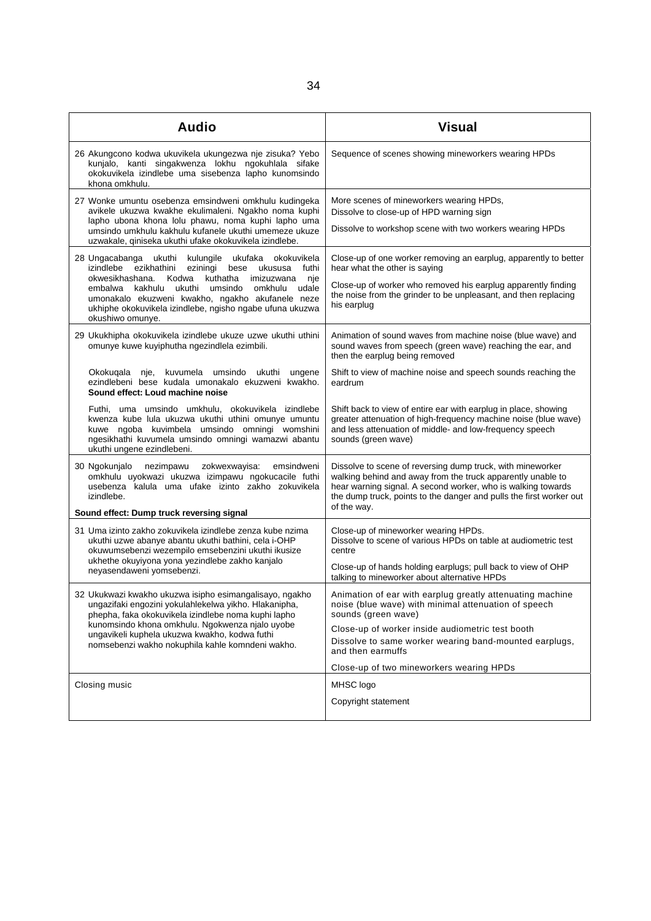| Audio | Visual |
|---|---|
| 26 Akungcono kodwa ukuvikela ukungezwa nje zisuka? Yebo kunjalo, kanti singakwenza lokhu ngokuhlala sifake okokuvikela izindlebe uma sisebenza lapho kunomsindo khona omkhulu. | Sequence of scenes showing mineworkers wearing HPDs |
| 27 Wonke umuntu osebenza emsindweni omkhulu kudingeka avikele ukuzwa kwakhe ekulimaleni. Ngakho noma kuphi lapho ubona khona lolu phawu, noma kuphi lapho uma umsindo umkhulu kakhulu kufanele ukuthi umemeze ukuze uzwakale, qiniseka ukuthi ufake okokuvikela izindlebe. | More scenes of mineworkers wearing HPDs, Dissolve to close-up of HPD warning sign<br><br>Dissolve to workshop scene with two workers wearing HPDs |
| 28 Ungacabanga ukuthi kulungile ukufaka okokuvikela izindlebe ezikhathini eziningi bese ukususa futhi okwesikhashana. Kodwa kuthatha imizuzwana nje embalwa kakhulu ukuthi umsindo omkhulu udale umonakalo ekuzweni kwakho, ngakho akufanele neze ukhiphe okokuvikela izindlebe, ngisho ngabe ufuna ukuzwa okushiwo omunye. | Close-up of one worker removing an earplug, apparently to better hear what the other is saying<br><br>Close-up of worker who removed his earplug apparently finding the noise from the grinder to be unpleasant, and then replacing his earplug |
| 29 Ukukhipha okokuvikela izindlebe ukuze uzwe ukuthi uthini omunye kuwe kuyiphutha ngezindlela ezimbili. | Animation of sound waves from machine noise (blue wave) and sound waves from speech (green wave) reaching the ear, and then the earplug being removed |
| Okokuqala nje, kuvumela umsindo ukuthi ungene ezindlebeni bese kudala umonakalo ekuzweni kwakho. **Sound effect: Loud machine noise** | Shift to view of machine noise and speech sounds reaching the eardrum |
| Futhi, uma umsindo umkhulu, okokuvikela izindlebe kwenza kube lula ukuzwa ukuthi uthini omunye umuntu kuwe ngoba kuvimbela umsindo omningi womshini ngesikhathi kuvumela umsindo omningi wamazwi abantu ukuthi ungene ezindlebeni. | Shift back to view of entire ear with earplug in place, showing greater attenuation of high-frequency machine noise (blue wave) and less attenuation of middle- and low-frequency speech sounds (green wave) |
| 30 Ngokunjalo nezimpawu zokwexwayisa: emsindweni omkhulu uyokwazi ukuzwa izimpawu ngokucacile futhi usebenza kalula uma ufake izinto zakho zokuvikela izindlebe.<br><br>**Sound effect: Dump truck reversing signal** | Dissolve to scene of reversing dump truck, with mineworker walking behind and away from the truck apparently unable to hear warning signal. A second worker, who is walking towards the dump truck, points to the danger and pulls the first worker out of the way. |
| 31 Uma izinto zakho zokuvikela izindlebe zenza kube nzima ukuthi uzwe abanye abantu ukuthi bathini, cela i-OHP okuwumsebenzi wezempilo emsebenzini ukuthi ikusize ukhethe okuyiyona yona yezindlebe zakho kanjalo neyasendaweni yomsebenzi. | Close-up of mineworker wearing HPDs. Dissolve to scene of various HPDs on table at audiometric test centre<br><br>Close-up of hands holding earplugs; pull back to view of OHP talking to mineworker about alternative HPDs |
| 32 Ukukwazi kwakho ukuzwa isipho esimangalisayo, ngakho ungazifaki engozini yokulahlekelwa yikho. Hlakanipha, phepha, faka okokuvikela izindlebe noma kuphi lapho kunomsindo khona omkhulu. Ngokwenza njalo uyobe ungavikeli kuphela ukuzwa kwakho, kodwa futhi nomsebenzi wakho nokuphila kahle komndeni wakho. | Animation of ear with earplug greatly attenuating machine noise (blue wave) with minimal attenuation of speech sounds (green wave)<br><br>Close-up of worker inside audiometric test booth<br><br>Dissolve to same worker wearing band-mounted earplugs, and then earmuffs<br><br>Close-up of two mineworkers wearing HPDs |
| Closing music | MHSC logo<br><br>Copyright statement |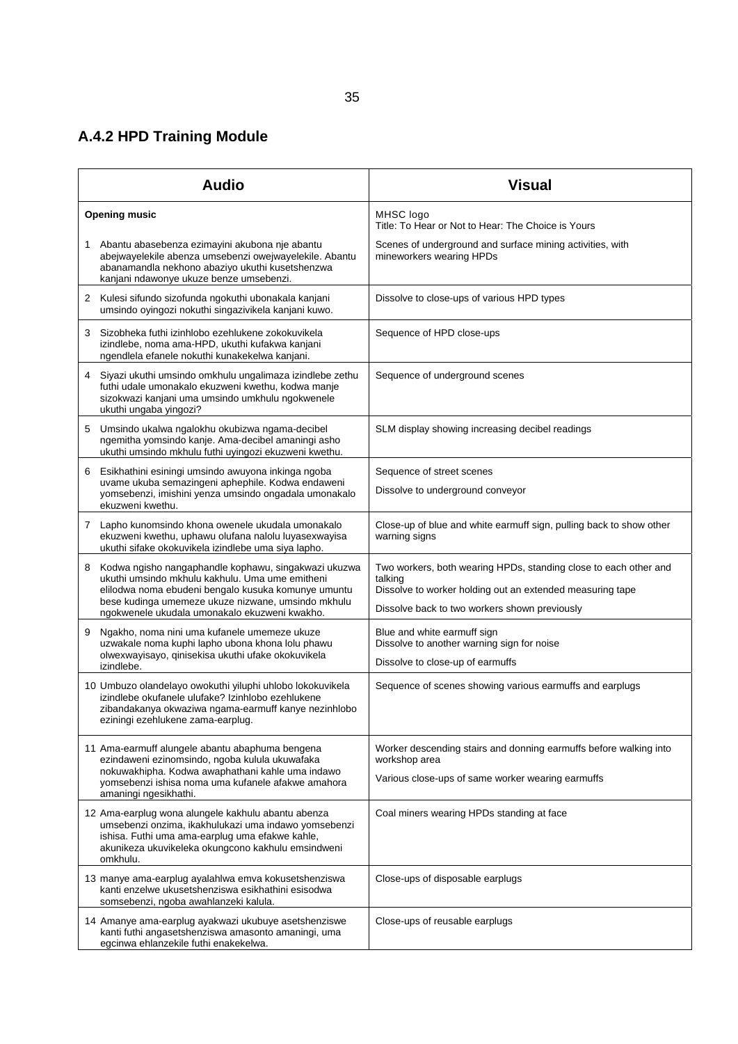## A.4.2 HPD Training Module

| Audio | Visual |
|---|---|
| **Opening music** | MHSC logo<br>Title: To Hear or Not to Hear: The Choice is Yours |
| 1 Abantu abasebenza ezimayini akubona nje abantu abejwayelekile abenza umsebenzi owejwayelekile. Abantu abanamandla nekhono abaziyo ukuthi kusetshenzwa kanjani ndawonye ukuze benze umsebenzi. | Scenes of underground and surface mining activities, with mineworkers wearing HPDs |
| 2 Kulesi sifundo sizofunda ngokuthi ubonakala kanjani umsindo oyingozi nokuthi singazivikela kanjani kuwo. | Dissolve to close-ups of various HPD types |
| 3 Sizobheka futhi izinhlobo ezehlukene zokokuvikela izindlebe, noma ama-HPD, ukuthi kufakwa kanjani ngendlela efanele nokuthi kunakekelwa kanjani. | Sequence of HPD close-ups |
| 4 Siyazi ukuthi umsindo omkhulu ungalimaza izindlebe zethu futhi udale umonakalo ekuzweni kwethu, kodwa manje sizokwazi kanjani uma umsindo umkhulu ngokwenele ukuthi ungaba yingozi? | Sequence of underground scenes |
| 5 Umsindo ukalwa ngalokhu okubizwa ngama-decibel ngemitha yomsindo kanje. Ama-decibel amaningi asho ukuthi umsindo mkhulu futhi uyingozi ekuzweni kwethu. | SLM display showing increasing decibel readings |
| 6 Esikhathini esiningi umsindo awuyona inkinga ngoba uvame ukuba semazingeni aphephile. Kodwa endaweni yomsebenzi, imishini yenza umsindo ongadala umonakalo ekuzweni kwethu. | Sequence of street scenes<br>Dissolve to underground conveyor |
| 7 Lapho kunomsindo khona owenele ukudala umonakalo ekuzweni kwethu, uphawu olufana nalolu luyasexwayisa ukuthi sifake okokuvikela izindlebe uma siya lapho. | Close-up of blue and white earmuff sign, pulling back to show other warning signs |
| 8 Kodwa ngisho nangaphandle kophawu, singakwazi ukuzwa ukuthi umsindo mkhulu kakhulu. Uma ume emitheni elilodwa noma ebudeni bengalo kusuka komunye umuntu bese kudinga umemeze ukuze nizwane, umsindo mkhulu ngokwenele ukudala umonakalo ekuzweni kwakho. | Two workers, both wearing HPDs, standing close to each other and talking<br>Dissolve to worker holding out an extended measuring tape<br>Dissolve back to two workers shown previously |
| 9 Ngakho, noma nini uma kufanele umemeze ukuze uzwakale noma kuphi lapho ubona khona lolu phawu olwexwayisayo, qinisekisa ukuthi ufake okokuvikela izindlebe. | Blue and white earmuff sign<br>Dissolve to another warning sign for noise<br>Dissolve to close-up of earmuffs |
| 10 Umbuzo olandelayo owokuthi yiluphi uhlobo lokokuvikela izindlebe okufanele ulufake? Izinhlobo ezehlukene zibandakanya okwaziwa ngama-earmuff kanye nezinhlobo eziningi ezehlukene zama-earplug. | Sequence of scenes showing various earmuffs and earplugs |
| 11 Ama-earmuff alungele abantu abaphuma bengena ezindaweni ezinomsindo, ngoba kulula ukuwafaka nokuwakhipha. Kodwa awaphathani kahle uma indawo yomsebenzi ishisa noma uma kufanele afakwe amahora amaningi ngesikhathi. | Worker descending stairs and donning earmuffs before walking into workshop area<br>Various close-ups of same worker wearing earmuffs |
| 12 Ama-earplug wona alungele kakhulu abantu abenza umsebenzi onzima, ikakhulukazi uma indawo yomsebenzi ishisa. Futhi uma ama-earplug uma efakwe kahle, akunikeza ukuvikeleka okungcono kakhulu emsindweni omkhulu. | Coal miners wearing HPDs standing at face |
| 13 manye ama-earplug ayalahlwa emva kokusetshenziswa kanti enzelwe ukusetshenziswa esikhathini esisodwa somsebenzi, ngoba awahlanzeki kalula. | Close-ups of disposable earplugs |
| 14 Amanye ama-earplug ayakwazi ukubuye asetshenziswe kanti futhi angasetshenziswa amasonto amaningi, uma egcinwa ehlanzekile futhi enakekelwa. | Close-ups of reusable earplugs |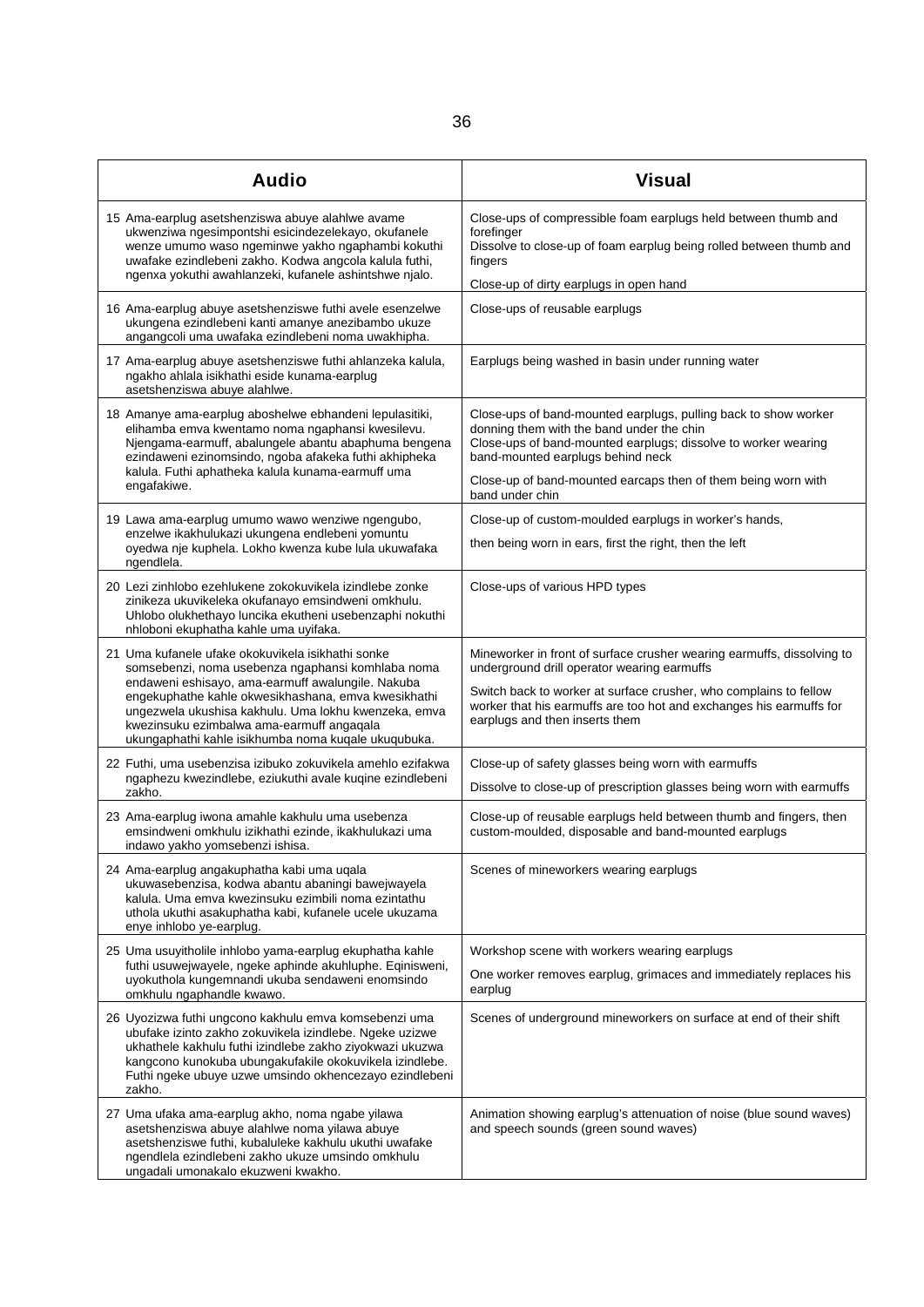| Audio | Visual |
|---|---|
| 15 Ama-earplug asetshenziswa abuye alahlwe avame ukwenziwa ngesimpontshi esicindezelekayo, okufanele wenze umumo waso ngeminwe yakho ngaphambi kokuthi uwafake ezindlebeni zakho. Kodwa angcola kalula futhi, ngenxa yokuthi awahlanzeki, kufanele ashintshwe njalo. | Close-ups of compressible foam earplugs held between thumb and forefinger<br>Dissolve to close-up of foam earplug being rolled between thumb and fingers<br>Close-up of dirty earplugs in open hand |
| 16 Ama-earplug abuye asetshenziswe futhi avele esenzelwe ukungena ezindlebeni kanti amanye anezibambo ukuze angangcoli uma uwafaka ezindlebeni noma uwakhipha. | Close-ups of reusable earplugs |
| 17 Ama-earplug abuye asetshenziswe futhi ahlanzeka kalula, ngakho ahlala isikhathi eside kunama-earplug asetshenziswa abuye alahlwe. | Earplugs being washed in basin under running water |
| 18 Amanye ama-earplug aboshelwe ebhandeni lepulasitiki, elihamba emva kwentamo noma ngaphansi kwesilevu. Njengama-earmuff, abalungele abantu abaphuma bengena ezindaweni ezinomsindo, ngoba afakeka futhi akhipheka kalula. Futhi aphatheka kalula kunama-earmuff uma engafakiwe. | Close-ups of band-mounted earplugs, pulling back to show worker donning them with the band under the chin<br>Close-ups of band-mounted earplugs; dissolve to worker wearing band-mounted earplugs behind neck<br>Close-up of band-mounted earcaps then of them being worn with band under chin |
| 19 Lawa ama-earplug umumo wawo wenziwe ngengubo, enzelwe ikakhulukazi ukungena endlebeni yomuntu oyedwa nje kuphela. Lokho kwenza kube lula ukuwafaka ngendlela. | Close-up of custom-moulded earplugs in worker's hands,<br>then being worn in ears, first the right, then the left |
| 20 Lezi zinhlobo ezehlukene zokokuvikela izindlebe zonke zinikeza ukuvikeleka okufanayo emsindweni omkhulu. Uhlobo olukhethayo luncika ekutheni usebenzaphi nokuthi nhloboni ekuphatha kahle uma uyifaka. | Close-ups of various HPD types |
| 21 Uma kufanele ufake okokuvikela isikhathi sonke somsebenzi, noma usebenza ngaphansi komhlaba noma endaweni eshisayo, ama-earmuff awalungile. Nakuba engekuphathe kahle okwesikhashana, emva kwesikhathi ungezwela ukushisa kakhulu. Uma lokhu kwenzeka, emva kwezinsuku ezimbalwa ama-earmuff angaqala ukungaphathi kahle isikhumba noma kuqale ukuqubuka. | Mineworker in front of surface crusher wearing earmuffs, dissolving to underground drill operator wearing earmuffs<br>Switch back to worker at surface crusher, who complains to fellow worker that his earmuffs are too hot and exchanges his earmuffs for earplugs and then inserts them |
| 22 Futhi, uma usebenzisa izibuko zokuvikela amehlo ezifakwa ngaphezu kwezindlebe, eziukuthi avale kuqine ezindlebeni zakho. | Close-up of safety glasses being worn with earmuffs<br>Dissolve to close-up of prescription glasses being worn with earmuffs |
| 23 Ama-earplug iwona amahle kakhulu uma usebenza emsindweni omkhulu izikhathi ezinde, ikakhulukazi uma indawo yakho yomsebenzi ishisa. | Close-up of reusable earplugs held between thumb and fingers, then custom-moulded, disposable and band-mounted earplugs |
| 24 Ama-earplug angakuphatha kabi uma uqala ukuwasebenzisa, kodwa abantu abaningi bawejwayela kalula. Uma emva kwezinsuku ezimbili noma ezintathu uthola ukuthi asakuphatha kabi, kufanele ucele ukuzama enye inhlobo ye-earplug. | Scenes of mineworkers wearing earplugs |
| 25 Uma usuyitholile inhlobo yama-earplug ekuphatha kahle futhi usuwejwayele, ngeke aphinde akuhluphe. Eqinisweni, uyokuthola kungemnandi ukuba sendaweni enomsindo omkhulu ngaphandle kwawo. | Workshop scene with workers wearing earplugs<br>One worker removes earplug, grimaces and immediately replaces his earplug |
| 26 Uyozizwa futhi ungcono kakhulu emva komsebenzi uma ubufake izinto zakho zokuvikela izindlebe. Ngeke uzizwe ukhathele kakhulu futhi izindlebe zakho ziyokwazi ukuzwa kangcono kunokuba ubungakufakile okokuvikela izindlebe. Futhi ngeke ubuye uzwe umsindo okhencezayo ezindlebeni zakho. | Scenes of underground mineworkers on surface at end of their shift |
| 27 Uma ufaka ama-earplug akho, noma ngabe yilawa asetshenziswa abuye alahlwe noma yilawa abuye asetshenziswe futhi, kubaluleke kakhulu ukuthi uwafake ngendlela ezindlebeni zakho ukuze umsindo omkhulu ungadali umonakalo ekuzweni kwakho. | Animation showing earplug's attenuation of noise (blue sound waves) and speech sounds (green sound waves) |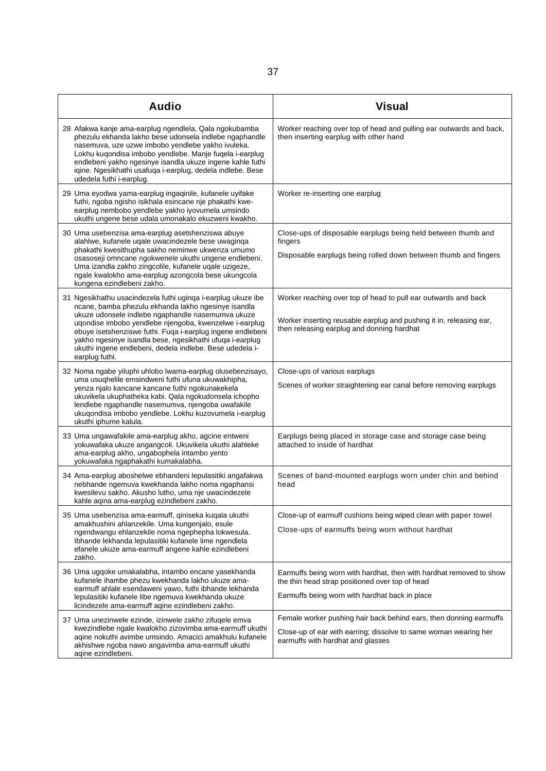| Audio | Visual |
|---|---|
| 28 Afakwa kanje ama-earplug ngendlela, Qala ngokubamba phezulu ekhanda lakho bese udonsela indlebe ngaphandle nasemuva, uze uzwe imbobo yendlebe yakho ivuleka. Lokhu kuqondisa imbobo yendlebe. Manje fuqela i-earplug endlebeni yakho ngesinye isandla ukuze ingene kahle futhi iqine. Ngesikhathi usafuqa i-earplug, dedela indlebe. Bese udedela futhi i-earplug. | Worker reaching over top of head and pulling ear outwards and back, then inserting earplug with other hand |
| 29 Uma eyodwa yama-earplug ingaqinile, kufanele uyifake futhi, ngoba ngisho isikhala esincane nje phakathi kwe-earplug nembobo yendlebe yakho iyovumela umsindo ukuthi ungene bese udala umonakalo ekuzweni kwakho. | Worker re-inserting one earplug |
| 30 Uma usebenzisa ama-earplug asetshenziswa abuye alahlwe, kufanele uqale uwacindezele bese uwaginqa phakathi kwesithupha sakho neminwe ukwenza umumo osasoseji omncane ngokwenele ukuthi ungene endlebeni. Uma izandla zakho zingcolile, kufanele uqale uzigeze, ngale kwalokho ama-earplug azongcola bese ukungcola kungena ezindlebeni zakho. | Close-ups of disposable earplugs being held between thumb and fingers<br><br>Disposable earplugs being rolled down between thumb and fingers |
| 31 Ngesikhathu usacindezela futhi uginqa i-earplug ukuze ibe ncane, bamba phezulu ekhanda lakho ngesinye isandla ukuze udonsele indlebe ngaphandle nasemumva ukuze uqondise imbobo yendlebe njengoba, kwenzelwe i-earplug ebuye isetshenziswe futhi. Fuqa i-earplug ingene endlebeni yakho ngesinye isandla bese, ngesikhathi ufuqa i-earplug ukuthi ingene endlebeni, dedela indlebe. Bese udedela i-earplug futhi. | Worker reaching over top of head to pull ear outwards and back<br><br>Worker inserting reusable earplug and pushing it in, releasing ear, then releasing earplug and donning hardhat |
| 32 Noma ngabe yiluphi uhlobo lwama-earplug olusebenzisayo, uma usuqhelile emsindweni futhi ufuna ukuwakhipha, yenza njalo kancane kancane futhi ngokunakekela ukuvikela ukuphatheka kabi. Qala ngokudonsela ichopho lendlebe ngaphandle nasemumva, njengoba uwafakile ukuqondisa imbobo yendlebe. Lokhu kuzovumela i-earplug ukuthi iphume kalula. | Close-ups of various earplugs<br><br>Scenes of worker straightening ear canal before removing earplugs |
| 33 Uma ungawafakile ama-earplug akho, agcine entweni yokuwafaka ukuze angangcoli. Ukuvikela ukuthi alahleke ama-earplug akho, ungabophela intambo yento yokuwafaka ngaphakathi kumakalabha. | Earplugs being placed in storage case and storage case being attached to inside of hardhat |
| 34 Ama-earplug aboshelwe ebhandeni lepulasitiki angafakwa nebhande ngemuva kwekhanda lakho noma ngaphansi kwesilevu sakho. Akusho lutho, uma nje uwacindezele kahle aqina ama-earplug ezindlebeni zakho. | Scenes of band-mounted earplugs worn under chin and behind head |
| 35 Uma usebenzisa ama-earmuff, qiniseka kuqala ukuthi amakhushini ahlanzekile. Uma kungenjalo, esule ngendwangu ehlanzekile noma ngephepha lokwesula. Ibhande lekhanda lepulasitiki kufanele lime ngendlela efanele ukuze ama-earmuff angene kahle ezindlebeni zakho. | Close-up of earmuff cushions being wiped clean with paper towel<br><br>Close-ups of earmuffs being worn without hardhat |
| 36 Uma ugqoke umakalabha, intambo encane yasekhanda kufanele ihambe phezu kwekhanda lakho ukuze ama-earmuff ahlale esendaweni yawo, futhi ibhande lekhanda lepulasitiki kufanele libe ngemuva kwekhanda ukuze licindezele ama-earmuff aqine ezindlebeni zakho. | Earmuffs being worn with hardhat, then with hardhat removed to show the thin head strap positioned over top of head<br><br>Earmuffs being worn with hardhat back in place |
| 37 Uma unezinwele ezinde, izinwele zakho zifuqele emva kwezindlebe ngale kwalokho zizovimba ama-earmuff ukuthi aqine nokuthi avimbe umsindo. Amacici amakhulu kufanele akhishwe ngoba nawo angavimba ama-earmuff ukuthi aqine ezindlebeni. | Female worker pushing hair back behind ears, then donning earmuffs<br><br>Close-up of ear with earring; dissolve to same woman wearing her earmuffs with hardhat and glasses |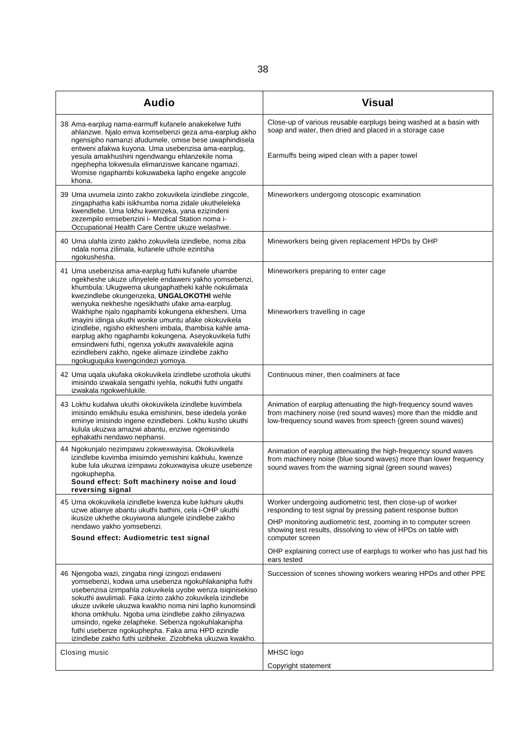| Audio | Visual |
|---|---|
| 38 Ama-earplug nama-earmuff kufanele anakekelwe futhi ahlanzwe. Njalo emva komsebenzi geza ama-earplug akho ngensipho namanzi afudumele, omise bese uwaphindisela entweni afakwa kuyona. Uma usebenzisa ama-earplug, yesula amakhushini ngendwangu ehlanzekile noma ngephephа lokwesula elimanziswe kancane ngamazi. Womise ngaphambi kokuwabeka lapho engeke angcole khona. | Close-up of various reusable earplugs being washed at a basin with soap and water, then dried and placed in a storage case<br><br>Earmuffs being wiped clean with a paper towel |
| 39 Uma uvumela izinto zakho zokuvikela izindlebe zingcole, zingaphatha kabi isikhumba noma zidale ukuthelela kwendlebe. Uma lokhu kwenzeka, yana ezizindeni zezempilo emsebenzini i- Medical Station noma i-Occupational Health Care Centre ukuze welashwe. | Mineworkers undergoing otoscopic examination |
| 40 Uma ulahla izinto zakho zokuvikela izindlebe, noma ziba ndala noma zilimala, kufanele uthole ezintsha ngokushesha. | Mineworkers being given replacement HPDs by OHP |
| 41 Uma usebenzisa ama-earplug futhi kufanele uhambe ngekheshe ukuze ufinyelele endaweni yakho yomsebenzi, khumbula: Ukugwema ukungaphatheki kahle nokulimala kwezindlebe okungenzeka, **UNGALOKOTHI** wehle wenyuka nekheshe ngesikhathi ufake ama-earplug. Wakhiphe njalo ngaphambi kokungena ekhesheni. Uma imayini idinga ukuthi wonke umuntu afake okokuvikela izindlebe, ngisho ekhesheni imbala, thambisa kahle ama-earplug akho ngaphambi kokungena. Aseyokuvikela futhi emsindweni futhi, ngenxa yokuthi awavalekile aqina ezindlebeni zakho, ngeke alimaze izindlebe zakho ngokuguquka kwengcindezi yomoya. | Mineworkers preparing to enter cage<br><br>Mineworkers travelling in cage |
| 42 Uma uqala ukufaka okokuvikela izindlebe uzothola ukuthi imisindo izwakala sengathi iyehla, nokuthi futhi ungathi izwakala ngokwehlukile. | Continuous miner, then coalminers at face |
| 43 Lokhu kudalwa ukuthi okokuvikela izindlebe kuvimbela imisindo emikhulu esuka emishinini, bese idedela yonke eminye imisindo ingene ezindlebeni. Lokhu kusho ukuthi kulula ukuzwa amazwi abantu, enziwe ngemisindo ephakathi nendawo nephansi. | Animation of earplug attenuating the high-frequency sound waves from machinery noise (red sound waves) more than the middle and low-frequency sound waves from speech (green sound waves) |
| 44 Ngokunjalo nezimpawu zokwexwayisa. Okokuvikela izindlebe kuvimba imisimdo yemishini kakhulu, kwenze kube lula ukuzwa izimpawu zokuxwayisa ukuze usebenze ngokuphepha.<br>**Sound effect: Soft machinery noise and loud reversing signal** | Animation of earplug attenuating the high-frequency sound waves from machinery noise (blue sound waves) more than lower frequency sound waves from the warning signal (green sound waves) |
| 45 Uma okokuvikela izindlebe kwenza kube lukhuni ukuthi uzwe abanye abantu ukuthi bathini, cela i-OHP ukuthi ikusize ukhethe okuyiwona alungele izindlebe zakho nendawo yakho yomsebenzi.<br>**Sound effect: Audiometric test signal** | Worker undergoing audiometric test, then close-up of worker responding to test signal by pressing patient response button<br><br>OHP monitoring audiometric test, zooming in to computer screen showing test results, dissolving to view of HPDs on table with computer screen<br><br>OHP explaining correct use of earplugs to worker who has just had his ears tested |
| 46 Njengoba wazi, zingaba ningi izingozi endaweni yomsebenzi, kodwa uma usebenza ngokuhlakanipha futhi usebenzisa izimpahla zokuvikela uyobe wenza isiqinisekiso sokuthi awulimali. Faka izinto zakho zokuvikela izindlebe ukuze uvikele ukuzwa kwakho noma nini lapho kunomsindi khona omkhulu. Ngoba uma izindlebe zakho zilinyazwa umsindo, ngeke zelapheke. Sebenza ngokuhlakanipha futhi usebenze ngokuphepha. Faka ama HPD ezindle izindlebe zakho futhi uzibheke. Zizobheka ukuzwa kwakho. | Succession of scenes showing workers wearing HPDs and other PPE |
| Closing music | MHSC logo<br><br>Copyright statement |